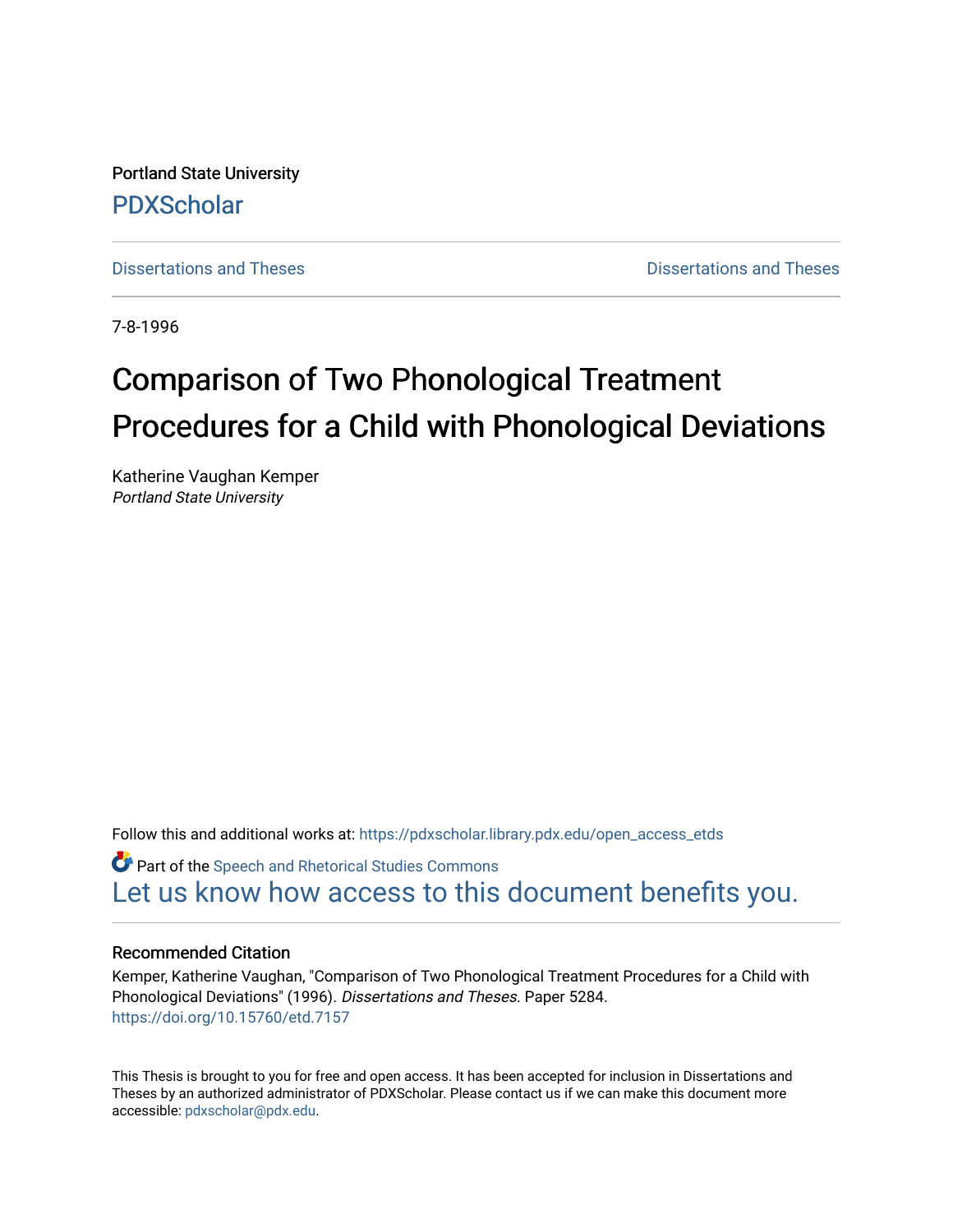Portland State University

PDXScholar

Dissertations and Theses | Dissertations and Theses

7-8-1996

# Comparison of Two Phonological Treatment Procedures for a Child with Phonological Deviations

Katherine Vaughan Kemper
*Portland State University*

Follow this and additional works at: https://pdxscholar.library.pdx.edu/open_access_etds

Part of the Speech and Rhetorical Studies Commons

Let us know how access to this document benefits you.

### Recommended Citation

Kemper, Katherine Vaughan, "Comparison of Two Phonological Treatment Procedures for a Child with Phonological Deviations" (1996). *Dissertations and Theses.* Paper 5284.
https://doi.org/10.15760/etd.7157

This Thesis is brought to you for free and open access. It has been accepted for inclusion in Dissertations and Theses by an authorized administrator of PDXScholar. Please contact us if we can make this document more accessible: pdxscholar@pdx.edu.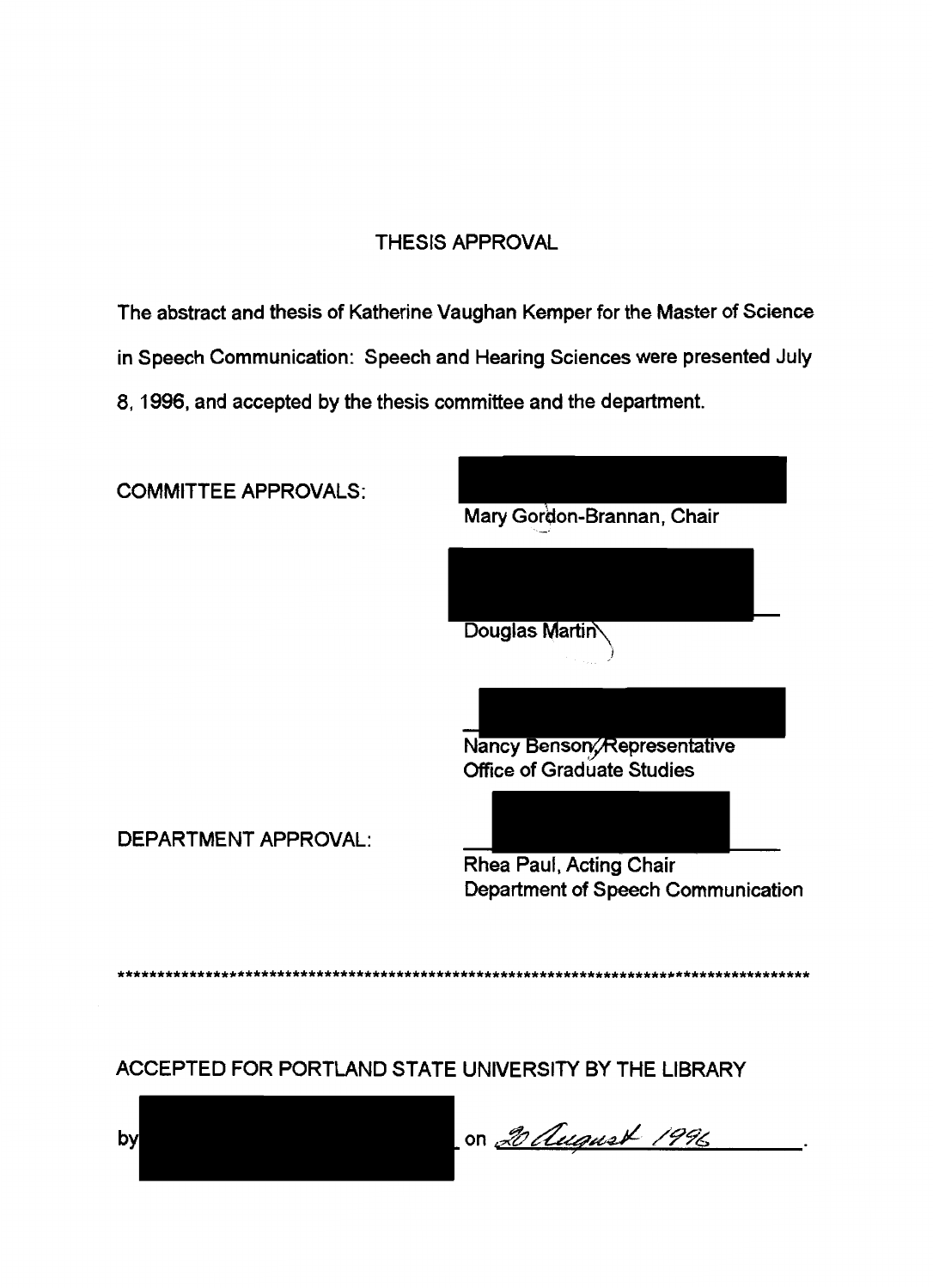# THESIS APPROVAL

The abstract and thesis of Katherine Vaughan Kemper for the Master of Science in Speech Communication: Speech and Hearing Sciences were presented July 8, 1996, and accepted by the thesis committee and the department.

COMMITTEE APPROVALS:

Mary Gordon-Brannan, Chair

Douglas Martin

Nancy Benson, Representative
Office of Graduate Studies

DEPARTMENT APPROVAL:

Rhea Paul, Acting Chair
Department of Speech Communication

*********************************************************************************************

ACCEPTED FOR PORTLAND STATE UNIVERSITY BY THE LIBRARY

by ______________________ on 20 August 1996.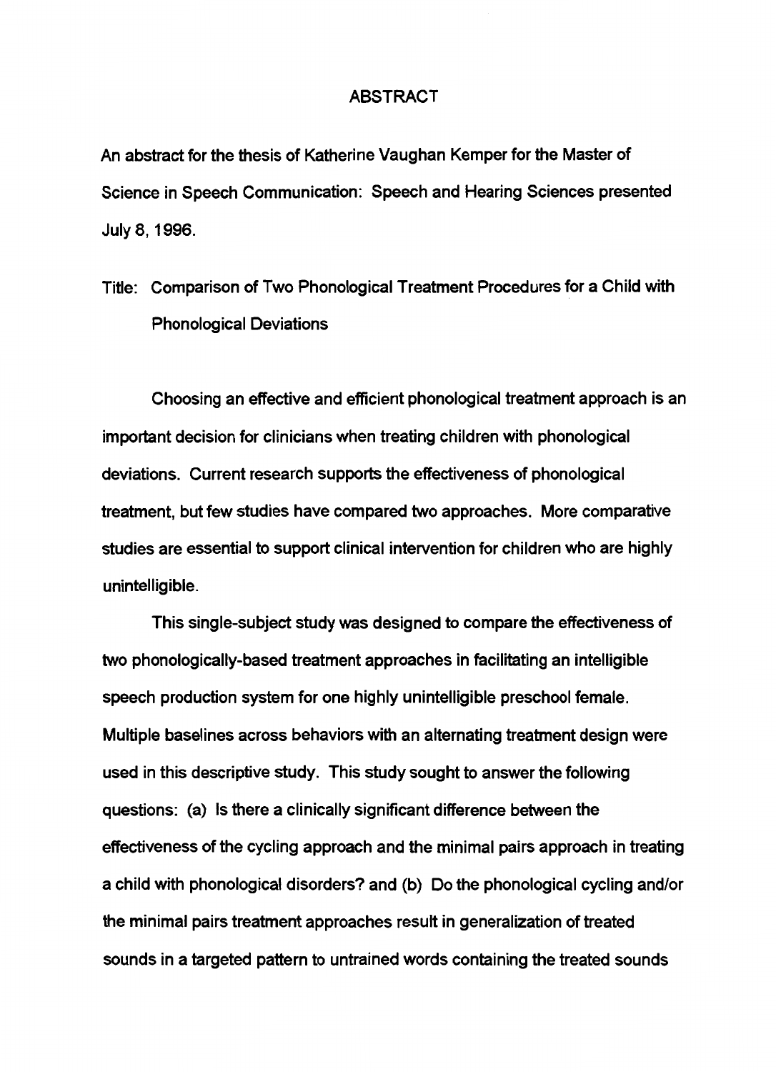# ABSTRACT

An abstract for the thesis of Katherine Vaughan Kemper for the Master of Science in Speech Communication: Speech and Hearing Sciences presented July 8, 1996.

Title: Comparison of Two Phonological Treatment Procedures for a Child with Phonological Deviations

Choosing an effective and efficient phonological treatment approach is an important decision for clinicians when treating children with phonological deviations. Current research supports the effectiveness of phonological treatment, but few studies have compared two approaches. More comparative studies are essential to support clinical intervention for children who are highly unintelligible.

This single-subject study was designed to compare the effectiveness of two phonologically-based treatment approaches in facilitating an intelligible speech production system for one highly unintelligible preschool female. Multiple baselines across behaviors with an alternating treatment design were used in this descriptive study. This study sought to answer the following questions: (a) Is there a clinically significant difference between the effectiveness of the cycling approach and the minimal pairs approach in treating a child with phonological disorders? and (b) Do the phonological cycling and/or the minimal pairs treatment approaches result in generalization of treated sounds in a targeted pattern to untrained words containing the treated sounds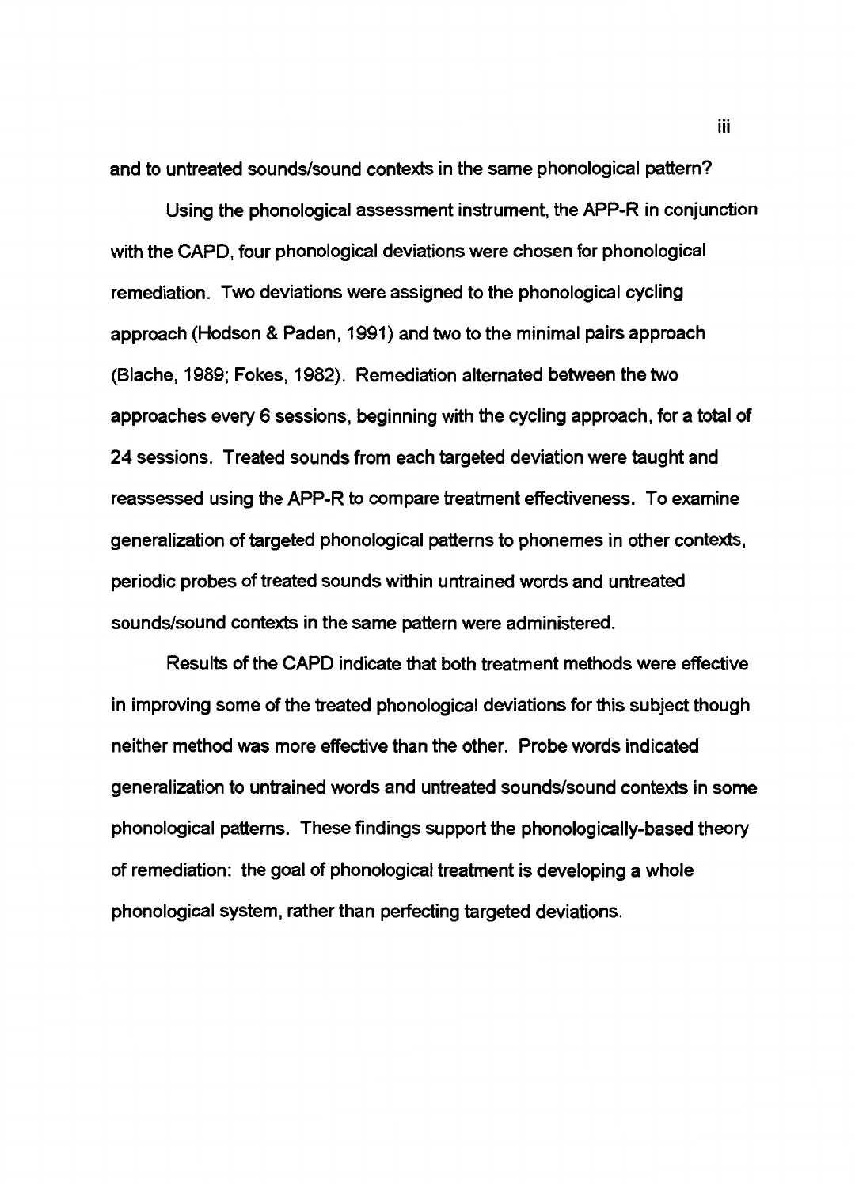and to untreated sounds/sound contexts in the same phonological pattern?

Using the phonological assessment instrument, the APP-R in conjunction with the CAPD, four phonological deviations were chosen for phonological remediation. Two deviations were assigned to the phonological cycling approach (Hodson & Paden, 1991) and two to the minimal pairs approach (Blache, 1989; Fokes, 1982). Remediation alternated between the two approaches every 6 sessions, beginning with the cycling approach, for a total of 24 sessions. Treated sounds from each targeted deviation were taught and reassessed using the APP-R to compare treatment effectiveness. To examine generalization of targeted phonological patterns to phonemes in other contexts, periodic probes of treated sounds within untrained words and untreated sounds/sound contexts in the same pattern were administered.

Results of the CAPD indicate that both treatment methods were effective in improving some of the treated phonological deviations for this subject though neither method was more effective than the other. Probe words indicated generalization to untrained words and untreated sounds/sound contexts in some phonological patterns. These findings support the phonologically-based theory of remediation: the goal of phonological treatment is developing a whole phonological system, rather than perfecting targeted deviations.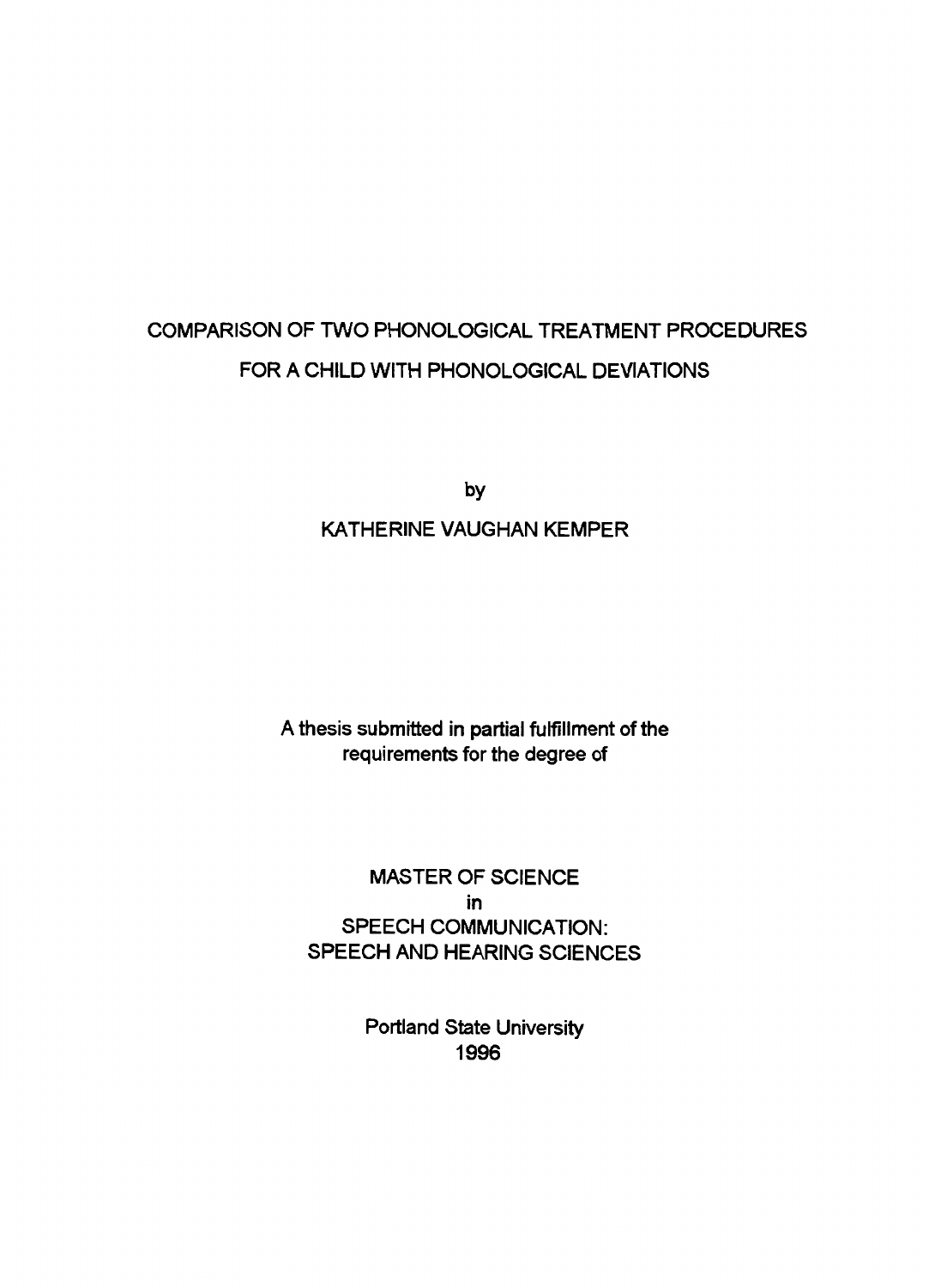# COMPARISON OF TWO PHONOLOGICAL TREATMENT PROCEDURES FOR A CHILD WITH PHONOLOGICAL DEVIATIONS

by

KATHERINE VAUGHAN KEMPER

A thesis submitted in partial fulfillment of the requirements for the degree of

MASTER OF SCIENCE
in
SPEECH COMMUNICATION:
SPEECH AND HEARING SCIENCES

Portland State University
1996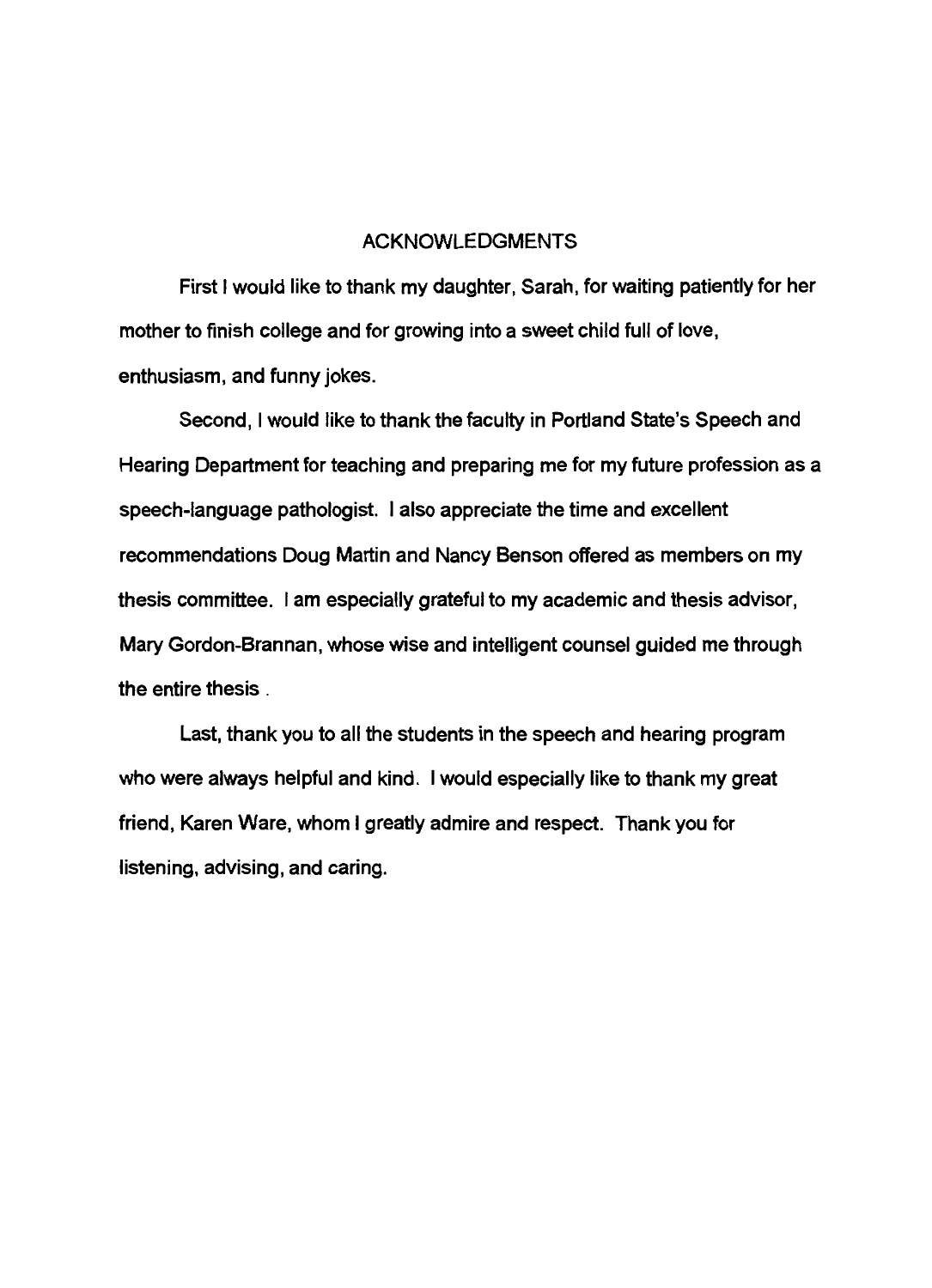# ACKNOWLEDGMENTS

First I would like to thank my daughter, Sarah, for waiting patiently for her mother to finish college and for growing into a sweet child full of love, enthusiasm, and funny jokes.

Second, I would like to thank the faculty in Portland State's Speech and Hearing Department for teaching and preparing me for my future profession as a speech-language pathologist. I also appreciate the time and excellent recommendations Doug Martin and Nancy Benson offered as members on my thesis committee. I am especially grateful to my academic and thesis advisor, Mary Gordon-Brannan, whose wise and intelligent counsel guided me through the entire thesis .

Last, thank you to all the students in the speech and hearing program who were always helpful and kind. I would especially like to thank my great friend, Karen Ware, whom I greatly admire and respect. Thank you for listening, advising, and caring.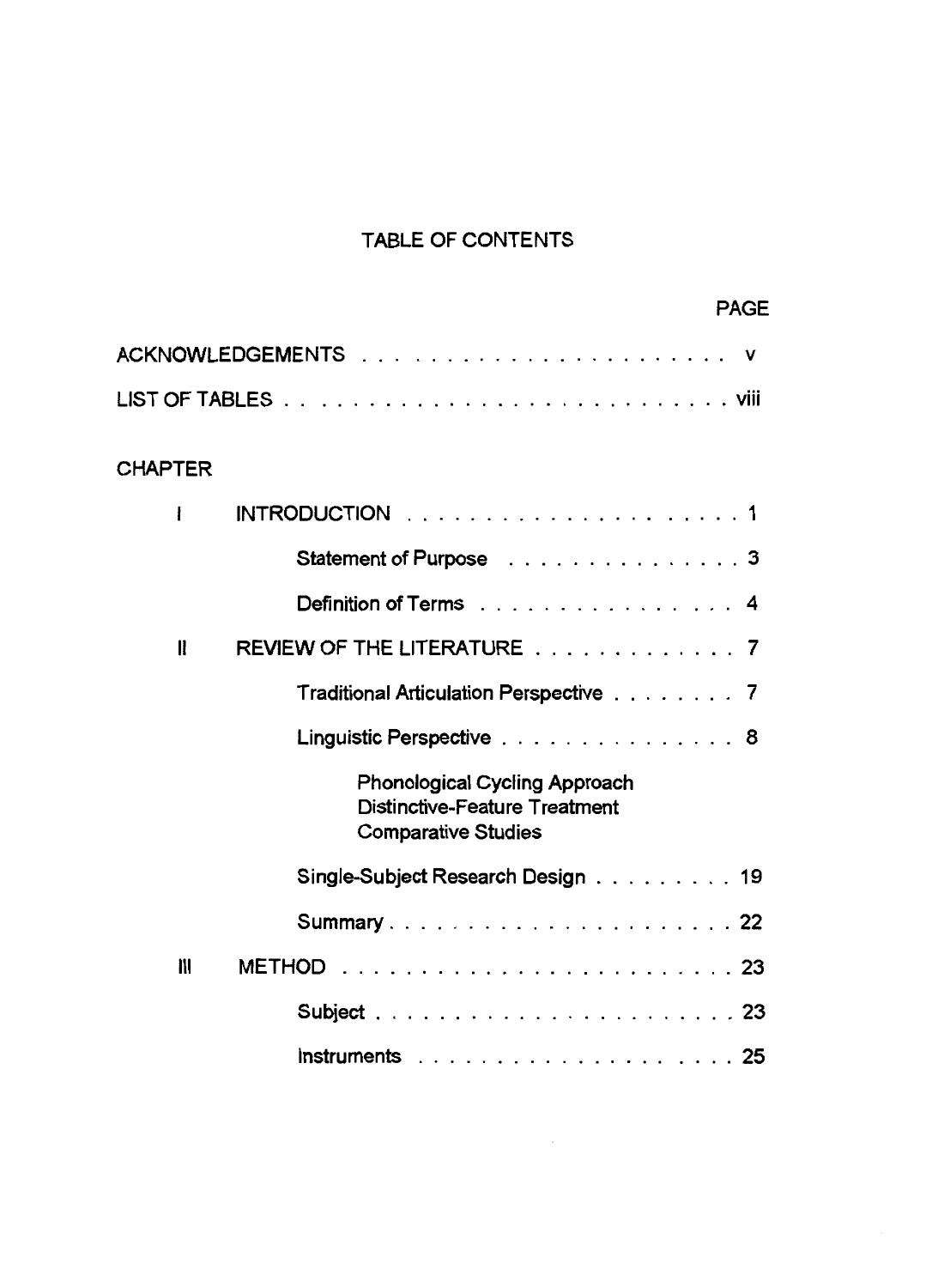# TABLE OF CONTENTS

| | | PAGE |
|---|---|---|
| ACKNOWLEDGEMENTS | | v |
| LIST OF TABLES | | viii |
| CHAPTER | | |
| I | INTRODUCTION | 1 |
| | Statement of Purpose | 3 |
| | Definition of Terms | 4 |
| II | REVIEW OF THE LITERATURE | 7 |
| | Traditional Articulation Perspective | 7 |
| | Linguistic Perspective | 8 |
| | Phonological Cycling Approach | |
| | Distinctive-Feature Treatment | |
| | Comparative Studies | |
| | Single-Subject Research Design | 19 |
| | Summary | 22 |
| III | METHOD | 23 |
| | Subject | 23 |
| | Instruments | 25 |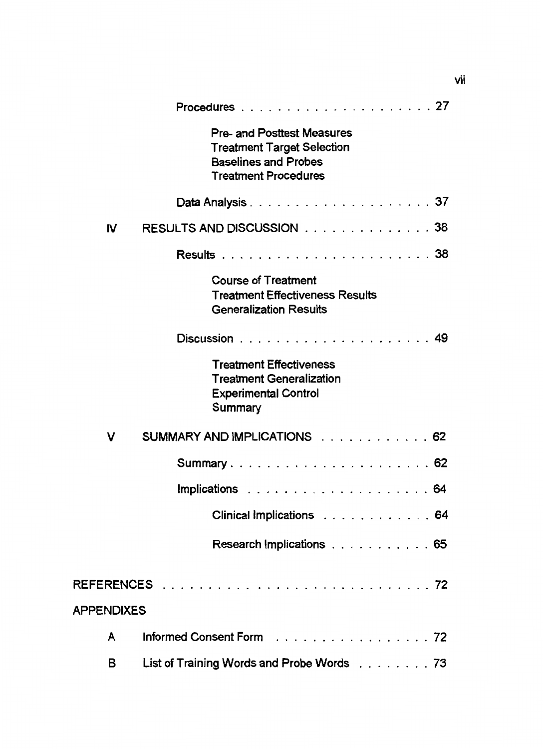Procedures . . . . . . . . . . . . . . . . . . . . . 27

- Pre- and Posttest Measures
- Treatment Target Selection
- Baselines and Probes
- Treatment Procedures

Data Analysis . . . . . . . . . . . . . . . . . . . . 37

IV RESULTS AND DISCUSSION . . . . . . . . . . . . . . 38

Results . . . . . . . . . . . . . . . . . . . . . . 38

- Course of Treatment
- Treatment Effectiveness Results
- Generalization Results

Discussion . . . . . . . . . . . . . . . . . . . . . 49

- Treatment Effectiveness
- Treatment Generalization
- Experimental Control
- Summary

V SUMMARY AND IMPLICATIONS . . . . . . . . . . . . 62

Summary . . . . . . . . . . . . . . . . . . . . . . 62

Implications . . . . . . . . . . . . . . . . . . . . 64

Clinical Implications . . . . . . . . . . . . 64

Research Implications . . . . . . . . . . . . 65

REFERENCES . . . . . . . . . . . . . . . . . . . . . . . . . . 72

APPENDIXES

A Informed Consent Form . . . . . . . . . . . . . . . . 72

B List of Training Words and Probe Words . . . . . . . . 73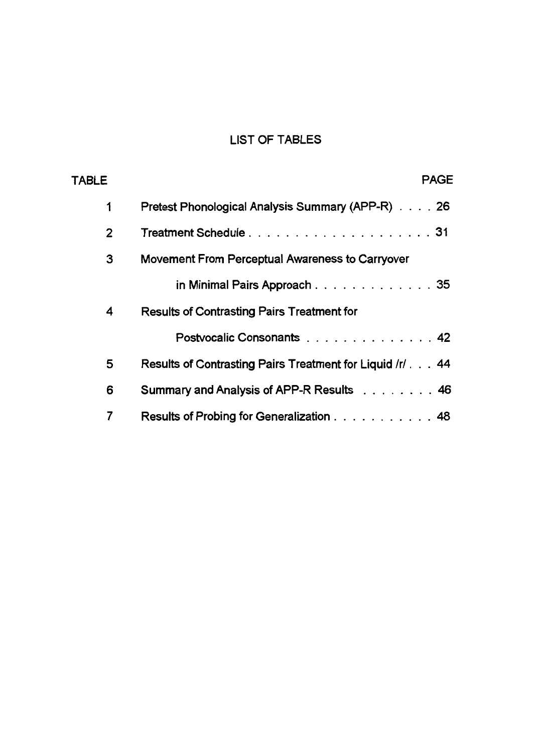# LIST OF TABLES

| TABLE | | PAGE |
|---|---|---|
| 1 | Pretest Phonological Analysis Summary (APP-R) | 26 |
| 2 | Treatment Schedule | 31 |
| 3 | Movement From Perceptual Awareness to Carryover in Minimal Pairs Approach | 35 |
| 4 | Results of Contrasting Pairs Treatment for Postvocalic Consonants | 42 |
| 5 | Results of Contrasting Pairs Treatment for Liquid /r/ | 44 |
| 6 | Summary and Analysis of APP-R Results | 46 |
| 7 | Results of Probing for Generalization | 48 |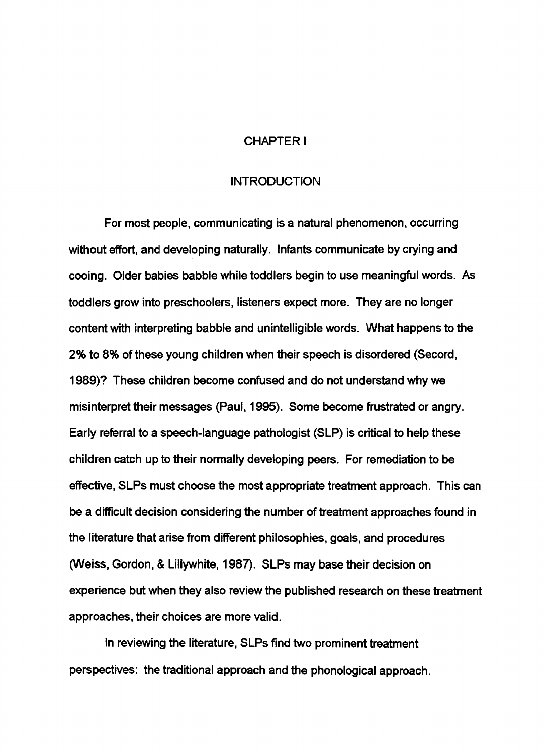# CHAPTER I

## INTRODUCTION

For most people, communicating is a natural phenomenon, occurring without effort, and developing naturally. Infants communicate by crying and cooing. Older babies babble while toddlers begin to use meaningful words. As toddlers grow into preschoolers, listeners expect more. They are no longer content with interpreting babble and unintelligible words. What happens to the 2% to 8% of these young children when their speech is disordered (Secord, 1989)? These children become confused and do not understand why we misinterpret their messages (Paul, 1995). Some become frustrated or angry. Early referral to a speech-language pathologist (SLP) is critical to help these children catch up to their normally developing peers. For remediation to be effective, SLPs must choose the most appropriate treatment approach. This can be a difficult decision considering the number of treatment approaches found in the literature that arise from different philosophies, goals, and procedures (Weiss, Gordon, & Lillywhite, 1987). SLPs may base their decision on experience but when they also review the published research on these treatment approaches, their choices are more valid.

In reviewing the literature, SLPs find two prominent treatment perspectives: the traditional approach and the phonological approach.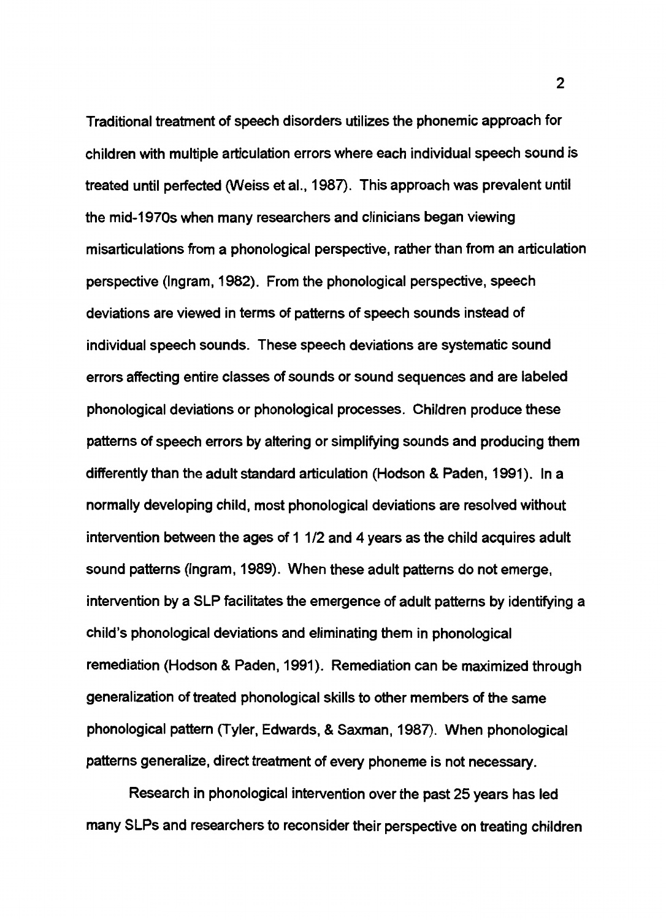Traditional treatment of speech disorders utilizes the phonemic approach for children with multiple articulation errors where each individual speech sound is treated until perfected (Weiss et al., 1987). This approach was prevalent until the mid-1970s when many researchers and clinicians began viewing misarticulations from a phonological perspective, rather than from an articulation perspective (Ingram, 1982). From the phonological perspective, speech deviations are viewed in terms of patterns of speech sounds instead of individual speech sounds. These speech deviations are systematic sound errors affecting entire classes of sounds or sound sequences and are labeled phonological deviations or phonological processes. Children produce these patterns of speech errors by altering or simplifying sounds and producing them differently than the adult standard articulation (Hodson & Paden, 1991). In a normally developing child, most phonological deviations are resolved without intervention between the ages of 1 1/2 and 4 years as the child acquires adult sound patterns (Ingram, 1989). When these adult patterns do not emerge, intervention by a SLP facilitates the emergence of adult patterns by identifying a child's phonological deviations and eliminating them in phonological remediation (Hodson & Paden, 1991). Remediation can be maximized through generalization of treated phonological skills to other members of the same phonological pattern (Tyler, Edwards, & Saxman, 1987). When phonological patterns generalize, direct treatment of every phoneme is not necessary.

Research in phonological intervention over the past 25 years has led many SLPs and researchers to reconsider their perspective on treating children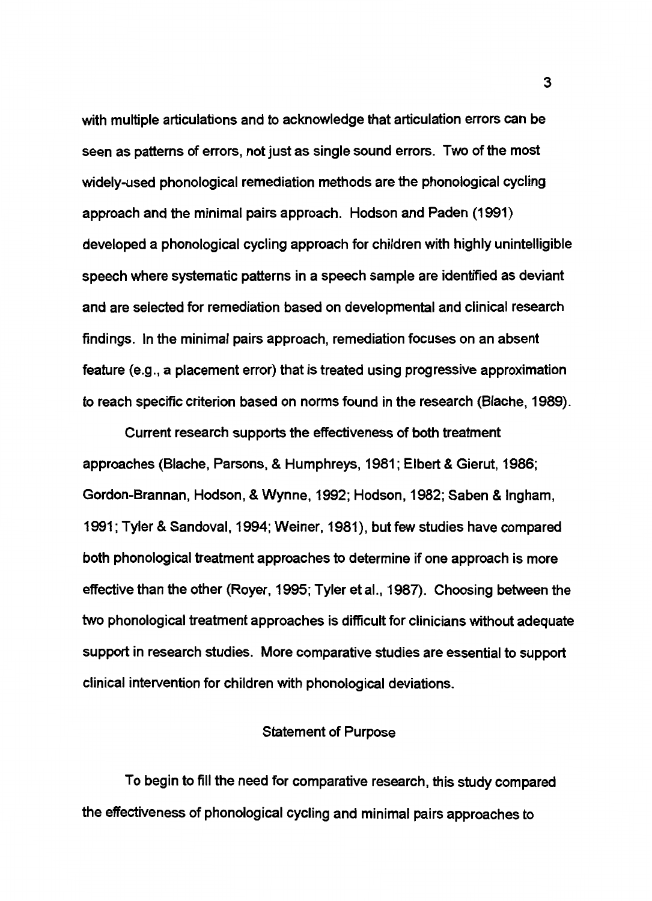with multiple articulations and to acknowledge that articulation errors can be seen as patterns of errors, not just as single sound errors. Two of the most widely-used phonological remediation methods are the phonological cycling approach and the minimal pairs approach. Hodson and Paden (1991) developed a phonological cycling approach for children with highly unintelligible speech where systematic patterns in a speech sample are identified as deviant and are selected for remediation based on developmental and clinical research findings. In the minimal pairs approach, remediation focuses on an absent feature (e.g., a placement error) that is treated using progressive approximation to reach specific criterion based on norms found in the research (Blache, 1989).

Current research supports the effectiveness of both treatment approaches (Blache, Parsons, & Humphreys, 1981; Elbert & Gierut, 1986; Gordon-Brannan, Hodson, & Wynne, 1992; Hodson, 1982; Saben & Ingham, 1991; Tyler & Sandoval, 1994; Weiner, 1981), but few studies have compared both phonological treatment approaches to determine if one approach is more effective than the other (Royer, 1995; Tyler et al., 1987). Choosing between the two phonological treatment approaches is difficult for clinicians without adequate support in research studies. More comparative studies are essential to support clinical intervention for children with phonological deviations.

## Statement of Purpose

To begin to fill the need for comparative research, this study compared the effectiveness of phonological cycling and minimal pairs approaches to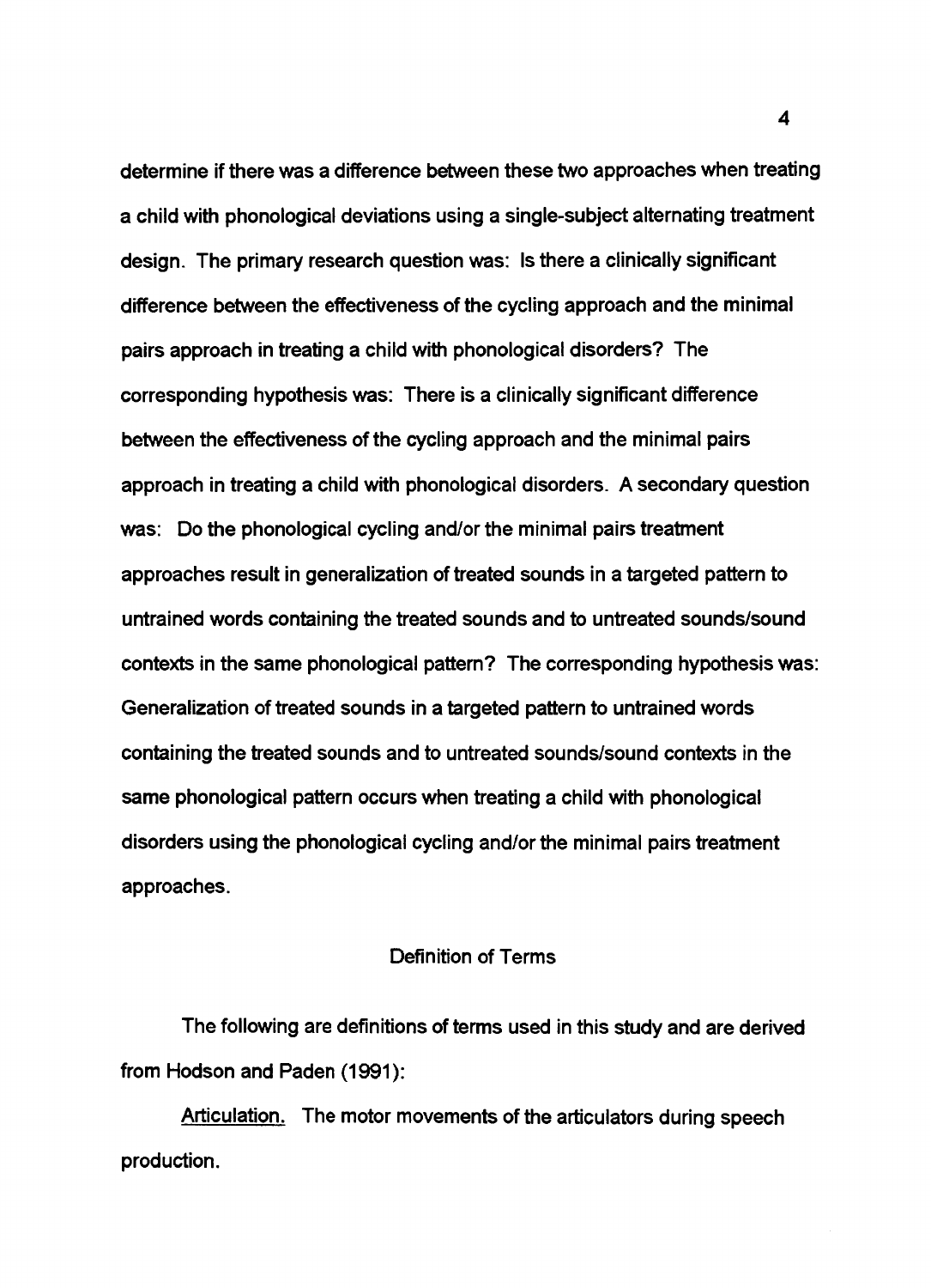determine if there was a difference between these two approaches when treating a child with phonological deviations using a single-subject alternating treatment design. The primary research question was: Is there a clinically significant difference between the effectiveness of the cycling approach and the minimal pairs approach in treating a child with phonological disorders? The corresponding hypothesis was: There is a clinically significant difference between the effectiveness of the cycling approach and the minimal pairs approach in treating a child with phonological disorders. A secondary question was: Do the phonological cycling and/or the minimal pairs treatment approaches result in generalization of treated sounds in a targeted pattern to untrained words containing the treated sounds and to untreated sounds/sound contexts in the same phonological pattern? The corresponding hypothesis was: Generalization of treated sounds in a targeted pattern to untrained words containing the treated sounds and to untreated sounds/sound contexts in the same phonological pattern occurs when treating a child with phonological disorders using the phonological cycling and/or the minimal pairs treatment approaches.

## Definition of Terms

The following are definitions of terms used in this study and are derived from Hodson and Paden (1991):

Articulation. The motor movements of the articulators during speech production.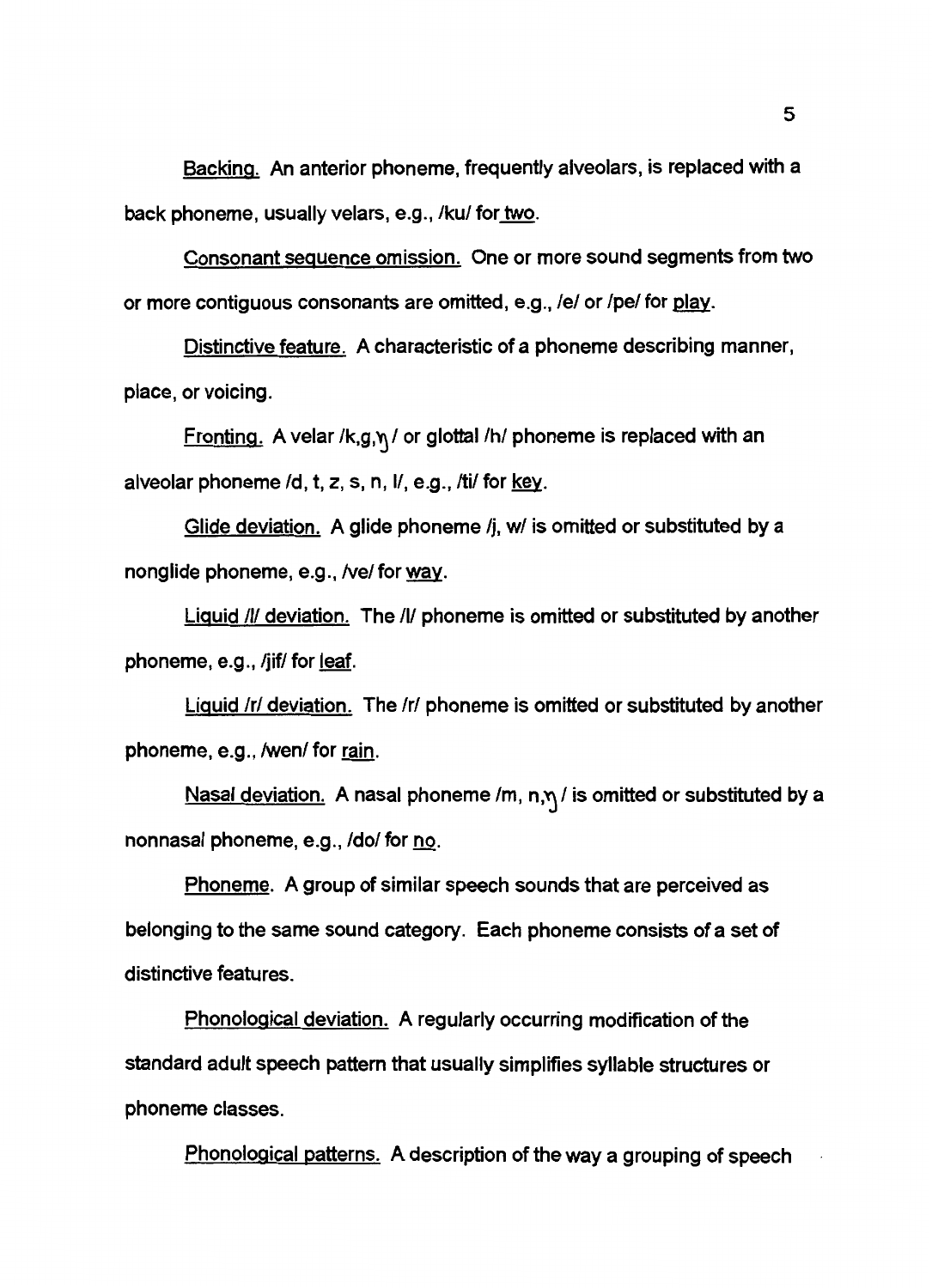Backing. An anterior phoneme, frequently alveolars, is replaced with a back phoneme, usually velars, e.g., /ku/ for two.

Consonant sequence omission. One or more sound segments from two or more contiguous consonants are omitted, e.g., /e/ or /pe/ for play.

Distinctive feature. A characteristic of a phoneme describing manner, place, or voicing.

Fronting. A velar /k,g,ŋ/ or glottal /h/ phoneme is replaced with an alveolar phoneme /d, t, z, s, n, l/, e.g., /ti/ for key.

Glide deviation. A glide phoneme /j, w/ is omitted or substituted by a nonglide phoneme, e.g., /ve/ for way.

Liquid /l/ deviation. The /l/ phoneme is omitted or substituted by another phoneme, e.g., /jif/ for leaf.

Liquid /r/ deviation. The /r/ phoneme is omitted or substituted by another phoneme, e.g., /wen/ for rain.

Nasal deviation. A nasal phoneme /m, n,ŋ/ is omitted or substituted by a nonnasal phoneme, e.g., /do/ for no.

Phoneme. A group of similar speech sounds that are perceived as belonging to the same sound category. Each phoneme consists of a set of distinctive features.

Phonological deviation. A regularly occurring modification of the standard adult speech pattern that usually simplifies syllable structures or phoneme classes.

Phonological patterns. A description of the way a grouping of speech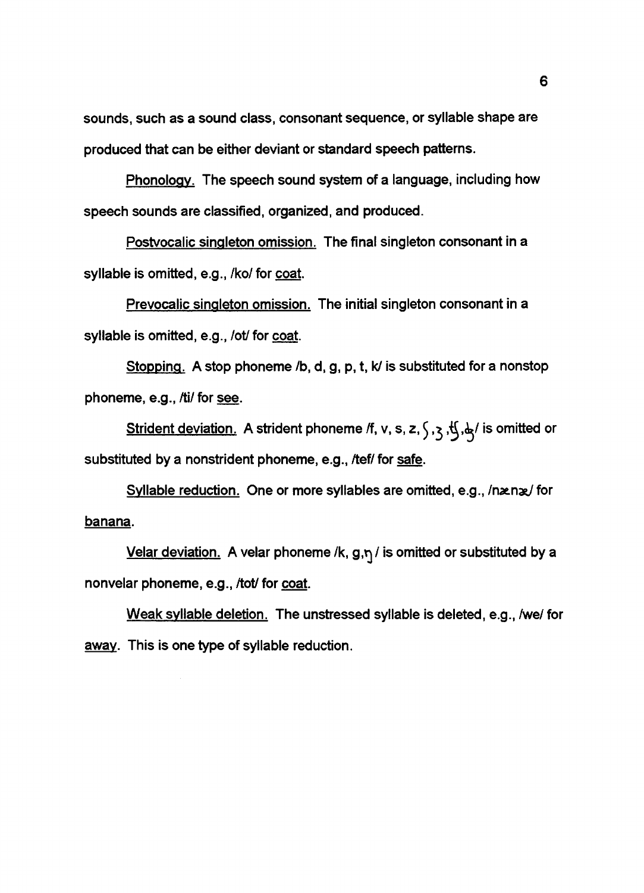sounds, such as a sound class, consonant sequence, or syllable shape are produced that can be either deviant or standard speech patterns.

Phonology. The speech sound system of a language, including how speech sounds are classified, organized, and produced.

Postvocalic singleton omission. The final singleton consonant in a syllable is omitted, e.g., /ko/ for coat.

Prevocalic singleton omission. The initial singleton consonant in a syllable is omitted, e.g., /ot/ for coat.

Stopping. A stop phoneme /b, d, g, p, t, k/ is substituted for a nonstop phoneme, e.g., /ti/ for see.

Strident deviation. A strident phoneme /f, v, s, z, ʃ, ʒ, ʧ, ʤ/ is omitted or substituted by a nonstrident phoneme, e.g., /tef/ for safe.

Syllable reduction. One or more syllables are omitted, e.g., /nænɚ/ for banana.

Velar deviation. A velar phoneme /k, g, ŋ/ is omitted or substituted by a nonvelar phoneme, e.g., /tot/ for coat.

Weak syllable deletion. The unstressed syllable is deleted, e.g., /we/ for away. This is one type of syllable reduction.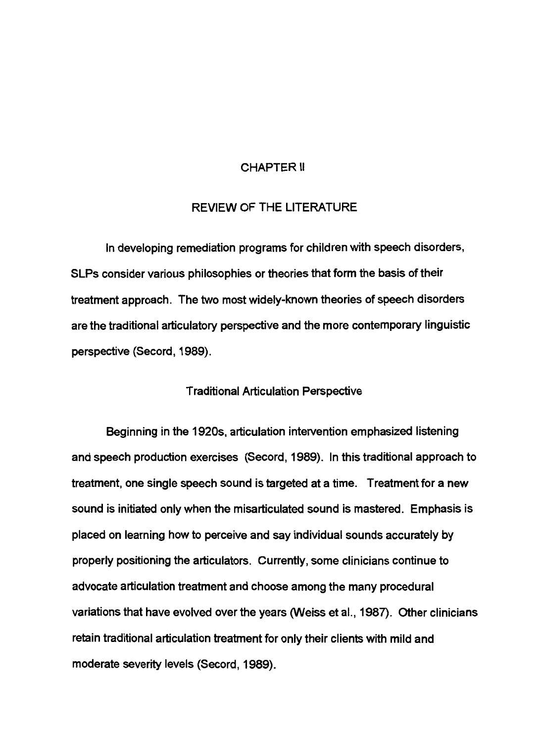# CHAPTER II

## REVIEW OF THE LITERATURE

In developing remediation programs for children with speech disorders, SLPs consider various philosophies or theories that form the basis of their treatment approach. The two most widely-known theories of speech disorders are the traditional articulatory perspective and the more contemporary linguistic perspective (Secord, 1989).

### Traditional Articulation Perspective

Beginning in the 1920s, articulation intervention emphasized listening and speech production exercises (Secord, 1989). In this traditional approach to treatment, one single speech sound is targeted at a time. Treatment for a new sound is initiated only when the misarticulated sound is mastered. Emphasis is placed on learning how to perceive and say individual sounds accurately by properly positioning the articulators. Currently, some clinicians continue to advocate articulation treatment and choose among the many procedural variations that have evolved over the years (Weiss et al., 1987). Other clinicians retain traditional articulation treatment for only their clients with mild and moderate severity levels (Secord, 1989).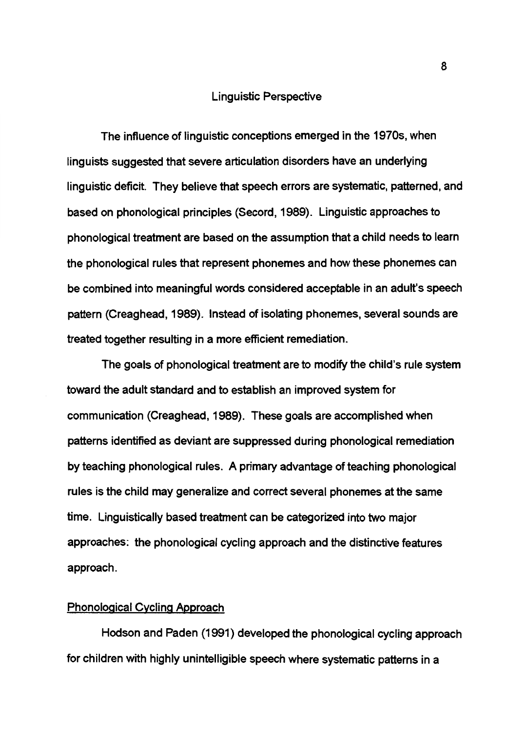## Linguistic Perspective

The influence of linguistic conceptions emerged in the 1970s, when linguists suggested that severe articulation disorders have an underlying linguistic deficit. They believe that speech errors are systematic, patterned, and based on phonological principles (Secord, 1989). Linguistic approaches to phonological treatment are based on the assumption that a child needs to learn the phonological rules that represent phonemes and how these phonemes can be combined into meaningful words considered acceptable in an adult's speech pattern (Creaghead, 1989). Instead of isolating phonemes, several sounds are treated together resulting in a more efficient remediation.

The goals of phonological treatment are to modify the child's rule system toward the adult standard and to establish an improved system for communication (Creaghead, 1989). These goals are accomplished when patterns identified as deviant are suppressed during phonological remediation by teaching phonological rules. A primary advantage of teaching phonological rules is the child may generalize and correct several phonemes at the same time. Linguistically based treatment can be categorized into two major approaches: the phonological cycling approach and the distinctive features approach.

### Phonological Cycling Approach

Hodson and Paden (1991) developed the phonological cycling approach for children with highly unintelligible speech where systematic patterns in a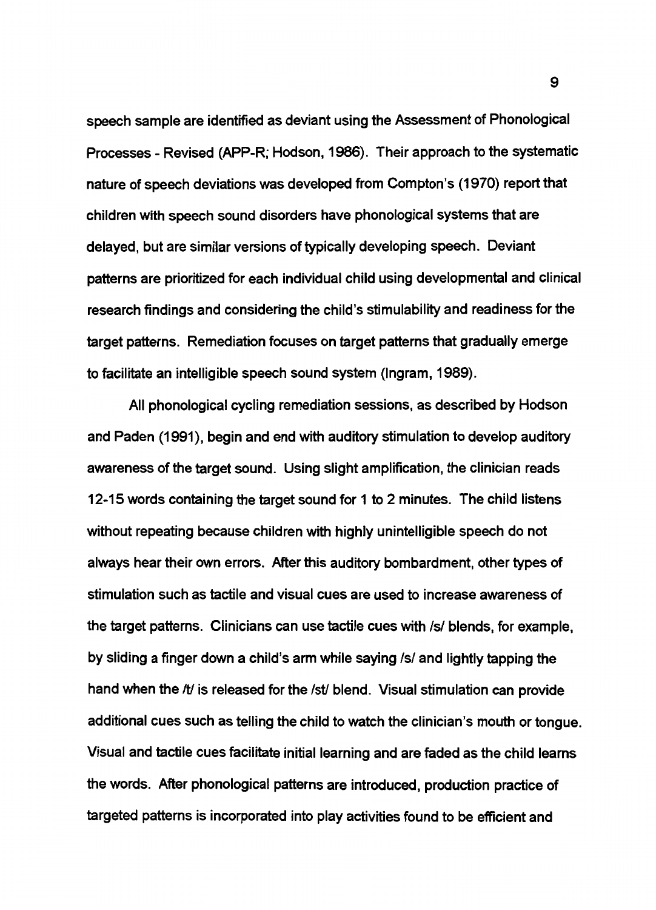speech sample are identified as deviant using the Assessment of Phonological Processes - Revised (APP-R; Hodson, 1986). Their approach to the systematic nature of speech deviations was developed from Compton's (1970) report that children with speech sound disorders have phonological systems that are delayed, but are similar versions of typically developing speech. Deviant patterns are prioritized for each individual child using developmental and clinical research findings and considering the child's stimulability and readiness for the target patterns. Remediation focuses on target patterns that gradually emerge to facilitate an intelligible speech sound system (Ingram, 1989).

All phonological cycling remediation sessions, as described by Hodson and Paden (1991), begin and end with auditory stimulation to develop auditory awareness of the target sound. Using slight amplification, the clinician reads 12-15 words containing the target sound for 1 to 2 minutes. The child listens without repeating because children with highly unintelligible speech do not always hear their own errors. After this auditory bombardment, other types of stimulation such as tactile and visual cues are used to increase awareness of the target patterns. Clinicians can use tactile cues with /s/ blends, for example, by sliding a finger down a child's arm while saying /s/ and lightly tapping the hand when the /t/ is released for the /st/ blend. Visual stimulation can provide additional cues such as telling the child to watch the clinician's mouth or tongue. Visual and tactile cues facilitate initial learning and are faded as the child learns the words. After phonological patterns are introduced, production practice of targeted patterns is incorporated into play activities found to be efficient and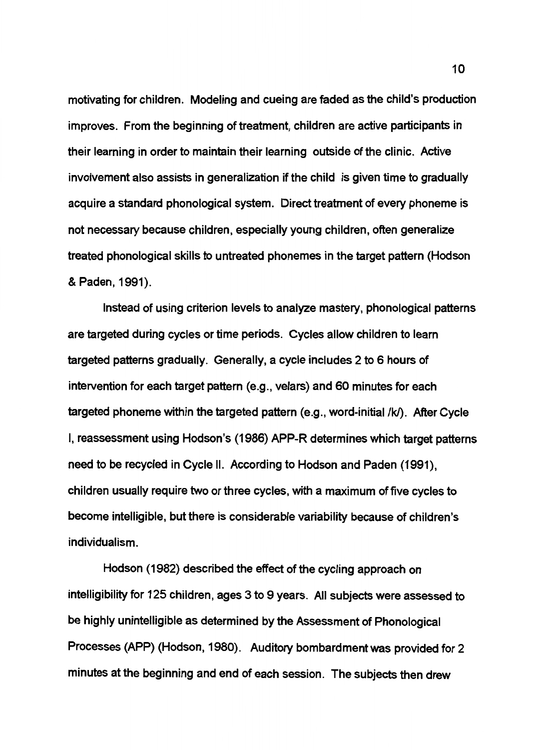motivating for children. Modeling and cueing are faded as the child's production improves. From the beginning of treatment, children are active participants in their learning in order to maintain their learning outside of the clinic. Active involvement also assists in generalization if the child is given time to gradually acquire a standard phonological system. Direct treatment of every phoneme is not necessary because children, especially young children, often generalize treated phonological skills to untreated phonemes in the target pattern (Hodson & Paden, 1991).

Instead of using criterion levels to analyze mastery, phonological patterns are targeted during cycles or time periods. Cycles allow children to learn targeted patterns gradually. Generally, a cycle includes 2 to 6 hours of intervention for each target pattern (e.g., velars) and 60 minutes for each targeted phoneme within the targeted pattern (e.g., word-initial /k/). After Cycle I, reassessment using Hodson's (1986) APP-R determines which target patterns need to be recycled in Cycle II. According to Hodson and Paden (1991), children usually require two or three cycles, with a maximum of five cycles to become intelligible, but there is considerable variability because of children's individualism.

Hodson (1982) described the effect of the cycling approach on intelligibility for 125 children, ages 3 to 9 years. All subjects were assessed to be highly unintelligible as determined by the Assessment of Phonological Processes (APP) (Hodson, 1980). Auditory bombardment was provided for 2 minutes at the beginning and end of each session. The subjects then drew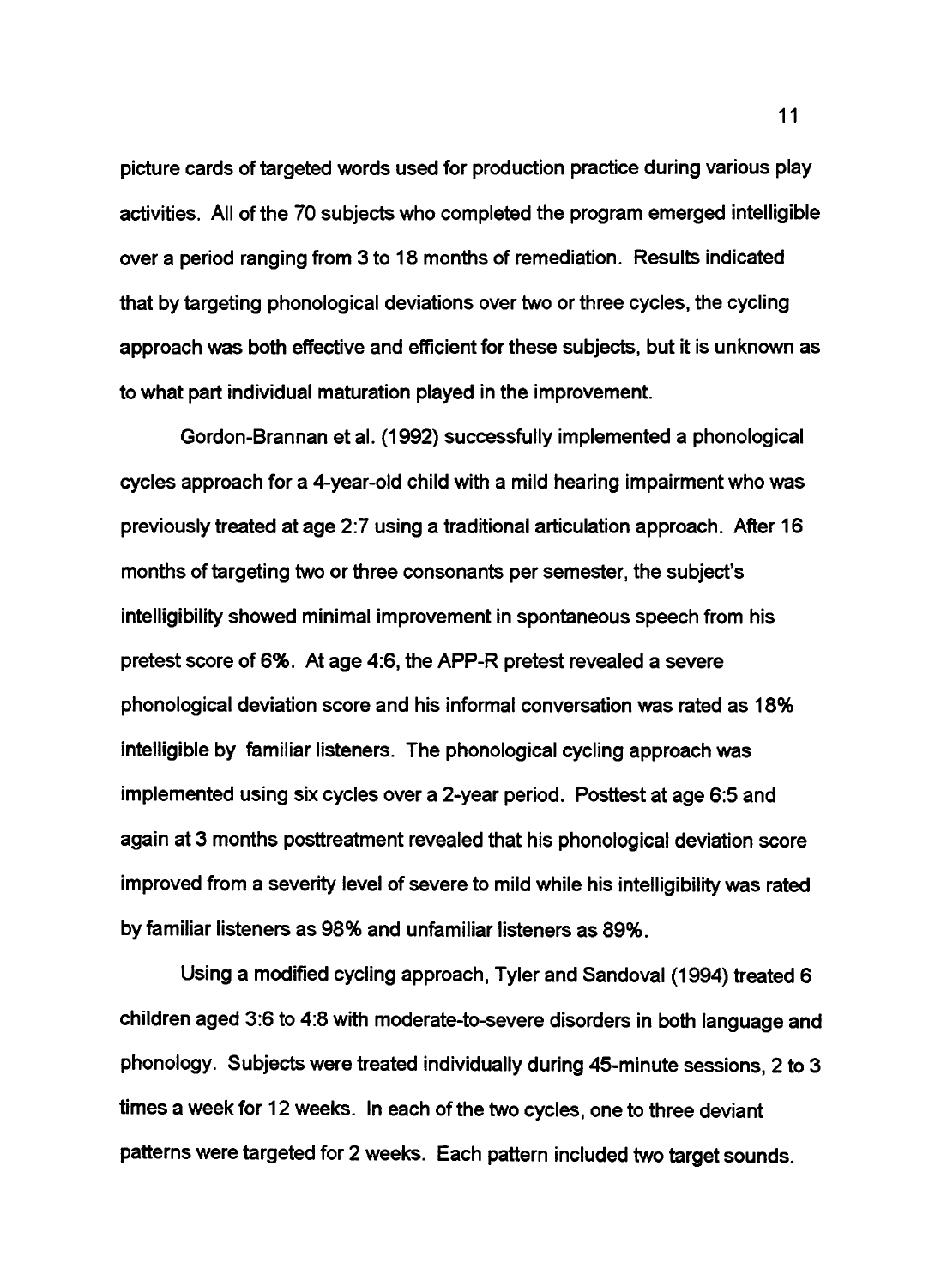picture cards of targeted words used for production practice during various play activities. All of the 70 subjects who completed the program emerged intelligible over a period ranging from 3 to 18 months of remediation. Results indicated that by targeting phonological deviations over two or three cycles, the cycling approach was both effective and efficient for these subjects, but it is unknown as to what part individual maturation played in the improvement.

Gordon-Brannan et al. (1992) successfully implemented a phonological cycles approach for a 4-year-old child with a mild hearing impairment who was previously treated at age 2:7 using a traditional articulation approach. After 16 months of targeting two or three consonants per semester, the subject's intelligibility showed minimal improvement in spontaneous speech from his pretest score of 6%. At age 4:6, the APP-R pretest revealed a severe phonological deviation score and his informal conversation was rated as 18% intelligible by familiar listeners. The phonological cycling approach was implemented using six cycles over a 2-year period. Posttest at age 6:5 and again at 3 months posttreatment revealed that his phonological deviation score improved from a severity level of severe to mild while his intelligibility was rated by familiar listeners as 98% and unfamiliar listeners as 89%.

Using a modified cycling approach, Tyler and Sandoval (1994) treated 6 children aged 3:6 to 4:8 with moderate-to-severe disorders in both language and phonology. Subjects were treated individually during 45-minute sessions, 2 to 3 times a week for 12 weeks. In each of the two cycles, one to three deviant patterns were targeted for 2 weeks. Each pattern included two target sounds.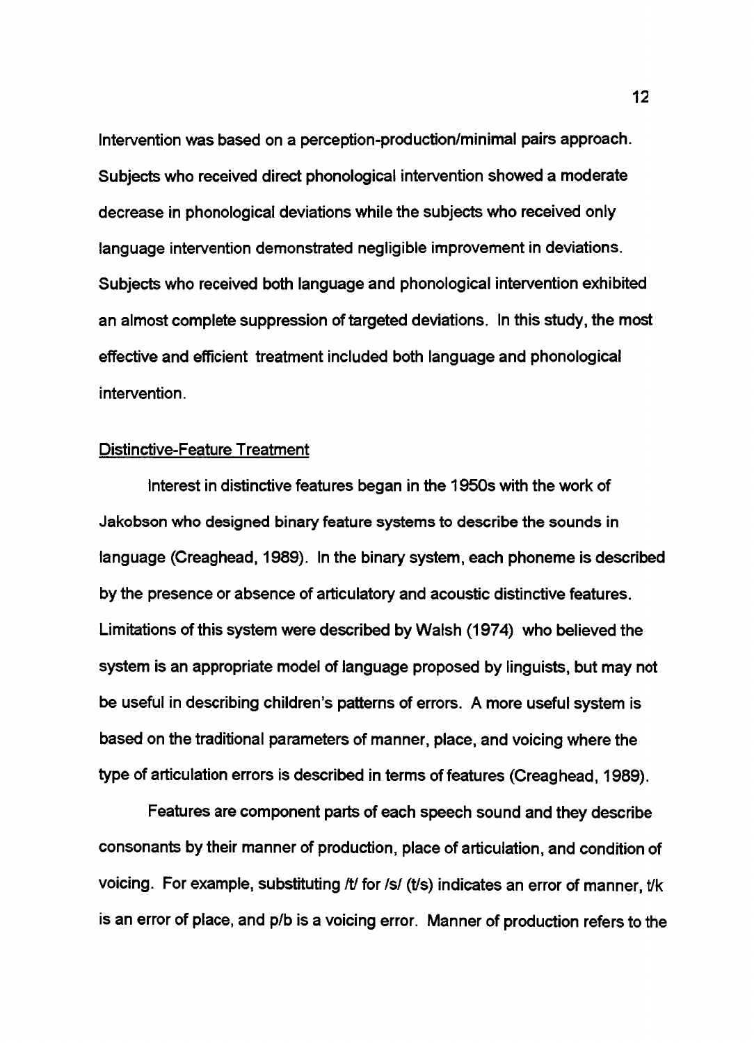Intervention was based on a perception-production/minimal pairs approach. Subjects who received direct phonological intervention showed a moderate decrease in phonological deviations while the subjects who received only language intervention demonstrated negligible improvement in deviations. Subjects who received both language and phonological intervention exhibited an almost complete suppression of targeted deviations. In this study, the most effective and efficient treatment included both language and phonological intervention.

## Distinctive-Feature Treatment

Interest in distinctive features began in the 1950s with the work of Jakobson who designed binary feature systems to describe the sounds in language (Creaghead, 1989). In the binary system, each phoneme is described by the presence or absence of articulatory and acoustic distinctive features. Limitations of this system were described by Walsh (1974) who believed the system is an appropriate model of language proposed by linguists, but may not be useful in describing children's patterns of errors. A more useful system is based on the traditional parameters of manner, place, and voicing where the type of articulation errors is described in terms of features (Creaghead, 1989).

Features are component parts of each speech sound and they describe consonants by their manner of production, place of articulation, and condition of voicing. For example, substituting /t/ for /s/ (t/s) indicates an error of manner, t/k is an error of place, and p/b is a voicing error. Manner of production refers to the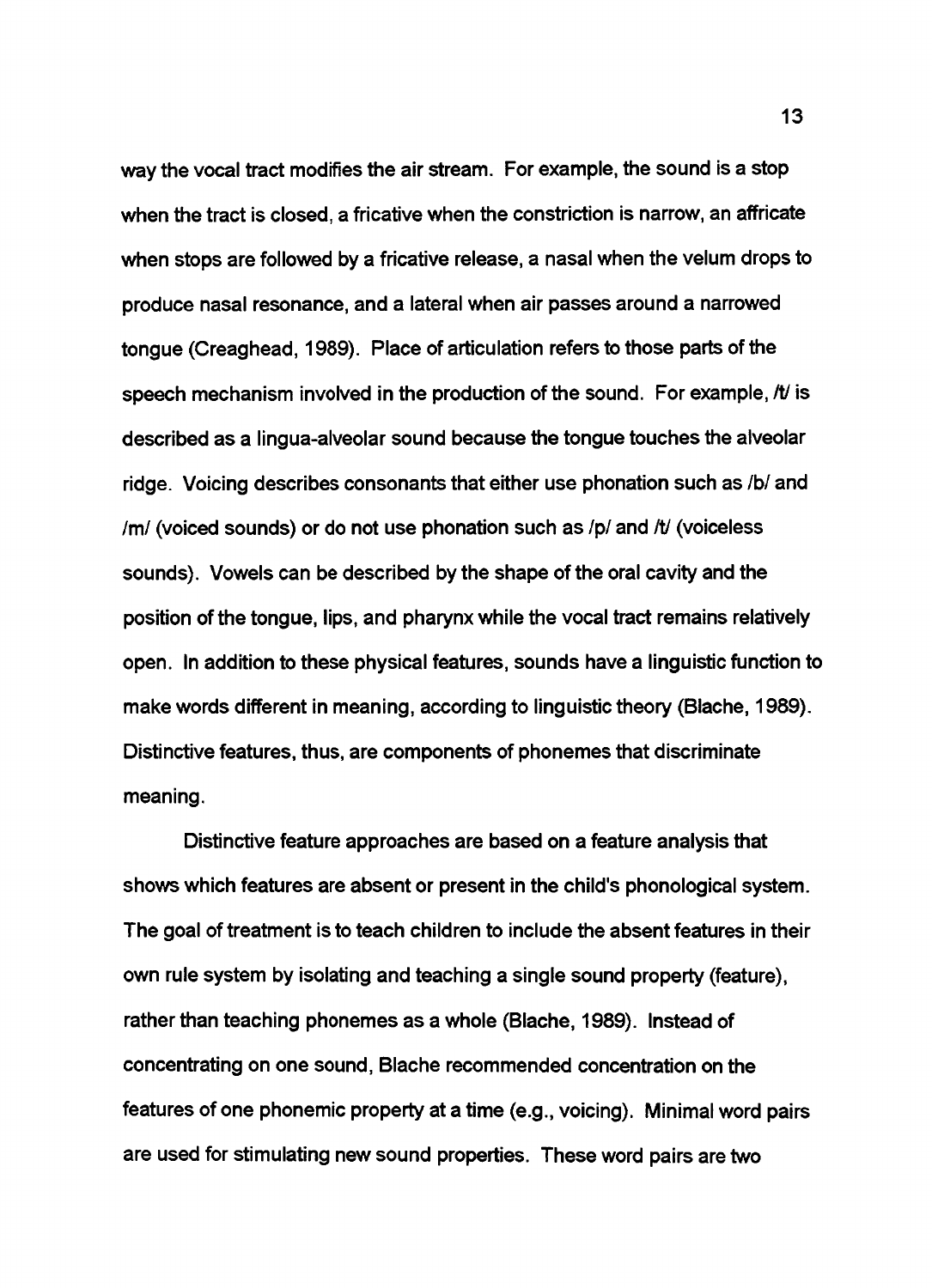way the vocal tract modifies the air stream. For example, the sound is a stop when the tract is closed, a fricative when the constriction is narrow, an affricate when stops are followed by a fricative release, a nasal when the velum drops to produce nasal resonance, and a lateral when air passes around a narrowed tongue (Creaghead, 1989). Place of articulation refers to those parts of the speech mechanism involved in the production of the sound. For example, /t/ is described as a lingua-alveolar sound because the tongue touches the alveolar ridge. Voicing describes consonants that either use phonation such as /b/ and /m/ (voiced sounds) or do not use phonation such as /p/ and /t/ (voiceless sounds). Vowels can be described by the shape of the oral cavity and the position of the tongue, lips, and pharynx while the vocal tract remains relatively open. In addition to these physical features, sounds have a linguistic function to make words different in meaning, according to linguistic theory (Blache, 1989). Distinctive features, thus, are components of phonemes that discriminate meaning.

Distinctive feature approaches are based on a feature analysis that shows which features are absent or present in the child's phonological system. The goal of treatment is to teach children to include the absent features in their own rule system by isolating and teaching a single sound property (feature), rather than teaching phonemes as a whole (Blache, 1989). Instead of concentrating on one sound, Blache recommended concentration on the features of one phonemic property at a time (e.g., voicing). Minimal word pairs are used for stimulating new sound properties. These word pairs are two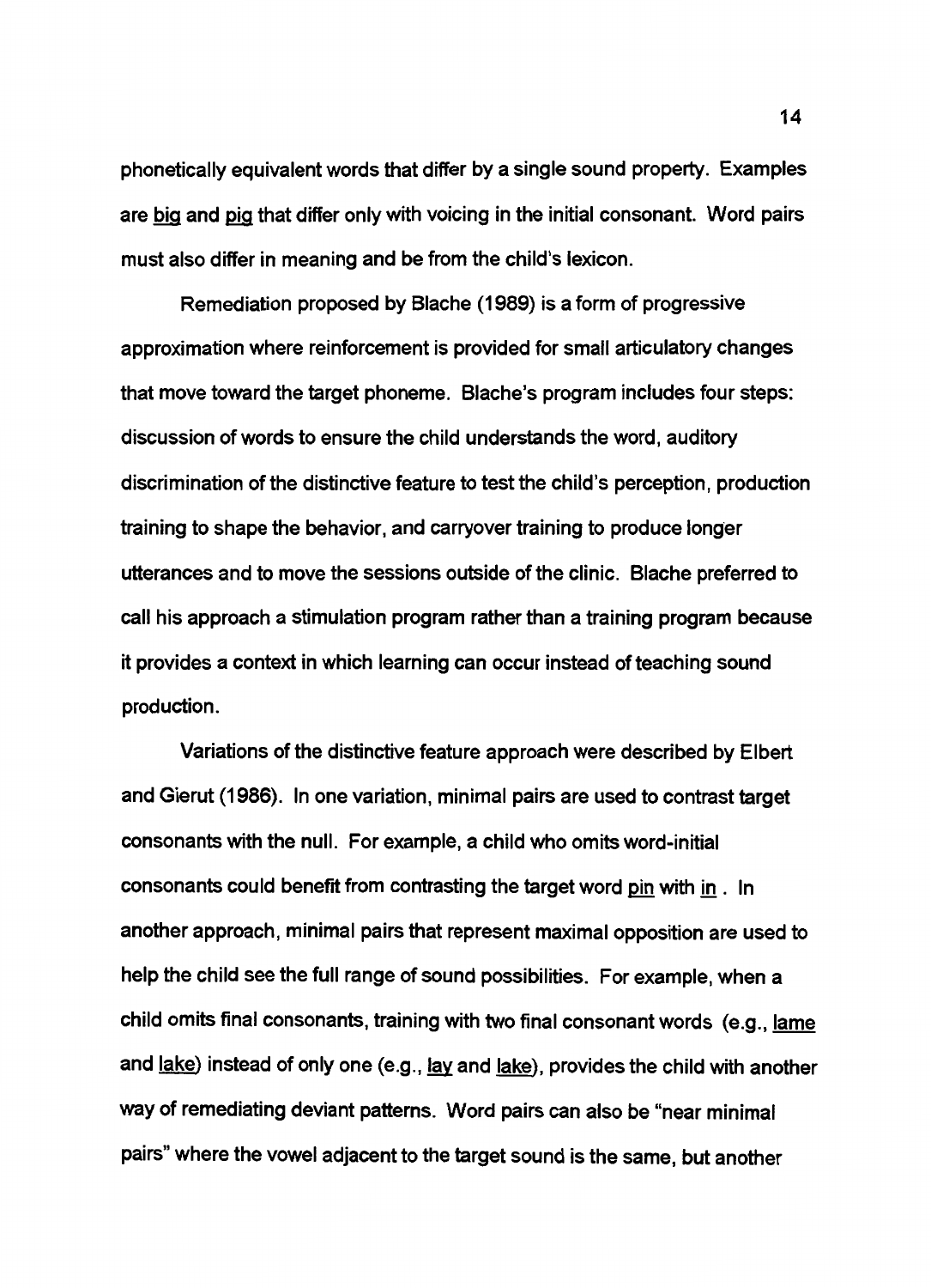phonetically equivalent words that differ by a single sound property. Examples are big and pig that differ only with voicing in the initial consonant. Word pairs must also differ in meaning and be from the child's lexicon.

Remediation proposed by Blache (1989) is a form of progressive approximation where reinforcement is provided for small articulatory changes that move toward the target phoneme. Blache's program includes four steps: discussion of words to ensure the child understands the word, auditory discrimination of the distinctive feature to test the child's perception, production training to shape the behavior, and carryover training to produce longer utterances and to move the sessions outside of the clinic. Blache preferred to call his approach a stimulation program rather than a training program because it provides a context in which learning can occur instead of teaching sound production.

Variations of the distinctive feature approach were described by Elbert and Gierut (1986). In one variation, minimal pairs are used to contrast target consonants with the null. For example, a child who omits word-initial consonants could benefit from contrasting the target word pin with in . In another approach, minimal pairs that represent maximal opposition are used to help the child see the full range of sound possibilities. For example, when a child omits final consonants, training with two final consonant words (e.g., lame and lake) instead of only one (e.g., lay and lake), provides the child with another way of remediating deviant patterns. Word pairs can also be "near minimal pairs" where the vowel adjacent to the target sound is the same, but another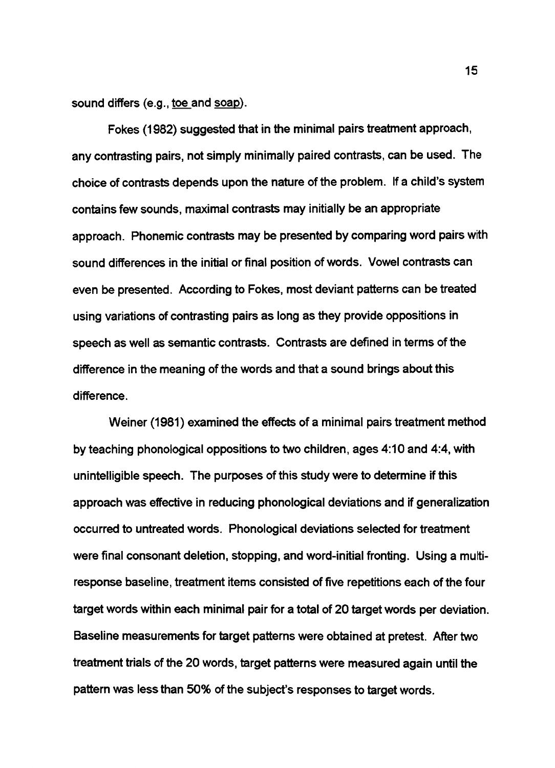sound differs (e.g., toe and soap).

Fokes (1982) suggested that in the minimal pairs treatment approach, any contrasting pairs, not simply minimally paired contrasts, can be used. The choice of contrasts depends upon the nature of the problem. If a child's system contains few sounds, maximal contrasts may initially be an appropriate approach. Phonemic contrasts may be presented by comparing word pairs with sound differences in the initial or final position of words. Vowel contrasts can even be presented. According to Fokes, most deviant patterns can be treated using variations of contrasting pairs as long as they provide oppositions in speech as well as semantic contrasts. Contrasts are defined in terms of the difference in the meaning of the words and that a sound brings about this difference.

Weiner (1981) examined the effects of a minimal pairs treatment method by teaching phonological oppositions to two children, ages 4:10 and 4:4, with unintelligible speech. The purposes of this study were to determine if this approach was effective in reducing phonological deviations and if generalization occurred to untreated words. Phonological deviations selected for treatment were final consonant deletion, stopping, and word-initial fronting. Using a multi-response baseline, treatment items consisted of five repetitions each of the four target words within each minimal pair for a total of 20 target words per deviation. Baseline measurements for target patterns were obtained at pretest. After two treatment trials of the 20 words, target patterns were measured again until the pattern was less than 50% of the subject's responses to target words.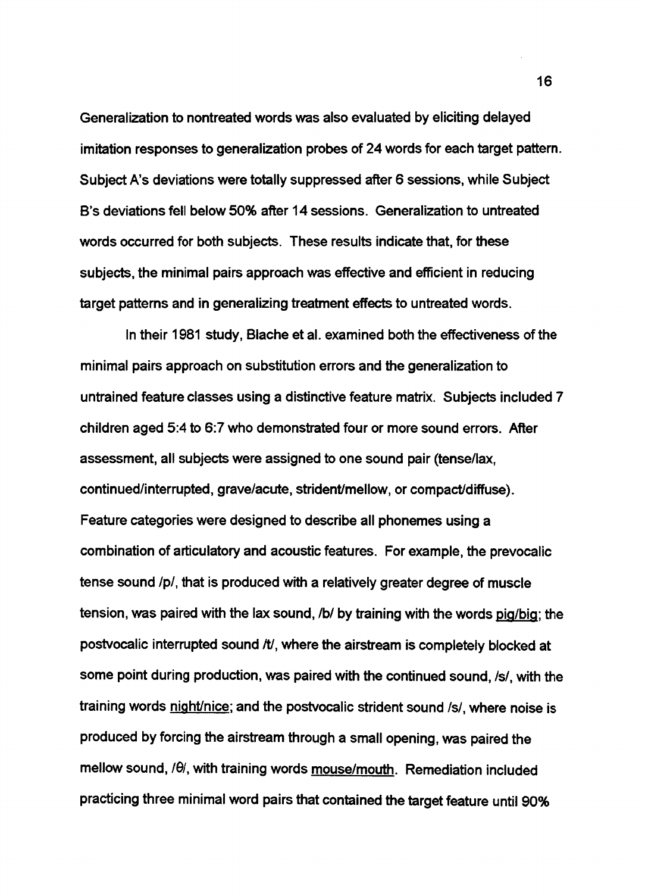Generalization to nontreated words was also evaluated by eliciting delayed imitation responses to generalization probes of 24 words for each target pattern. Subject A's deviations were totally suppressed after 6 sessions, while Subject B's deviations fell below 50% after 14 sessions. Generalization to untreated words occurred for both subjects. These results indicate that, for these subjects, the minimal pairs approach was effective and efficient in reducing target patterns and in generalizing treatment effects to untreated words.

In their 1981 study, Blache et al. examined both the effectiveness of the minimal pairs approach on substitution errors and the generalization to untrained feature classes using a distinctive feature matrix. Subjects included 7 children aged 5:4 to 6:7 who demonstrated four or more sound errors. After assessment, all subjects were assigned to one sound pair (tense/lax, continued/interrupted, grave/acute, strident/mellow, or compact/diffuse). Feature categories were designed to describe all phonemes using a combination of articulatory and acoustic features. For example, the prevocalic tense sound /p/, that is produced with a relatively greater degree of muscle tension, was paired with the lax sound, /b/ by training with the words pig/big; the postvocalic interrupted sound /t/, where the airstream is completely blocked at some point during production, was paired with the continued sound, /s/, with the training words night/nice; and the postvocalic strident sound /s/, where noise is produced by forcing the airstream through a small opening, was paired the mellow sound, /θ/, with training words mouse/mouth. Remediation included practicing three minimal word pairs that contained the target feature until 90%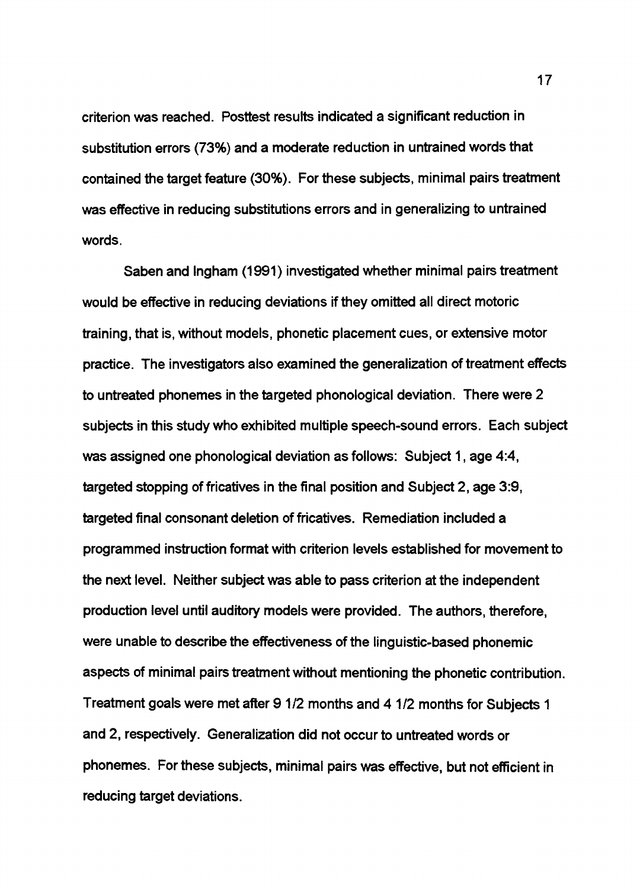criterion was reached. Posttest results indicated a significant reduction in substitution errors (73%) and a moderate reduction in untrained words that contained the target feature (30%). For these subjects, minimal pairs treatment was effective in reducing substitutions errors and in generalizing to untrained words.

Saben and Ingham (1991) investigated whether minimal pairs treatment would be effective in reducing deviations if they omitted all direct motoric training, that is, without models, phonetic placement cues, or extensive motor practice. The investigators also examined the generalization of treatment effects to untreated phonemes in the targeted phonological deviation. There were 2 subjects in this study who exhibited multiple speech-sound errors. Each subject was assigned one phonological deviation as follows: Subject 1, age 4:4, targeted stopping of fricatives in the final position and Subject 2, age 3:9, targeted final consonant deletion of fricatives. Remediation included a programmed instruction format with criterion levels established for movement to the next level. Neither subject was able to pass criterion at the independent production level until auditory models were provided. The authors, therefore, were unable to describe the effectiveness of the linguistic-based phonemic aspects of minimal pairs treatment without mentioning the phonetic contribution. Treatment goals were met after 9 1/2 months and 4 1/2 months for Subjects 1 and 2, respectively. Generalization did not occur to untreated words or phonemes. For these subjects, minimal pairs was effective, but not efficient in reducing target deviations.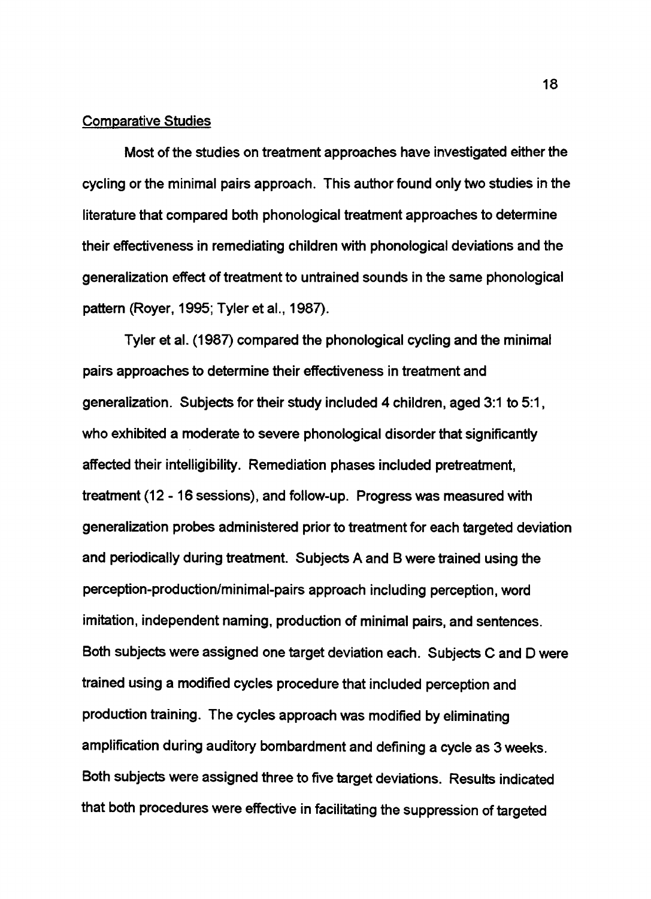## Comparative Studies

Most of the studies on treatment approaches have investigated either the cycling or the minimal pairs approach. This author found only two studies in the literature that compared both phonological treatment approaches to determine their effectiveness in remediating children with phonological deviations and the generalization effect of treatment to untrained sounds in the same phonological pattern (Royer, 1995; Tyler et al., 1987).

Tyler et al. (1987) compared the phonological cycling and the minimal pairs approaches to determine their effectiveness in treatment and generalization. Subjects for their study included 4 children, aged 3:1 to 5:1, who exhibited a moderate to severe phonological disorder that significantly affected their intelligibility. Remediation phases included pretreatment, treatment (12 - 16 sessions), and follow-up. Progress was measured with generalization probes administered prior to treatment for each targeted deviation and periodically during treatment. Subjects A and B were trained using the perception-production/minimal-pairs approach including perception, word imitation, independent naming, production of minimal pairs, and sentences. Both subjects were assigned one target deviation each. Subjects C and D were trained using a modified cycles procedure that included perception and production training. The cycles approach was modified by eliminating amplification during auditory bombardment and defining a cycle as 3 weeks. Both subjects were assigned three to five target deviations. Results indicated that both procedures were effective in facilitating the suppression of targeted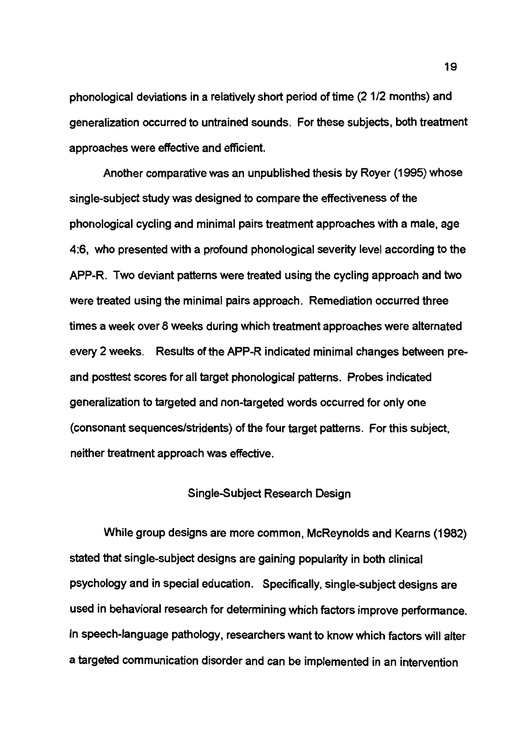phonological deviations in a relatively short period of time (2 1/2 months) and generalization occurred to untrained sounds. For these subjects, both treatment approaches were effective and efficient.

Another comparative was an unpublished thesis by Royer (1995) whose single-subject study was designed to compare the effectiveness of the phonological cycling and minimal pairs treatment approaches with a male, age 4:6, who presented with a profound phonological severity level according to the APP-R. Two deviant patterns were treated using the cycling approach and two were treated using the minimal pairs approach. Remediation occurred three times a week over 8 weeks during which treatment approaches were alternated every 2 weeks. Results of the APP-R indicated minimal changes between pre- and posttest scores for all target phonological patterns. Probes indicated generalization to targeted and non-targeted words occurred for only one (consonant sequences/stridents) of the four target patterns. For this subject, neither treatment approach was effective.

## Single-Subject Research Design

While group designs are more common, McReynolds and Kearns (1982) stated that single-subject designs are gaining popularity in both clinical psychology and in special education. Specifically, single-subject designs are used in behavioral research for determining which factors improve performance. In speech-language pathology, researchers want to know which factors will alter a targeted communication disorder and can be implemented in an intervention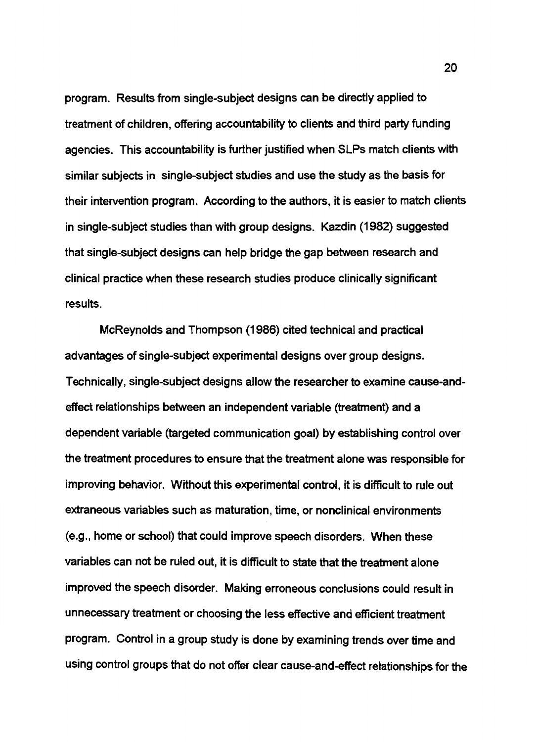program. Results from single-subject designs can be directly applied to treatment of children, offering accountability to clients and third party funding agencies. This accountability is further justified when SLPs match clients with similar subjects in single-subject studies and use the study as the basis for their intervention program. According to the authors, it is easier to match clients in single-subject studies than with group designs. Kazdin (1982) suggested that single-subject designs can help bridge the gap between research and clinical practice when these research studies produce clinically significant results.

McReynolds and Thompson (1986) cited technical and practical advantages of single-subject experimental designs over group designs. Technically, single-subject designs allow the researcher to examine cause-and-effect relationships between an independent variable (treatment) and a dependent variable (targeted communication goal) by establishing control over the treatment procedures to ensure that the treatment alone was responsible for improving behavior. Without this experimental control, it is difficult to rule out extraneous variables such as maturation, time, or nonclinical environments (e.g., home or school) that could improve speech disorders. When these variables can not be ruled out, it is difficult to state that the treatment alone improved the speech disorder. Making erroneous conclusions could result in unnecessary treatment or choosing the less effective and efficient treatment program. Control in a group study is done by examining trends over time and using control groups that do not offer clear cause-and-effect relationships for the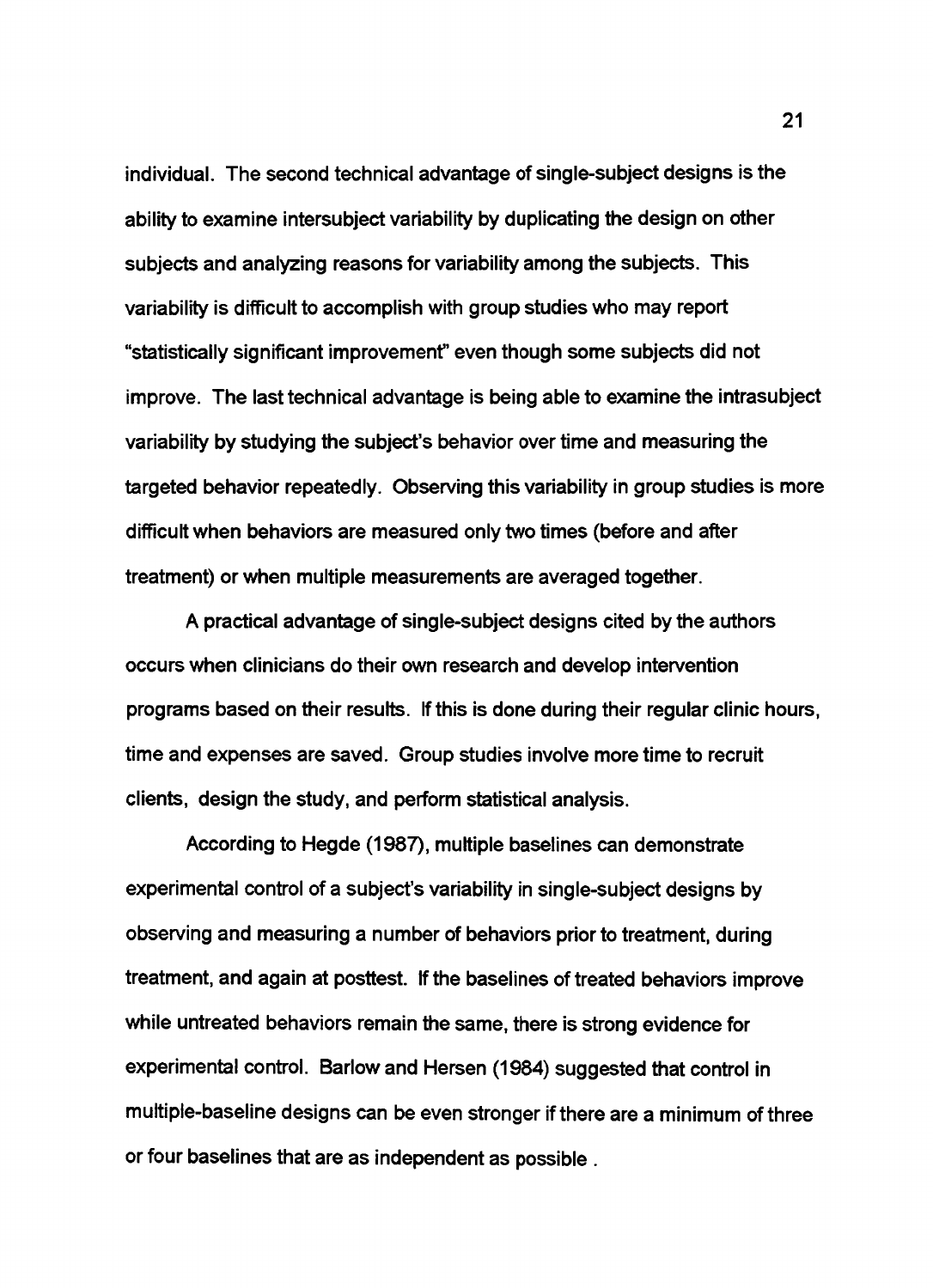individual. The second technical advantage of single-subject designs is the ability to examine intersubject variability by duplicating the design on other subjects and analyzing reasons for variability among the subjects. This variability is difficult to accomplish with group studies who may report "statistically significant improvement" even though some subjects did not improve. The last technical advantage is being able to examine the intrasubject variability by studying the subject's behavior over time and measuring the targeted behavior repeatedly. Observing this variability in group studies is more difficult when behaviors are measured only two times (before and after treatment) or when multiple measurements are averaged together.

A practical advantage of single-subject designs cited by the authors occurs when clinicians do their own research and develop intervention programs based on their results. If this is done during their regular clinic hours, time and expenses are saved. Group studies involve more time to recruit clients, design the study, and perform statistical analysis.

According to Hegde (1987), multiple baselines can demonstrate experimental control of a subject's variability in single-subject designs by observing and measuring a number of behaviors prior to treatment, during treatment, and again at posttest. If the baselines of treated behaviors improve while untreated behaviors remain the same, there is strong evidence for experimental control. Barlow and Hersen (1984) suggested that control in multiple-baseline designs can be even stronger if there are a minimum of three or four baselines that are as independent as possible .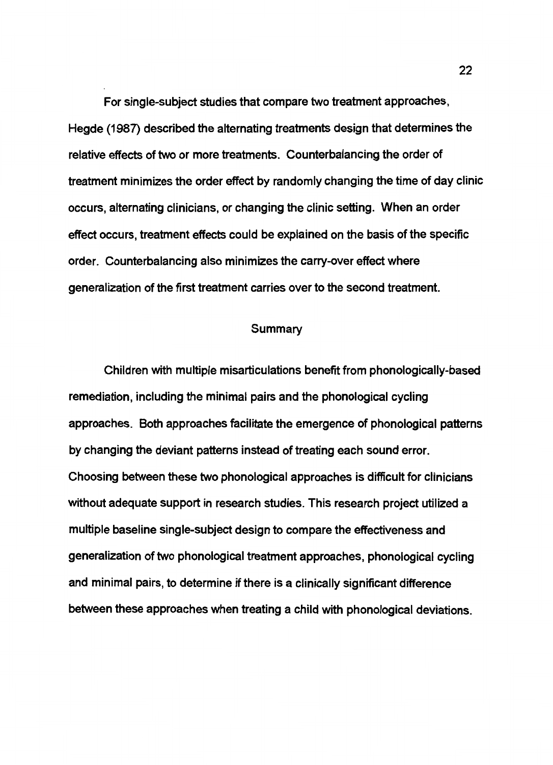For single-subject studies that compare two treatment approaches, Hegde (1987) described the alternating treatments design that determines the relative effects of two or more treatments. Counterbalancing the order of treatment minimizes the order effect by randomly changing the time of day clinic occurs, alternating clinicians, or changing the clinic setting. When an order effect occurs, treatment effects could be explained on the basis of the specific order. Counterbalancing also minimizes the carry-over effect where generalization of the first treatment carries over to the second treatment.

## Summary

Children with multiple misarticulations benefit from phonologically-based remediation, including the minimal pairs and the phonological cycling approaches. Both approaches facilitate the emergence of phonological patterns by changing the deviant patterns instead of treating each sound error. Choosing between these two phonological approaches is difficult for clinicians without adequate support in research studies. This research project utilized a multiple baseline single-subject design to compare the effectiveness and generalization of two phonological treatment approaches, phonological cycling and minimal pairs, to determine if there is a clinically significant difference between these approaches when treating a child with phonological deviations.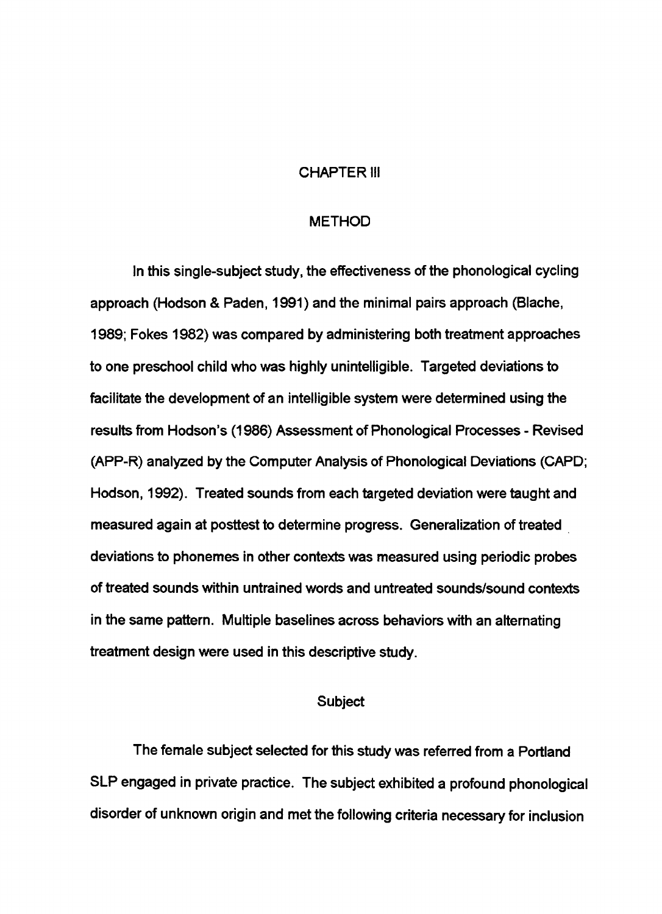# CHAPTER III

## METHOD

In this single-subject study, the effectiveness of the phonological cycling approach (Hodson & Paden, 1991) and the minimal pairs approach (Blache, 1989; Fokes 1982) was compared by administering both treatment approaches to one preschool child who was highly unintelligible. Targeted deviations to facilitate the development of an intelligible system were determined using the results from Hodson's (1986) Assessment of Phonological Processes - Revised (APP-R) analyzed by the Computer Analysis of Phonological Deviations (CAPD; Hodson, 1992). Treated sounds from each targeted deviation were taught and measured again at posttest to determine progress. Generalization of treated deviations to phonemes in other contexts was measured using periodic probes of treated sounds within untrained words and untreated sounds/sound contexts in the same pattern. Multiple baselines across behaviors with an alternating treatment design were used in this descriptive study.

### Subject

The female subject selected for this study was referred from a Portland SLP engaged in private practice. The subject exhibited a profound phonological disorder of unknown origin and met the following criteria necessary for inclusion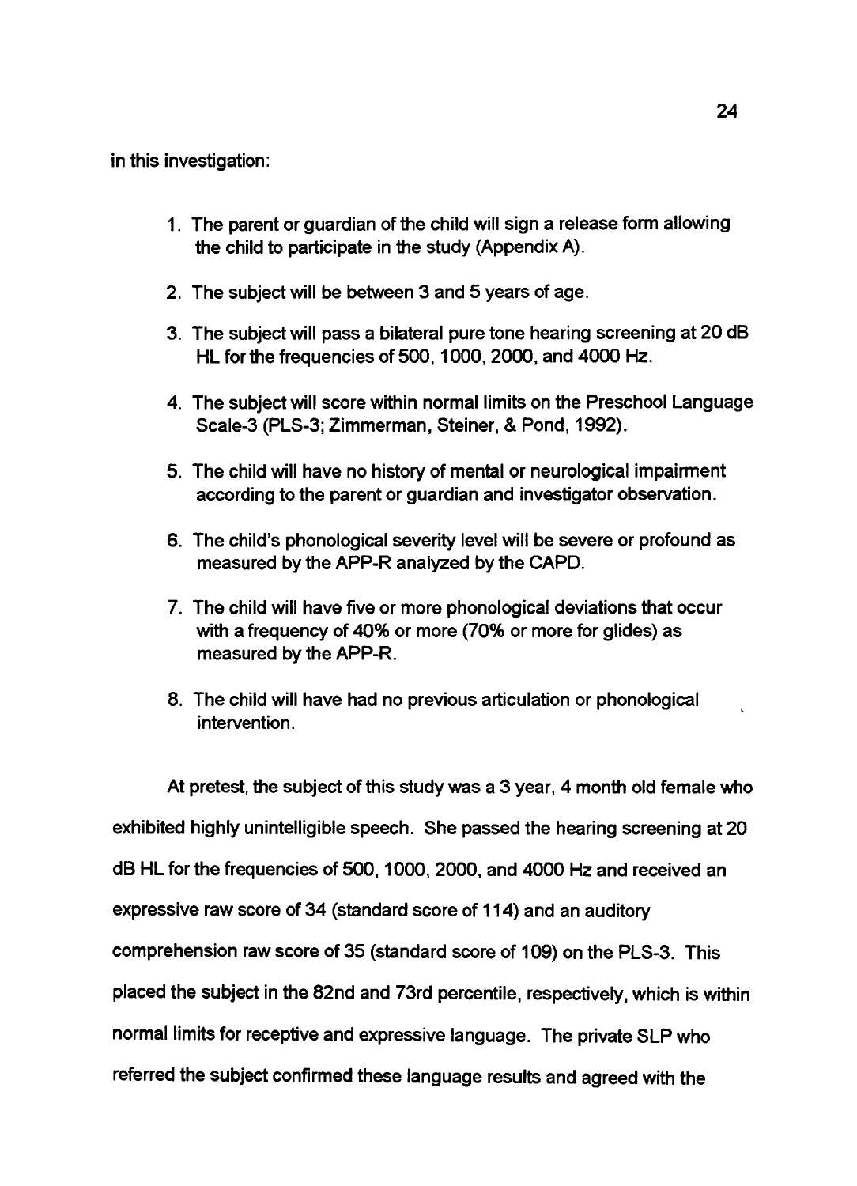in this investigation:

1. The parent or guardian of the child will sign a release form allowing the child to participate in the study (Appendix A).
2. The subject will be between 3 and 5 years of age.
3. The subject will pass a bilateral pure tone hearing screening at 20 dB HL for the frequencies of 500, 1000, 2000, and 4000 Hz.
4. The subject will score within normal limits on the Preschool Language Scale-3 (PLS-3; Zimmerman, Steiner, & Pond, 1992).
5. The child will have no history of mental or neurological impairment according to the parent or guardian and investigator observation.
6. The child's phonological severity level will be severe or profound as measured by the APP-R analyzed by the CAPD.
7. The child will have five or more phonological deviations that occur with a frequency of 40% or more (70% or more for glides) as measured by the APP-R.
8. The child will have had no previous articulation or phonological intervention.

At pretest, the subject of this study was a 3 year, 4 month old female who exhibited highly unintelligible speech. She passed the hearing screening at 20 dB HL for the frequencies of 500, 1000, 2000, and 4000 Hz and received an expressive raw score of 34 (standard score of 114) and an auditory comprehension raw score of 35 (standard score of 109) on the PLS-3. This placed the subject in the 82nd and 73rd percentile, respectively, which is within normal limits for receptive and expressive language. The private SLP who referred the subject confirmed these language results and agreed with the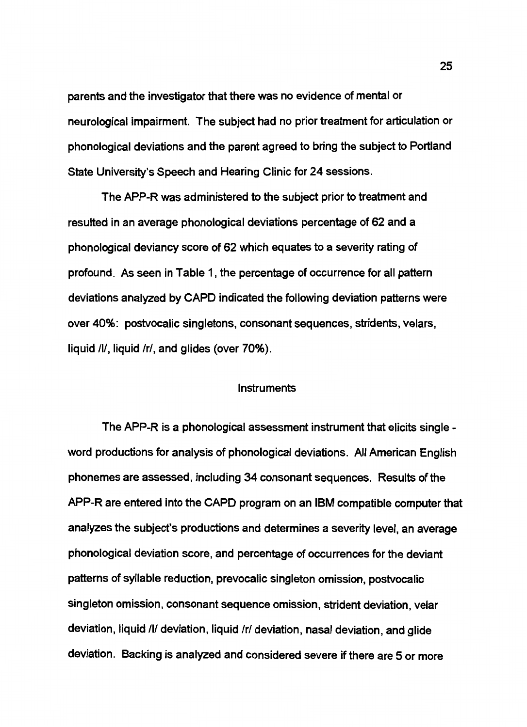parents and the investigator that there was no evidence of mental or neurological impairment. The subject had no prior treatment for articulation or phonological deviations and the parent agreed to bring the subject to Portland State University's Speech and Hearing Clinic for 24 sessions.

The APP-R was administered to the subject prior to treatment and resulted in an average phonological deviations percentage of 62 and a phonological deviancy score of 62 which equates to a severity rating of profound. As seen in Table 1, the percentage of occurrence for all pattern deviations analyzed by CAPD indicated the following deviation patterns were over 40%: postvocalic singletons, consonant sequences, stridents, velars, liquid /l/, liquid /r/, and glides (over 70%).

## Instruments

The APP-R is a phonological assessment instrument that elicits single - word productions for analysis of phonological deviations. All American English phonemes are assessed, including 34 consonant sequences. Results of the APP-R are entered into the CAPD program on an IBM compatible computer that analyzes the subject's productions and determines a severity level, an average phonological deviation score, and percentage of occurrences for the deviant patterns of syllable reduction, prevocalic singleton omission, postvocalic singleton omission, consonant sequence omission, strident deviation, velar deviation, liquid /l/ deviation, liquid /r/ deviation, nasal deviation, and glide deviation. Backing is analyzed and considered severe if there are 5 or more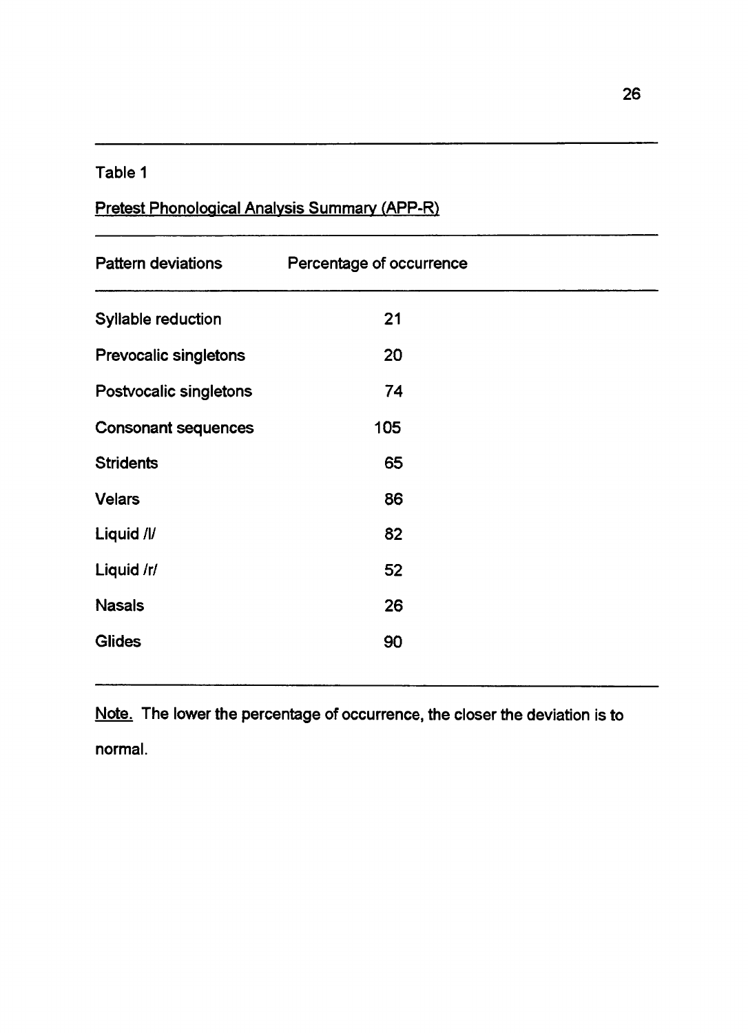Table 1

Pretest Phonological Analysis Summary (APP-R)

| Pattern deviations | Percentage of occurrence |
|---|---|
| Syllable reduction | 21 |
| Prevocalic singletons | 20 |
| Postvocalic singletons | 74 |
| Consonant sequences | 105 |
| Stridents | 65 |
| Velars | 86 |
| Liquid /l/ | 82 |
| Liquid /r/ | 52 |
| Nasals | 26 |
| Glides | 90 |

Note. The lower the percentage of occurrence, the closer the deviation is to normal.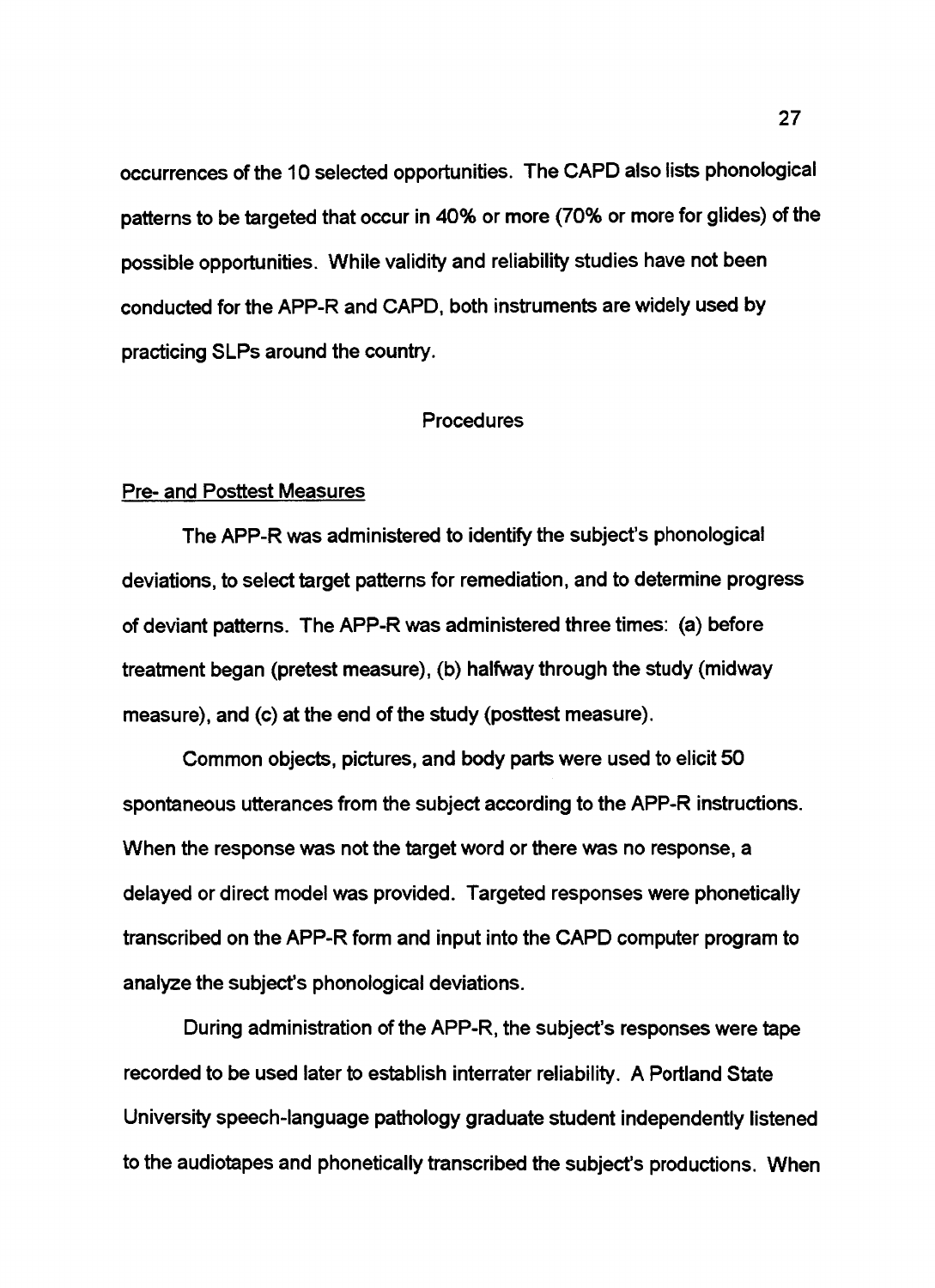occurrences of the 10 selected opportunities. The CAPD also lists phonological patterns to be targeted that occur in 40% or more (70% or more for glides) of the possible opportunities. While validity and reliability studies have not been conducted for the APP-R and CAPD, both instruments are widely used by practicing SLPs around the country.

## Procedures

### Pre- and Posttest Measures

The APP-R was administered to identify the subject's phonological deviations, to select target patterns for remediation, and to determine progress of deviant patterns. The APP-R was administered three times: (a) before treatment began (pretest measure), (b) halfway through the study (midway measure), and (c) at the end of the study (posttest measure).

Common objects, pictures, and body parts were used to elicit 50 spontaneous utterances from the subject according to the APP-R instructions. When the response was not the target word or there was no response, a delayed or direct model was provided. Targeted responses were phonetically transcribed on the APP-R form and input into the CAPD computer program to analyze the subject's phonological deviations.

During administration of the APP-R, the subject's responses were tape recorded to be used later to establish interrater reliability. A Portland State University speech-language pathology graduate student independently listened to the audiotapes and phonetically transcribed the subject's productions. When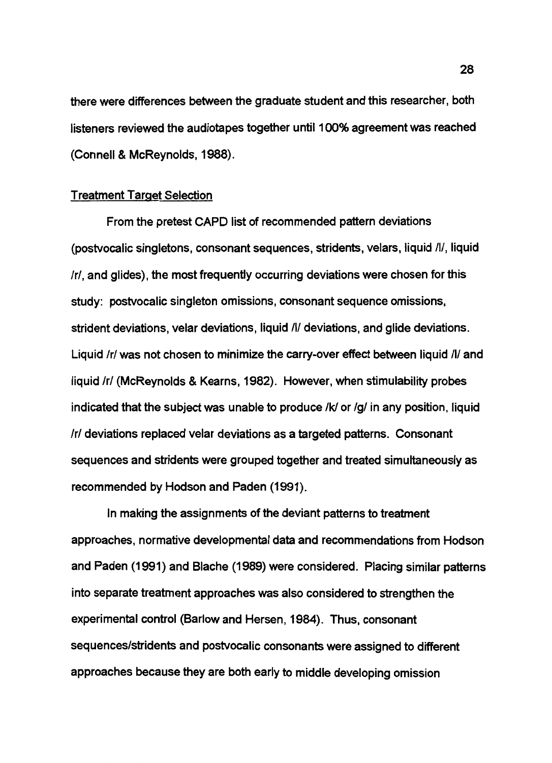there were differences between the graduate student and this researcher, both listeners reviewed the audiotapes together until 100% agreement was reached (Connell & McReynolds, 1988).

Treatment Target Selection

From the pretest CAPD list of recommended pattern deviations (postvocalic singletons, consonant sequences, stridents, velars, liquid /l/, liquid /r/, and glides), the most frequently occurring deviations were chosen for this study: postvocalic singleton omissions, consonant sequence omissions, strident deviations, velar deviations, liquid /l/ deviations, and glide deviations. Liquid /r/ was not chosen to minimize the carry-over effect between liquid /l/ and liquid /r/ (McReynolds & Kearns, 1982). However, when stimulability probes indicated that the subject was unable to produce /k/ or /g/ in any position, liquid /r/ deviations replaced velar deviations as a targeted patterns. Consonant sequences and stridents were grouped together and treated simultaneously as recommended by Hodson and Paden (1991).

In making the assignments of the deviant patterns to treatment approaches, normative developmental data and recommendations from Hodson and Paden (1991) and Blache (1989) were considered. Placing similar patterns into separate treatment approaches was also considered to strengthen the experimental control (Barlow and Hersen, 1984). Thus, consonant sequences/stridents and postvocalic consonants were assigned to different approaches because they are both early to middle developing omission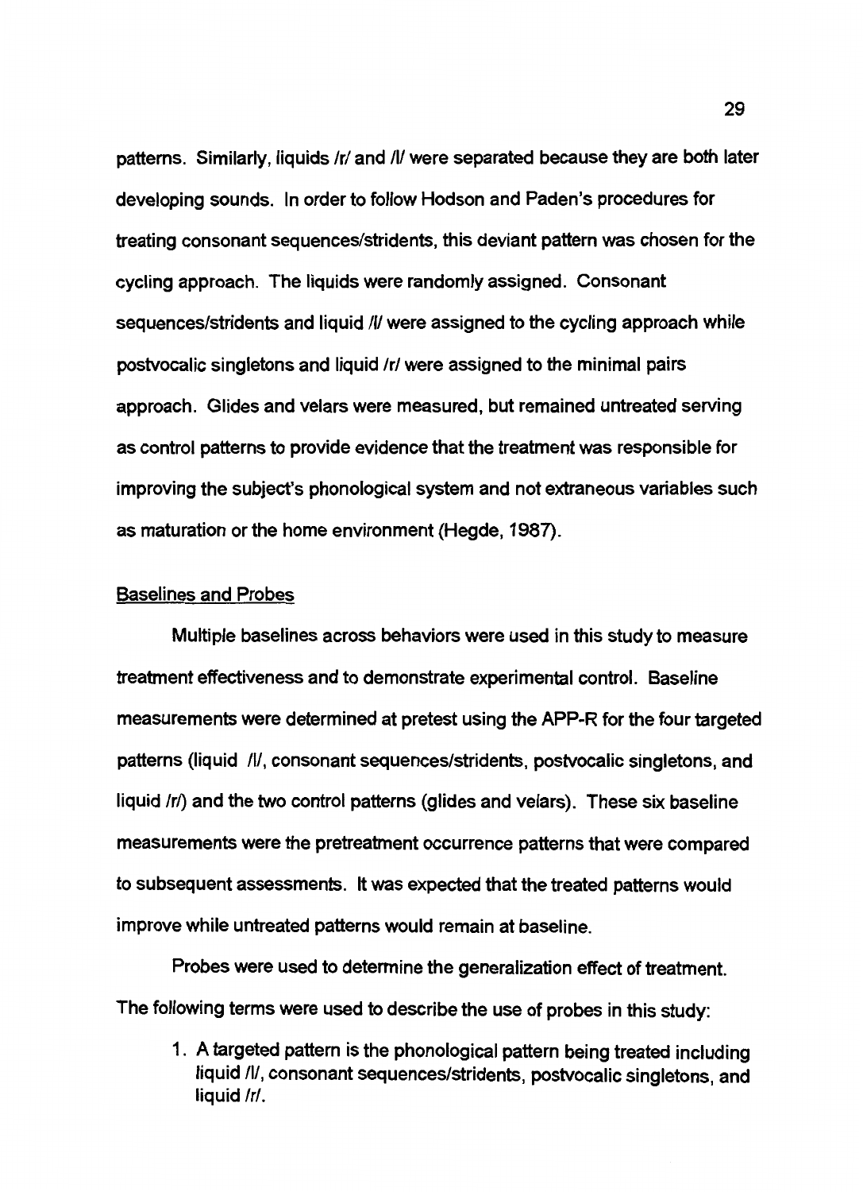patterns. Similarly, liquids /r/ and /l/ were separated because they are both later developing sounds. In order to follow Hodson and Paden's procedures for treating consonant sequences/stridents, this deviant pattern was chosen for the cycling approach. The liquids were randomly assigned. Consonant sequences/stridents and liquid /l/ were assigned to the cycling approach while postvocalic singletons and liquid /r/ were assigned to the minimal pairs approach. Glides and velars were measured, but remained untreated serving as control patterns to provide evidence that the treatment was responsible for improving the subject's phonological system and not extraneous variables such as maturation or the home environment (Hegde, 1987).

<u>Baselines and Probes</u>

Multiple baselines across behaviors were used in this study to measure treatment effectiveness and to demonstrate experimental control. Baseline measurements were determined at pretest using the APP-R for the four targeted patterns (liquid /l/, consonant sequences/stridents, postvocalic singletons, and liquid /r/) and the two control patterns (glides and velars). These six baseline measurements were the pretreatment occurrence patterns that were compared to subsequent assessments. It was expected that the treated patterns would improve while untreated patterns would remain at baseline.

Probes were used to determine the generalization effect of treatment. The following terms were used to describe the use of probes in this study:

1. A targeted pattern is the phonological pattern being treated including liquid /l/, consonant sequences/stridents, postvocalic singletons, and liquid /r/.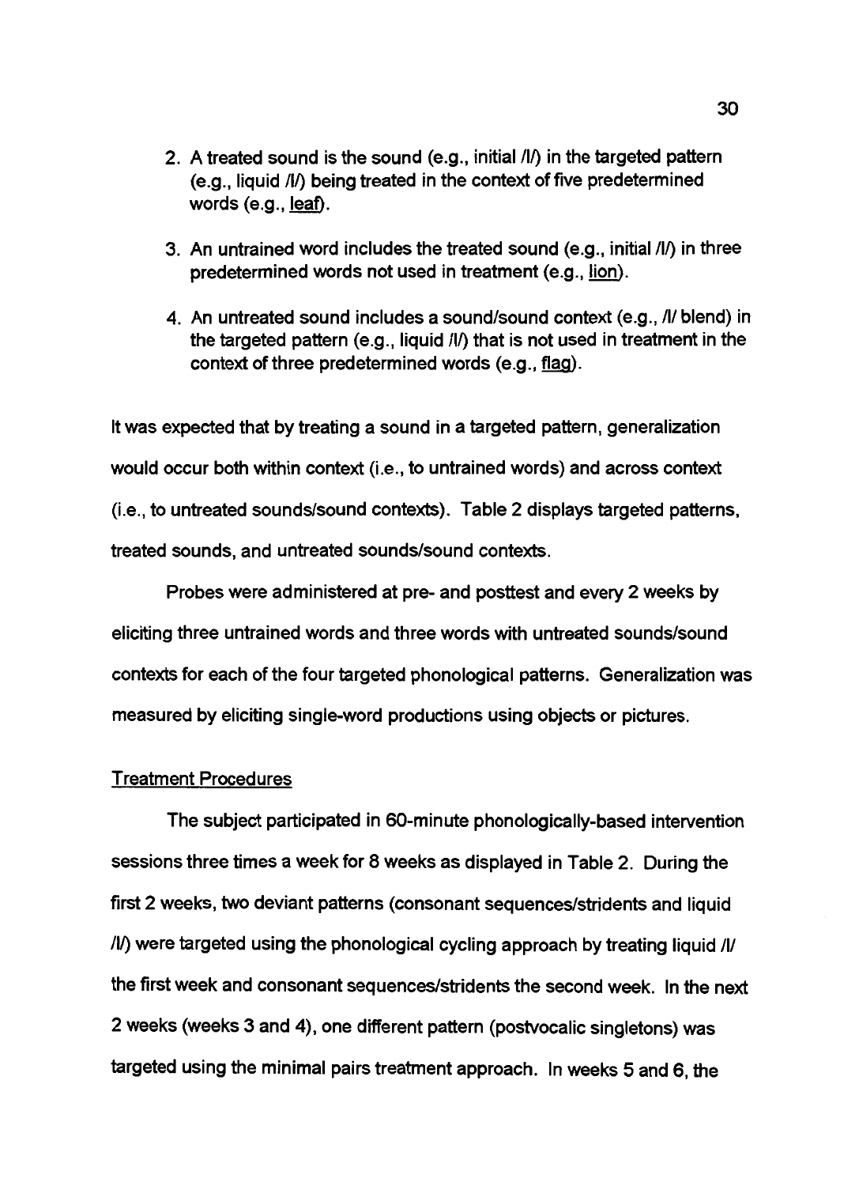2. A treated sound is the sound (e.g., initial /l/) in the targeted pattern (e.g., liquid /l/) being treated in the context of five predetermined words (e.g., leaf).

3. An untrained word includes the treated sound (e.g., initial /l/) in three predetermined words not used in treatment (e.g., lion).

4. An untreated sound includes a sound/sound context (e.g., /l/ blend) in the targeted pattern (e.g., liquid /l/) that is not used in treatment in the context of three predetermined words (e.g., flag).

It was expected that by treating a sound in a targeted pattern, generalization would occur both within context (i.e., to untrained words) and across context (i.e., to untreated sounds/sound contexts). Table 2 displays targeted patterns, treated sounds, and untreated sounds/sound contexts.

Probes were administered at pre- and posttest and every 2 weeks by eliciting three untrained words and three words with untreated sounds/sound contexts for each of the four targeted phonological patterns. Generalization was measured by eliciting single-word productions using objects or pictures.

## Treatment Procedures

The subject participated in 60-minute phonologically-based intervention sessions three times a week for 8 weeks as displayed in Table 2. During the first 2 weeks, two deviant patterns (consonant sequences/stridents and liquid /l/) were targeted using the phonological cycling approach by treating liquid /l/ the first week and consonant sequences/stridents the second week. In the next 2 weeks (weeks 3 and 4), one different pattern (postvocalic singletons) was targeted using the minimal pairs treatment approach. In weeks 5 and 6, the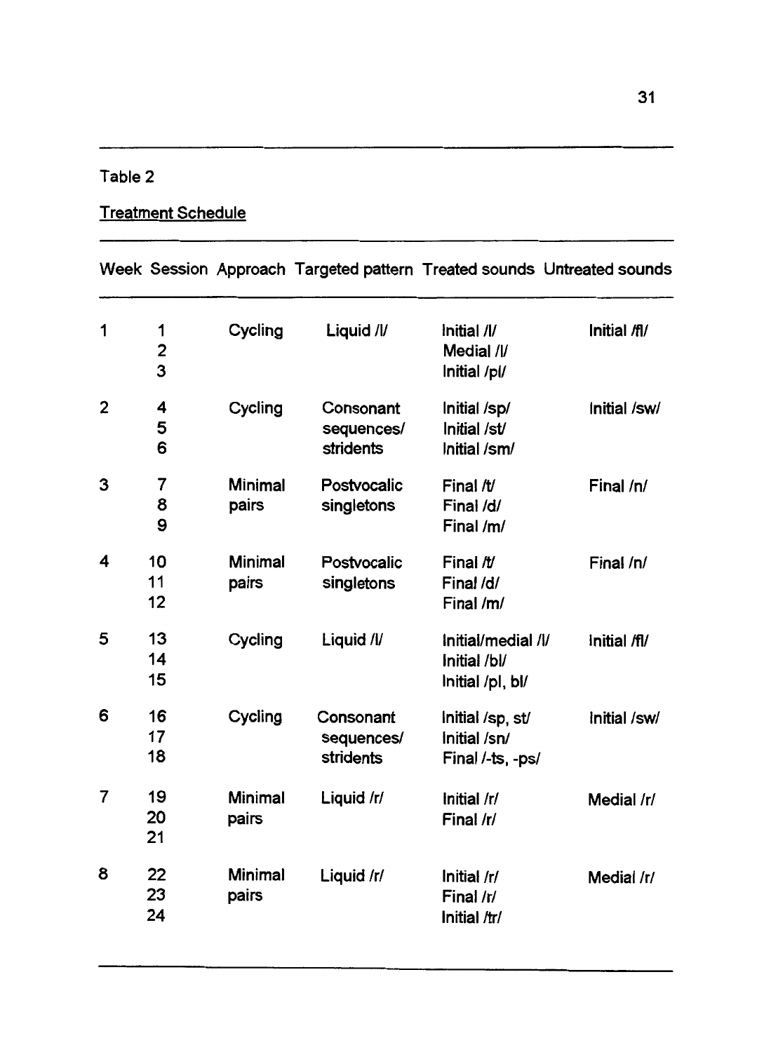Table 2

Treatment Schedule

| Week | Session | Approach | Targeted pattern | Treated sounds | Untreated sounds |
|---|---|---|---|---|---|
| 1 | 1<br>2<br>3 | Cycling | Liquid /l/ | Initial /l/<br>Medial /l/<br>Initial /pl/ | Initial /fl/ |
| 2 | 4<br>5<br>6 | Cycling | Consonant sequences/ stridents | Initial /sp/<br>Initial /st/<br>Initial /sm/ | Initial /sw/ |
| 3 | 7<br>8<br>9 | Minimal pairs | Postvocalic singletons | Final /t/<br>Final /d/<br>Final /m/ | Final /n/ |
| 4 | 10<br>11<br>12 | Minimal pairs | Postvocalic singletons | Final /t/<br>Final /d/<br>Final /m/ | Final /n/ |
| 5 | 13<br>14<br>15 | Cycling | Liquid /l/ | Initial/medial /l/<br>Initial /bl/<br>Initial /pl, bl/ | Initial /fl/ |
| 6 | 16<br>17<br>18 | Cycling | Consonant sequences/ stridents | Initial /sp, st/<br>Initial /sn/<br>Final /-ts, -ps/ | Initial /sw/ |
| 7 | 19<br>20<br>21 | Minimal pairs | Liquid /r/ | Initial /r/<br>Final /r/ | Medial /r/ |
| 8 | 22<br>23<br>24 | Minimal pairs | Liquid /r/ | Initial /r/<br>Final /r/<br>Initial /tr/ | Medial /r/ |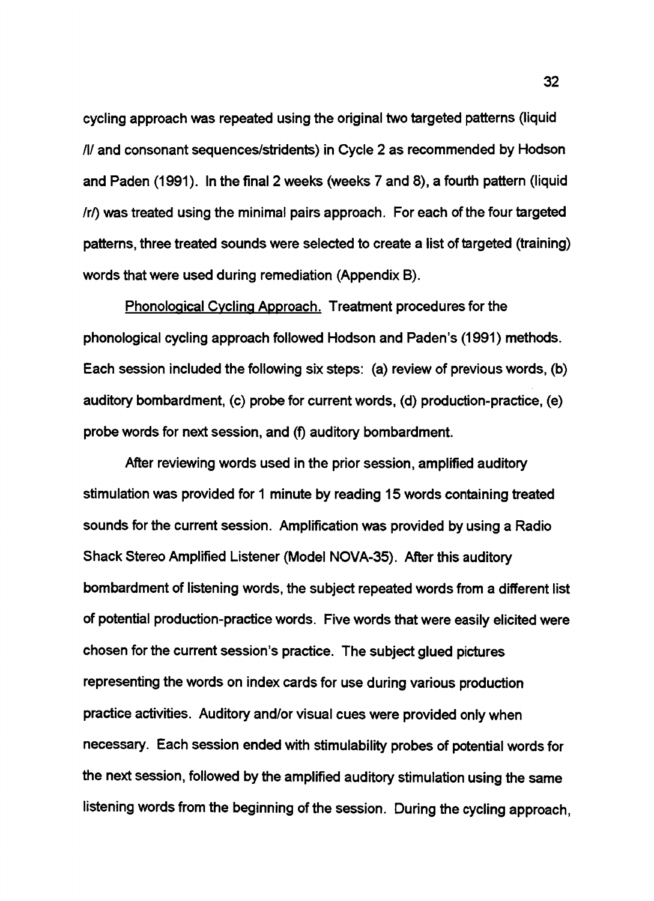cycling approach was repeated using the original two targeted patterns (liquid /l/ and consonant sequences/stridents) in Cycle 2 as recommended by Hodson and Paden (1991). In the final 2 weeks (weeks 7 and 8), a fourth pattern (liquid /r/) was treated using the minimal pairs approach. For each of the four targeted patterns, three treated sounds were selected to create a list of targeted (training) words that were used during remediation (Appendix B).

Phonological Cycling Approach. Treatment procedures for the phonological cycling approach followed Hodson and Paden's (1991) methods. Each session included the following six steps: (a) review of previous words, (b) auditory bombardment, (c) probe for current words, (d) production-practice, (e) probe words for next session, and (f) auditory bombardment.

After reviewing words used in the prior session, amplified auditory stimulation was provided for 1 minute by reading 15 words containing treated sounds for the current session. Amplification was provided by using a Radio Shack Stereo Amplified Listener (Model NOVA-35). After this auditory bombardment of listening words, the subject repeated words from a different list of potential production-practice words. Five words that were easily elicited were chosen for the current session's practice. The subject glued pictures representing the words on index cards for use during various production practice activities. Auditory and/or visual cues were provided only when necessary. Each session ended with stimulability probes of potential words for the next session, followed by the amplified auditory stimulation using the same listening words from the beginning of the session. During the cycling approach,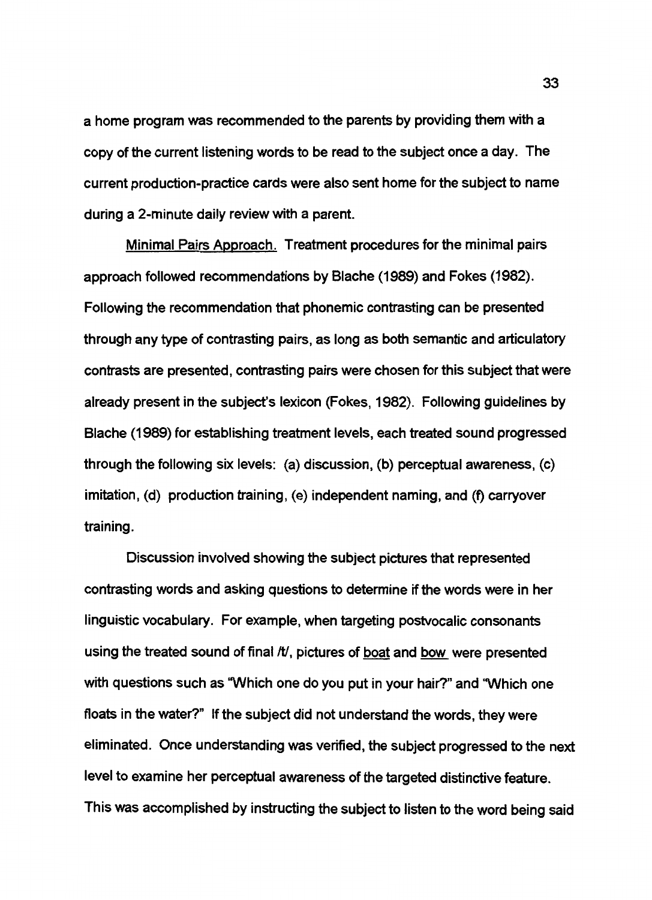a home program was recommended to the parents by providing them with a copy of the current listening words to be read to the subject once a day. The current production-practice cards were also sent home for the subject to name during a 2-minute daily review with a parent.

Minimal Pairs Approach. Treatment procedures for the minimal pairs approach followed recommendations by Blache (1989) and Fokes (1982). Following the recommendation that phonemic contrasting can be presented through any type of contrasting pairs, as long as both semantic and articulatory contrasts are presented, contrasting pairs were chosen for this subject that were already present in the subject's lexicon (Fokes, 1982). Following guidelines by Blache (1989) for establishing treatment levels, each treated sound progressed through the following six levels: (a) discussion, (b) perceptual awareness, (c) imitation, (d) production training, (e) independent naming, and (f) carryover training.

Discussion involved showing the subject pictures that represented contrasting words and asking questions to determine if the words were in her linguistic vocabulary. For example, when targeting postvocalic consonants using the treated sound of final /t/, pictures of boat and bow were presented with questions such as "Which one do you put in your hair?" and "Which one floats in the water?" If the subject did not understand the words, they were eliminated. Once understanding was verified, the subject progressed to the next level to examine her perceptual awareness of the targeted distinctive feature. This was accomplished by instructing the subject to listen to the word being said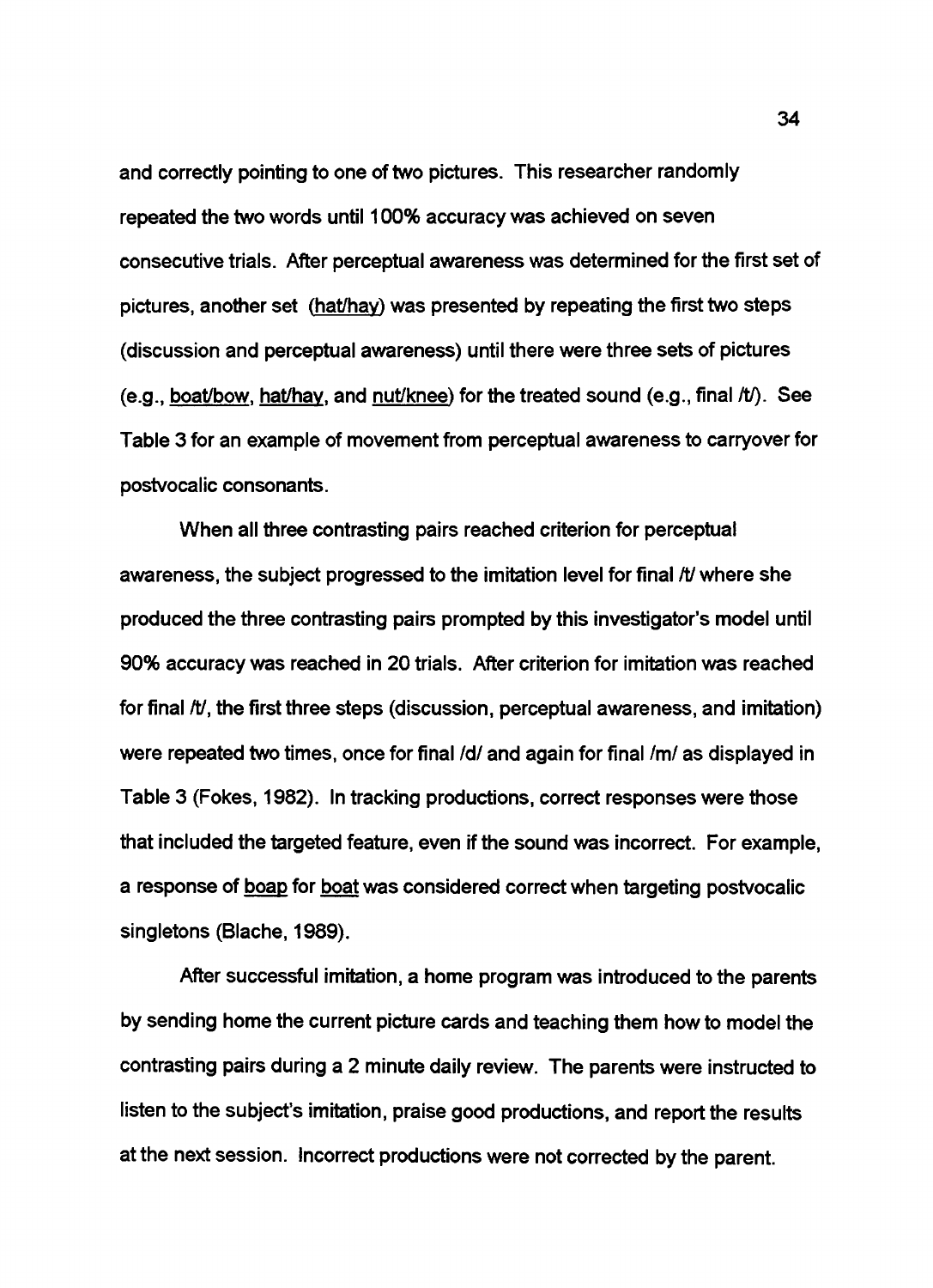and correctly pointing to one of two pictures. This researcher randomly repeated the two words until 100% accuracy was achieved on seven consecutive trials. After perceptual awareness was determined for the first set of pictures, another set (hat/hay) was presented by repeating the first two steps (discussion and perceptual awareness) until there were three sets of pictures (e.g., boat/bow, hat/hay, and nut/knee) for the treated sound (e.g., final /t/). See Table 3 for an example of movement from perceptual awareness to carryover for postvocalic consonants.

When all three contrasting pairs reached criterion for perceptual awareness, the subject progressed to the imitation level for final /t/ where she produced the three contrasting pairs prompted by this investigator's model until 90% accuracy was reached in 20 trials. After criterion for imitation was reached for final /t/, the first three steps (discussion, perceptual awareness, and imitation) were repeated two times, once for final /d/ and again for final /m/ as displayed in Table 3 (Fokes, 1982). In tracking productions, correct responses were those that included the targeted feature, even if the sound was incorrect. For example, a response of boap for boat was considered correct when targeting postvocalic singletons (Blache, 1989).

After successful imitation, a home program was introduced to the parents by sending home the current picture cards and teaching them how to model the contrasting pairs during a 2 minute daily review. The parents were instructed to listen to the subject's imitation, praise good productions, and report the results at the next session. Incorrect productions were not corrected by the parent.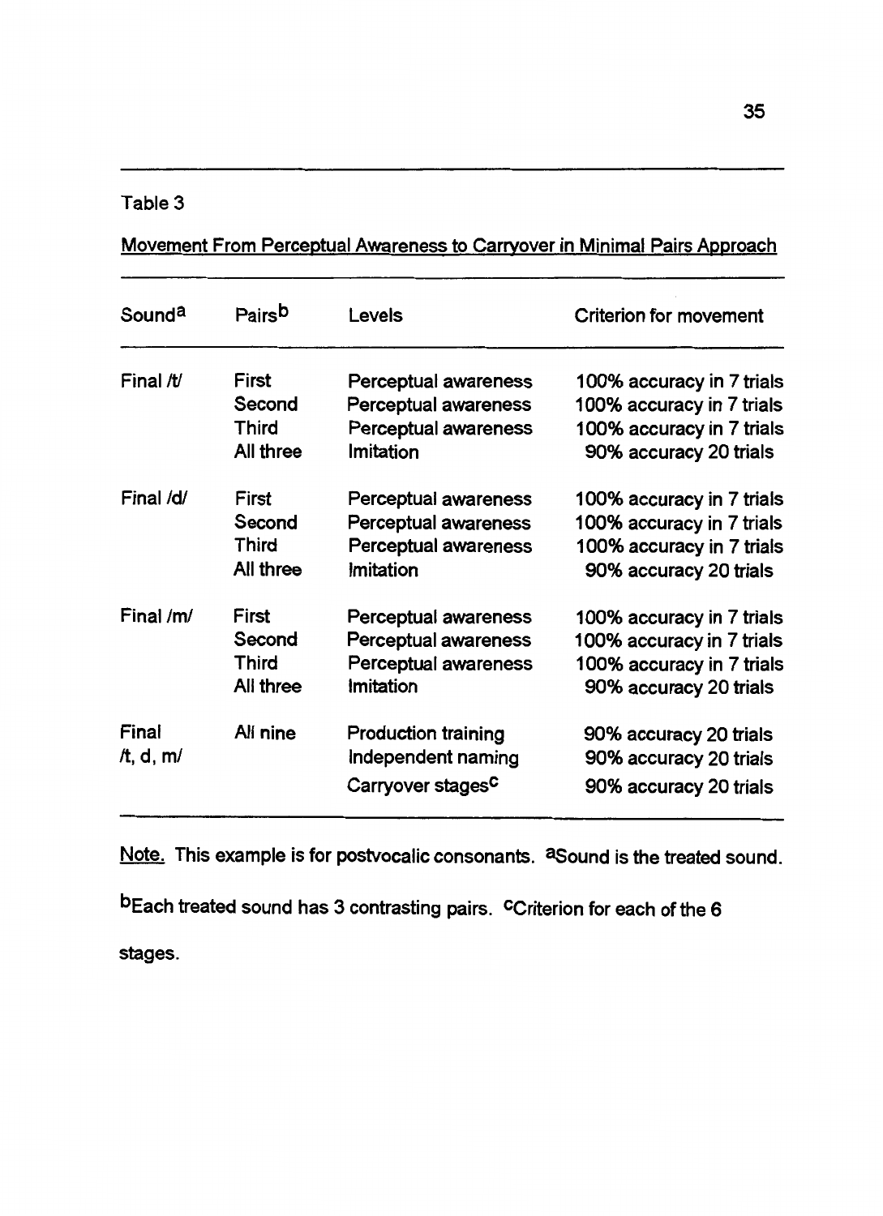Table 3

Movement From Perceptual Awareness to Carryover in Minimal Pairs Approach

| Sound[a] | Pairs[b] | Levels | Criterion for movement |
|---|---|---|---|
| Final /t/ | First | Perceptual awareness | 100% accuracy in 7 trials |
| | Second | Perceptual awareness | 100% accuracy in 7 trials |
| | Third | Perceptual awareness | 100% accuracy in 7 trials |
| | All three | Imitation | 90% accuracy 20 trials |
| Final /d/ | First | Perceptual awareness | 100% accuracy in 7 trials |
| | Second | Perceptual awareness | 100% accuracy in 7 trials |
| | Third | Perceptual awareness | 100% accuracy in 7 trials |
| | All three | Imitation | 90% accuracy 20 trials |
| Final /m/ | First | Perceptual awareness | 100% accuracy in 7 trials |
| | Second | Perceptual awareness | 100% accuracy in 7 trials |
| | Third | Perceptual awareness | 100% accuracy in 7 trials |
| | All three | Imitation | 90% accuracy 20 trials |
| Final /t, d, m/ | All nine | Production training | 90% accuracy 20 trials |
| | | Independent naming | 90% accuracy 20 trials |
| | | Carryover stages[c] | 90% accuracy 20 trials |

Note. This example is for postvocalic consonants. [a]Sound is the treated sound. [b]Each treated sound has 3 contrasting pairs. [c]Criterion for each of the 6 stages.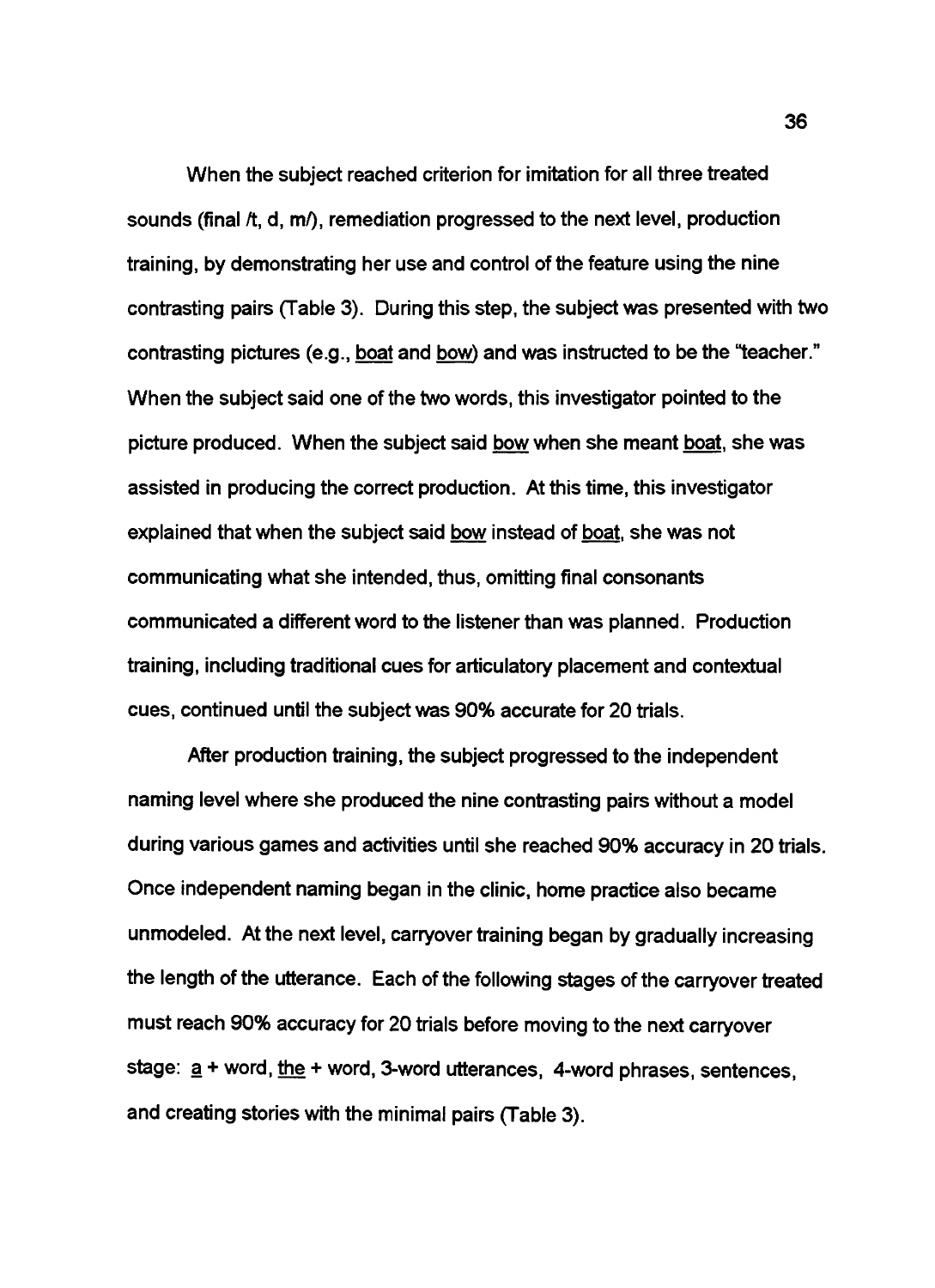When the subject reached criterion for imitation for all three treated sounds (final /t, d, m/), remediation progressed to the next level, production training, by demonstrating her use and control of the feature using the nine contrasting pairs (Table 3). During this step, the subject was presented with two contrasting pictures (e.g., boat and bow) and was instructed to be the "teacher." When the subject said one of the two words, this investigator pointed to the picture produced. When the subject said bow when she meant boat, she was assisted in producing the correct production. At this time, this investigator explained that when the subject said bow instead of boat, she was not communicating what she intended, thus, omitting final consonants communicated a different word to the listener than was planned. Production training, including traditional cues for articulatory placement and contextual cues, continued until the subject was 90% accurate for 20 trials.

After production training, the subject progressed to the independent naming level where she produced the nine contrasting pairs without a model during various games and activities until she reached 90% accuracy in 20 trials. Once independent naming began in the clinic, home practice also became unmodeled. At the next level, carryover training began by gradually increasing the length of the utterance. Each of the following stages of the carryover treated must reach 90% accuracy for 20 trials before moving to the next carryover stage: a + word, the + word, 3-word utterances, 4-word phrases, sentences, and creating stories with the minimal pairs (Table 3).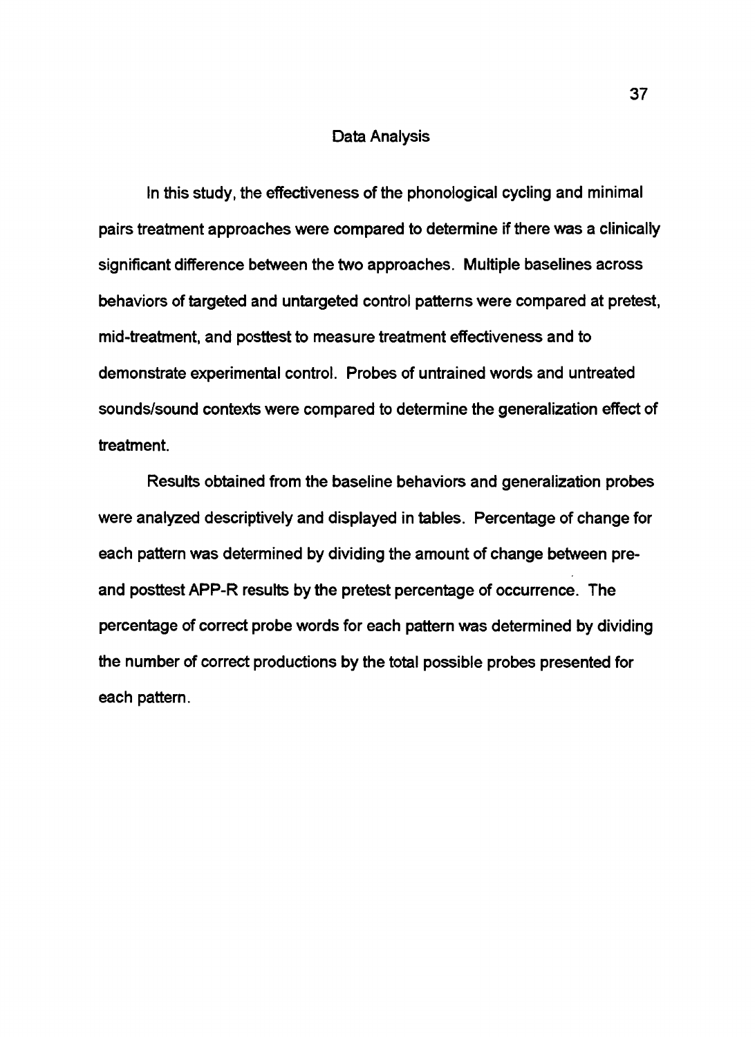## Data Analysis

In this study, the effectiveness of the phonological cycling and minimal pairs treatment approaches were compared to determine if there was a clinically significant difference between the two approaches. Multiple baselines across behaviors of targeted and untargeted control patterns were compared at pretest, mid-treatment, and posttest to measure treatment effectiveness and to demonstrate experimental control. Probes of untrained words and untreated sounds/sound contexts were compared to determine the generalization effect of treatment.

Results obtained from the baseline behaviors and generalization probes were analyzed descriptively and displayed in tables. Percentage of change for each pattern was determined by dividing the amount of change between pre- and posttest APP-R results by the pretest percentage of occurrence. The percentage of correct probe words for each pattern was determined by dividing the number of correct productions by the total possible probes presented for each pattern.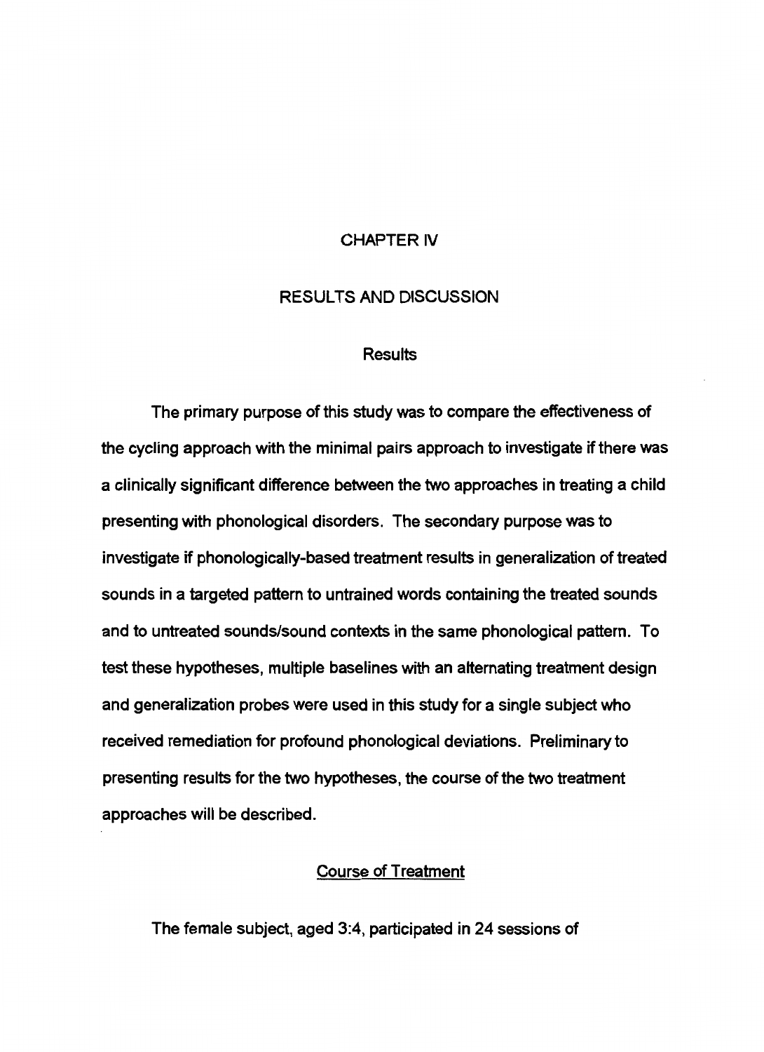# CHAPTER IV

# RESULTS AND DISCUSSION

## Results

The primary purpose of this study was to compare the effectiveness of the cycling approach with the minimal pairs approach to investigate if there was a clinically significant difference between the two approaches in treating a child presenting with phonological disorders. The secondary purpose was to investigate if phonologically-based treatment results in generalization of treated sounds in a targeted pattern to untrained words containing the treated sounds and to untreated sounds/sound contexts in the same phonological pattern. To test these hypotheses, multiple baselines with an alternating treatment design and generalization probes were used in this study for a single subject who received remediation for profound phonological deviations. Preliminary to presenting results for the two hypotheses, the course of the two treatment approaches will be described.

### Course of Treatment

The female subject, aged 3:4, participated in 24 sessions of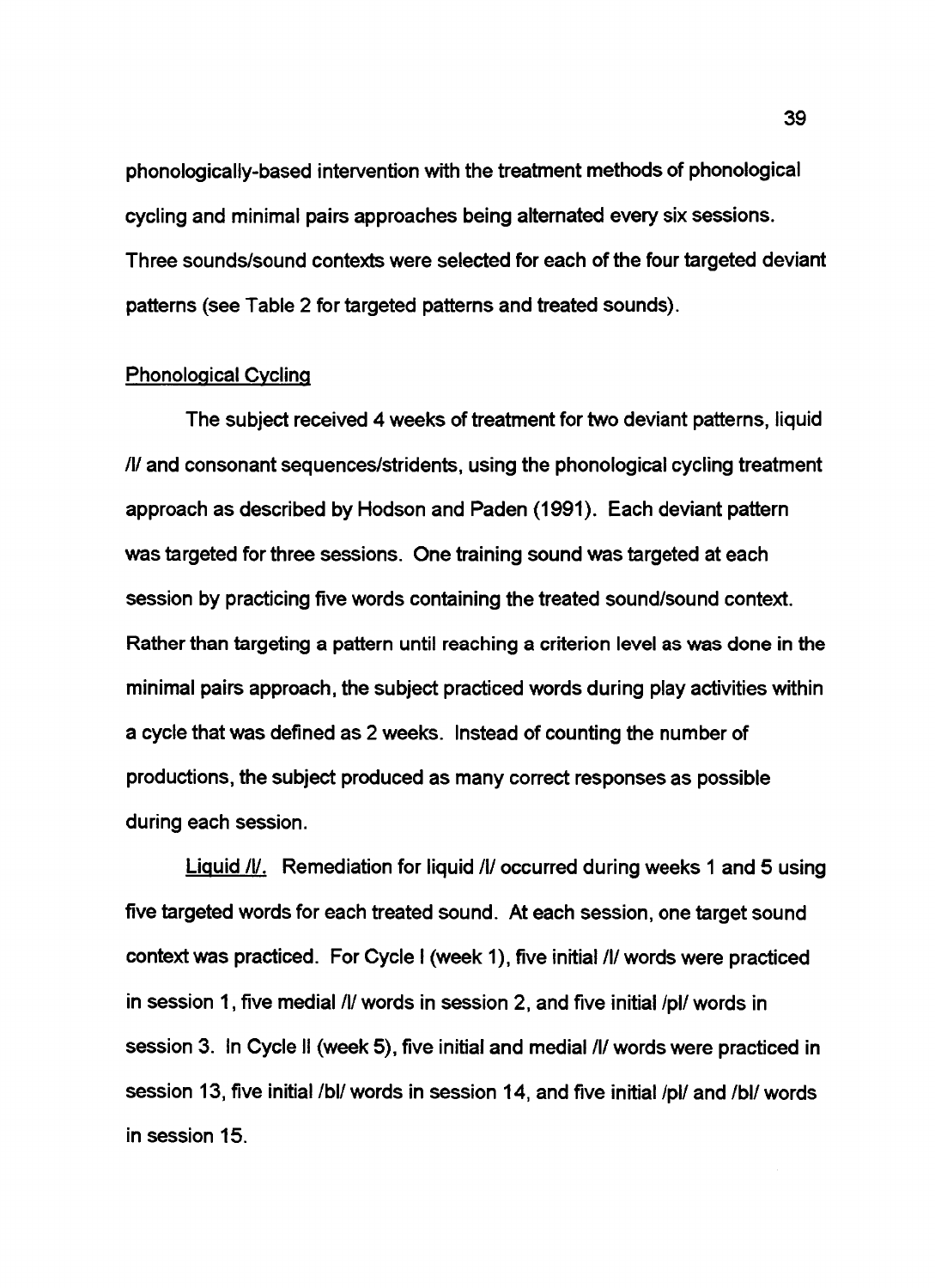phonologically-based intervention with the treatment methods of phonological cycling and minimal pairs approaches being alternated every six sessions. Three sounds/sound contexts were selected for each of the four targeted deviant patterns (see Table 2 for targeted patterns and treated sounds).

## Phonological Cycling

The subject received 4 weeks of treatment for two deviant patterns, liquid /l/ and consonant sequences/stridents, using the phonological cycling treatment approach as described by Hodson and Paden (1991). Each deviant pattern was targeted for three sessions. One training sound was targeted at each session by practicing five words containing the treated sound/sound context. Rather than targeting a pattern until reaching a criterion level as was done in the minimal pairs approach, the subject practiced words during play activities within a cycle that was defined as 2 weeks. Instead of counting the number of productions, the subject produced as many correct responses as possible during each session.

Liquid /l/. Remediation for liquid /l/ occurred during weeks 1 and 5 using five targeted words for each treated sound. At each session, one target sound context was practiced. For Cycle I (week 1), five initial /l/ words were practiced in session 1, five medial /l/ words in session 2, and five initial /pl/ words in session 3. In Cycle II (week 5), five initial and medial /l/ words were practiced in session 13, five initial /bl/ words in session 14, and five initial /pl/ and /bl/ words in session 15.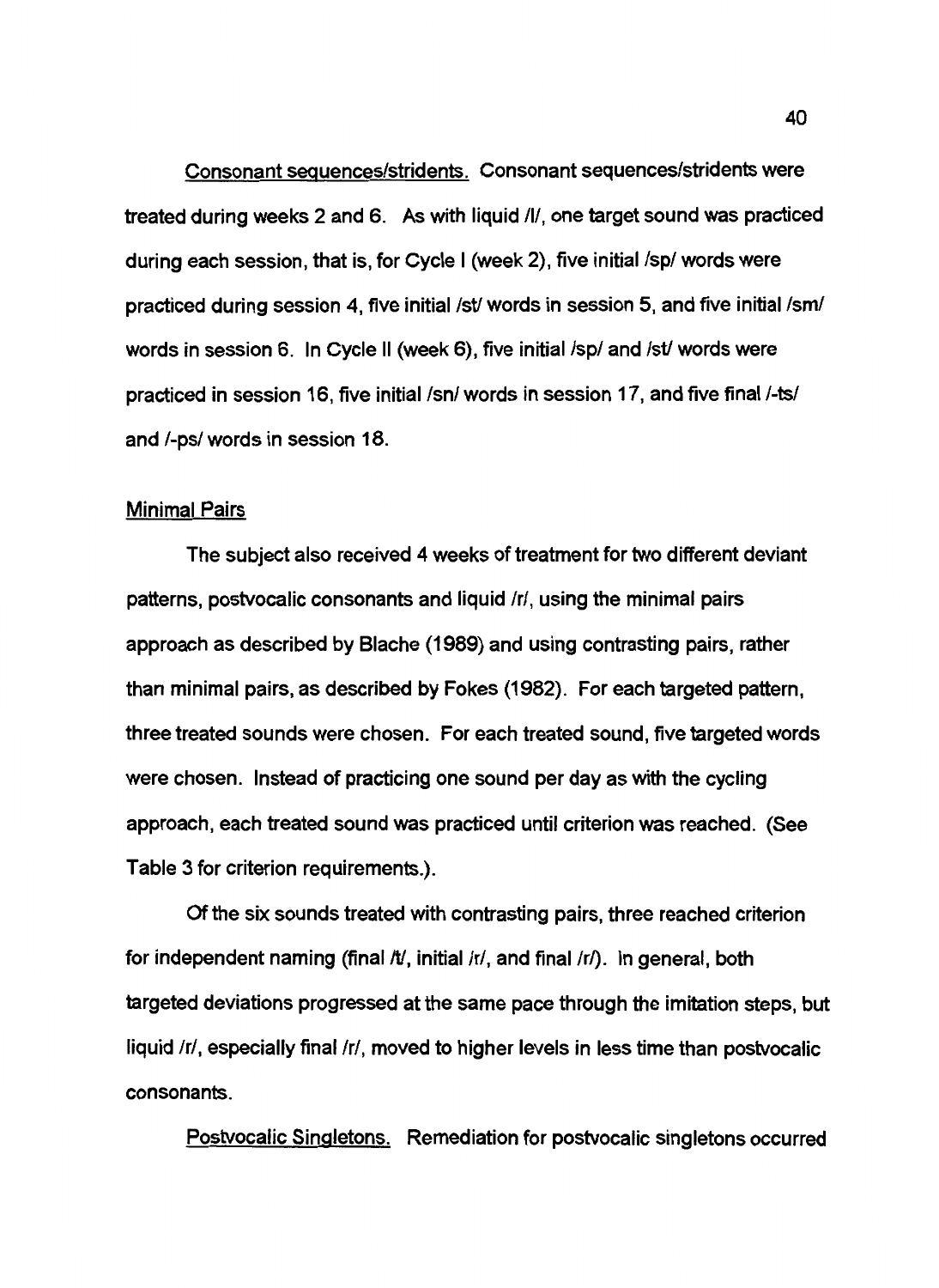Consonant sequences/stridents. Consonant sequences/stridents were treated during weeks 2 and 6. As with liquid /l/, one target sound was practiced during each session, that is, for Cycle I (week 2), five initial /sp/ words were practiced during session 4, five initial /st/ words in session 5, and five initial /sm/ words in session 6. In Cycle II (week 6), five initial /sp/ and /st/ words were practiced in session 16, five initial /sn/ words in session 17, and five final /-ts/ and /-ps/ words in session 18.

## Minimal Pairs

The subject also received 4 weeks of treatment for two different deviant patterns, postvocalic consonants and liquid /r/, using the minimal pairs approach as described by Blache (1989) and using contrasting pairs, rather than minimal pairs, as described by Fokes (1982). For each targeted pattern, three treated sounds were chosen. For each treated sound, five targeted words were chosen. Instead of practicing one sound per day as with the cycling approach, each treated sound was practiced until criterion was reached. (See Table 3 for criterion requirements.).

Of the six sounds treated with contrasting pairs, three reached criterion for independent naming (final /t/, initial /r/, and final /r/). In general, both targeted deviations progressed at the same pace through the imitation steps, but liquid /r/, especially final /r/, moved to higher levels in less time than postvocalic consonants.

Postvocalic Singletons. Remediation for postvocalic singletons occurred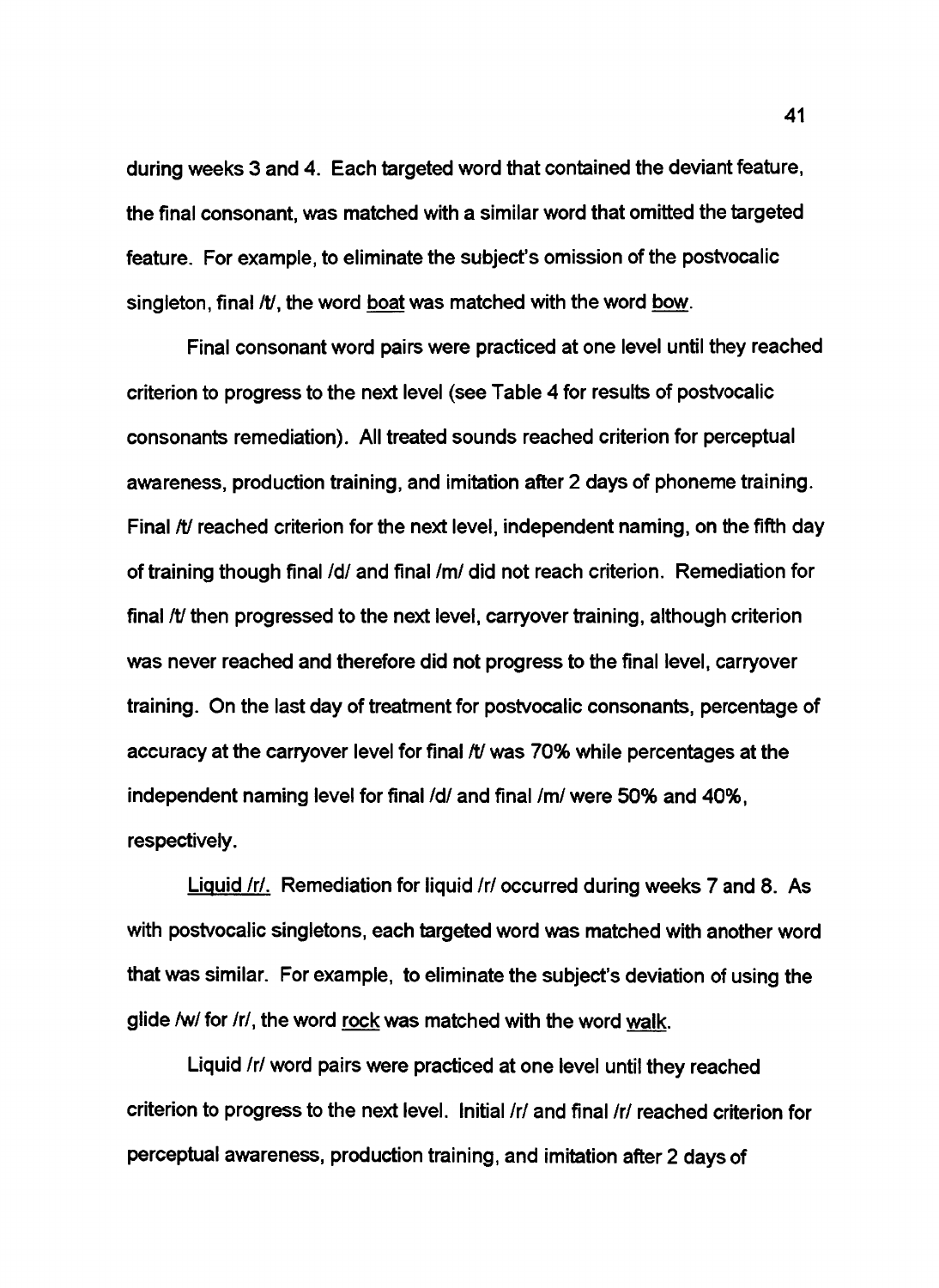during weeks 3 and 4. Each targeted word that contained the deviant feature, the final consonant, was matched with a similar word that omitted the targeted feature. For example, to eliminate the subject's omission of the postvocalic singleton, final /t/, the word boat was matched with the word bow.

Final consonant word pairs were practiced at one level until they reached criterion to progress to the next level (see Table 4 for results of postvocalic consonants remediation). All treated sounds reached criterion for perceptual awareness, production training, and imitation after 2 days of phoneme training. Final /t/ reached criterion for the next level, independent naming, on the fifth day of training though final /d/ and final /m/ did not reach criterion. Remediation for final /t/ then progressed to the next level, carryover training, although criterion was never reached and therefore did not progress to the final level, carryover training. On the last day of treatment for postvocalic consonants, percentage of accuracy at the carryover level for final /t/ was 70% while percentages at the independent naming level for final /d/ and final /m/ were 50% and 40%, respectively.

Liquid /r/. Remediation for liquid /r/ occurred during weeks 7 and 8. As with postvocalic singletons, each targeted word was matched with another word that was similar. For example, to eliminate the subject's deviation of using the glide /w/ for /r/, the word rock was matched with the word walk.

Liquid /r/ word pairs were practiced at one level until they reached criterion to progress to the next level. Initial /r/ and final /r/ reached criterion for perceptual awareness, production training, and imitation after 2 days of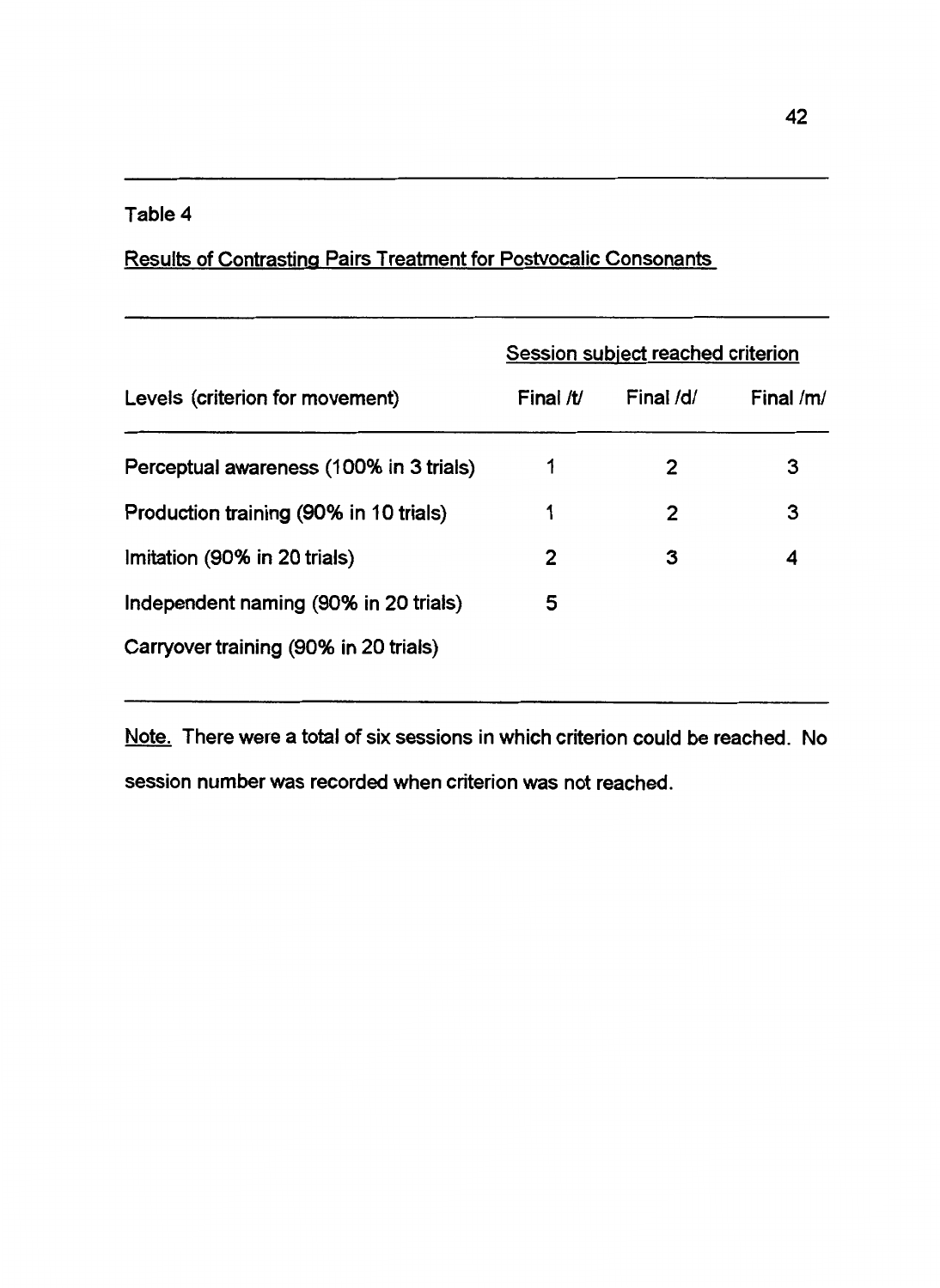Table 4

Results of Contrasting Pairs Treatment for Postvocalic Consonants

| Levels (criterion for movement) | Session subject reached criterion | | |
|---|---|---|---|
| | Final /t/ | Final /d/ | Final /m/ |
| Perceptual awareness (100% in 3 trials) | 1 | 2 | 3 |
| Production training (90% in 10 trials) | 1 | 2 | 3 |
| Imitation (90% in 20 trials) | 2 | 3 | 4 |
| Independent naming (90% in 20 trials) | 5 | | |
| Carryover training (90% in 20 trials) | | | |

Note. There were a total of six sessions in which criterion could be reached. No session number was recorded when criterion was not reached.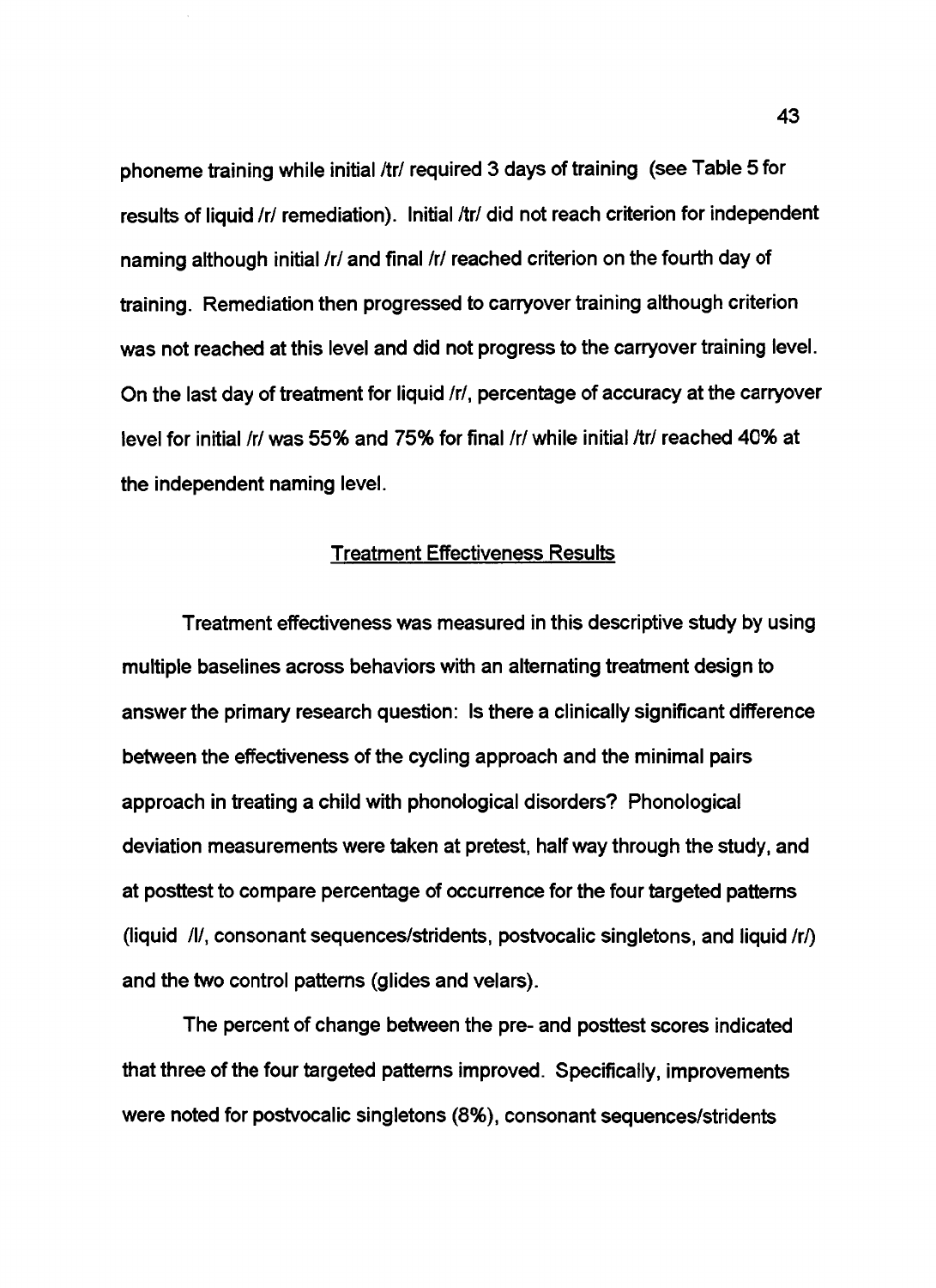phoneme training while initial /tr/ required 3 days of training (see Table 5 for results of liquid /r/ remediation). Initial /tr/ did not reach criterion for independent naming although initial /r/ and final /r/ reached criterion on the fourth day of training. Remediation then progressed to carryover training although criterion was not reached at this level and did not progress to the carryover training level. On the last day of treatment for liquid /r/, percentage of accuracy at the carryover level for initial /r/ was 55% and 75% for final /r/ while initial /tr/ reached 40% at the independent naming level.

## Treatment Effectiveness Results

Treatment effectiveness was measured in this descriptive study by using multiple baselines across behaviors with an alternating treatment design to answer the primary research question: Is there a clinically significant difference between the effectiveness of the cycling approach and the minimal pairs approach in treating a child with phonological disorders? Phonological deviation measurements were taken at pretest, half way through the study, and at posttest to compare percentage of occurrence for the four targeted patterns (liquid /l/, consonant sequences/stridents, postvocalic singletons, and liquid /r/) and the two control patterns (glides and velars).

The percent of change between the pre- and posttest scores indicated that three of the four targeted patterns improved. Specifically, improvements were noted for postvocalic singletons (8%), consonant sequences/stridents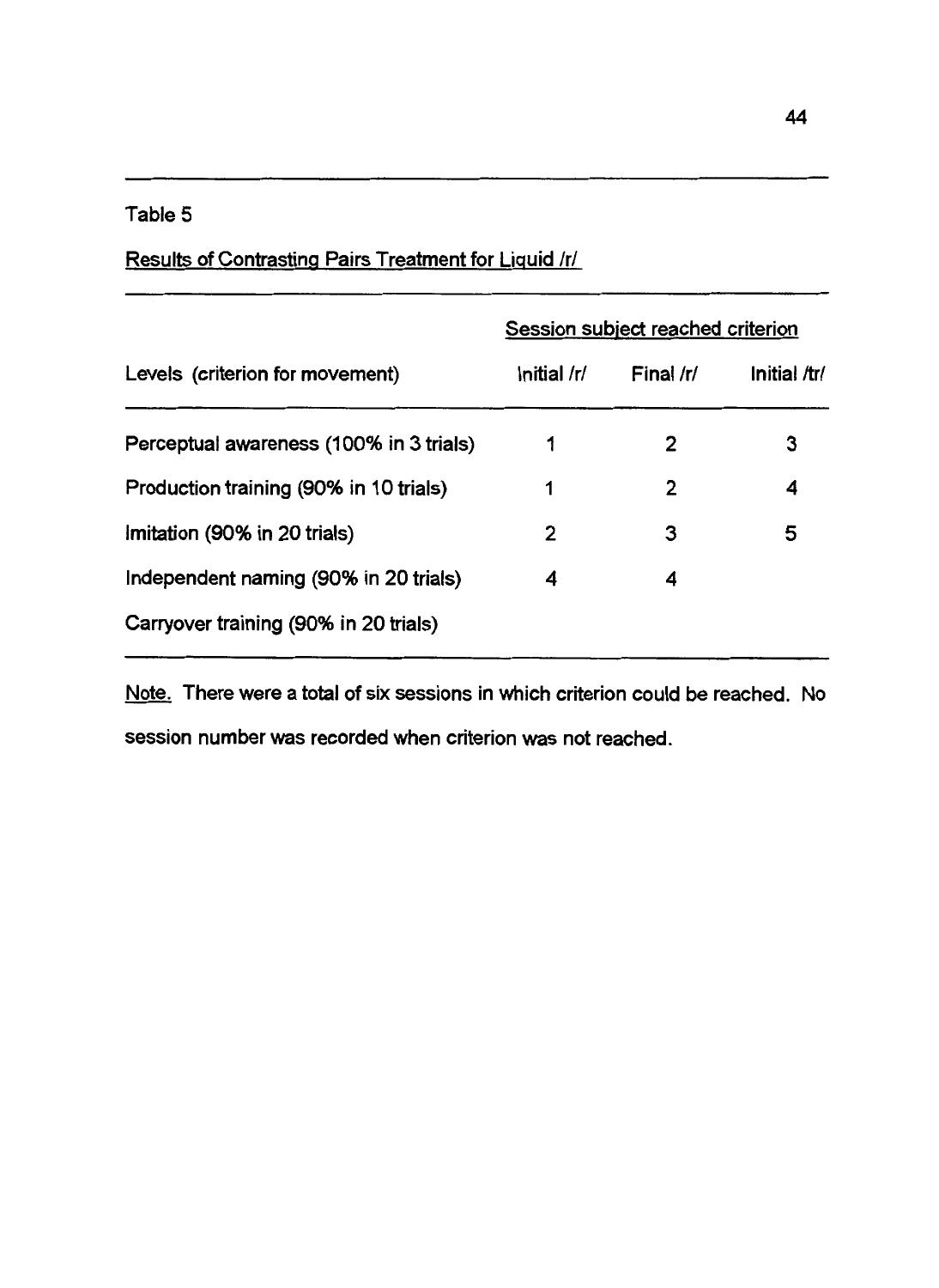Table 5

Results of Contrasting Pairs Treatment for Liquid /r/

| Levels (criterion for movement) | Session subject reached criterion | | |
|---|---|---|---|
| | Initial /r/ | Final /r/ | Initial /tr/ |
| Perceptual awareness (100% in 3 trials) | 1 | 2 | 3 |
| Production training (90% in 10 trials) | 1 | 2 | 4 |
| Imitation (90% in 20 trials) | 2 | 3 | 5 |
| Independent naming (90% in 20 trials) | 4 | 4 | |
| Carryover training (90% in 20 trials) | | | |

Note. There were a total of six sessions in which criterion could be reached. No session number was recorded when criterion was not reached.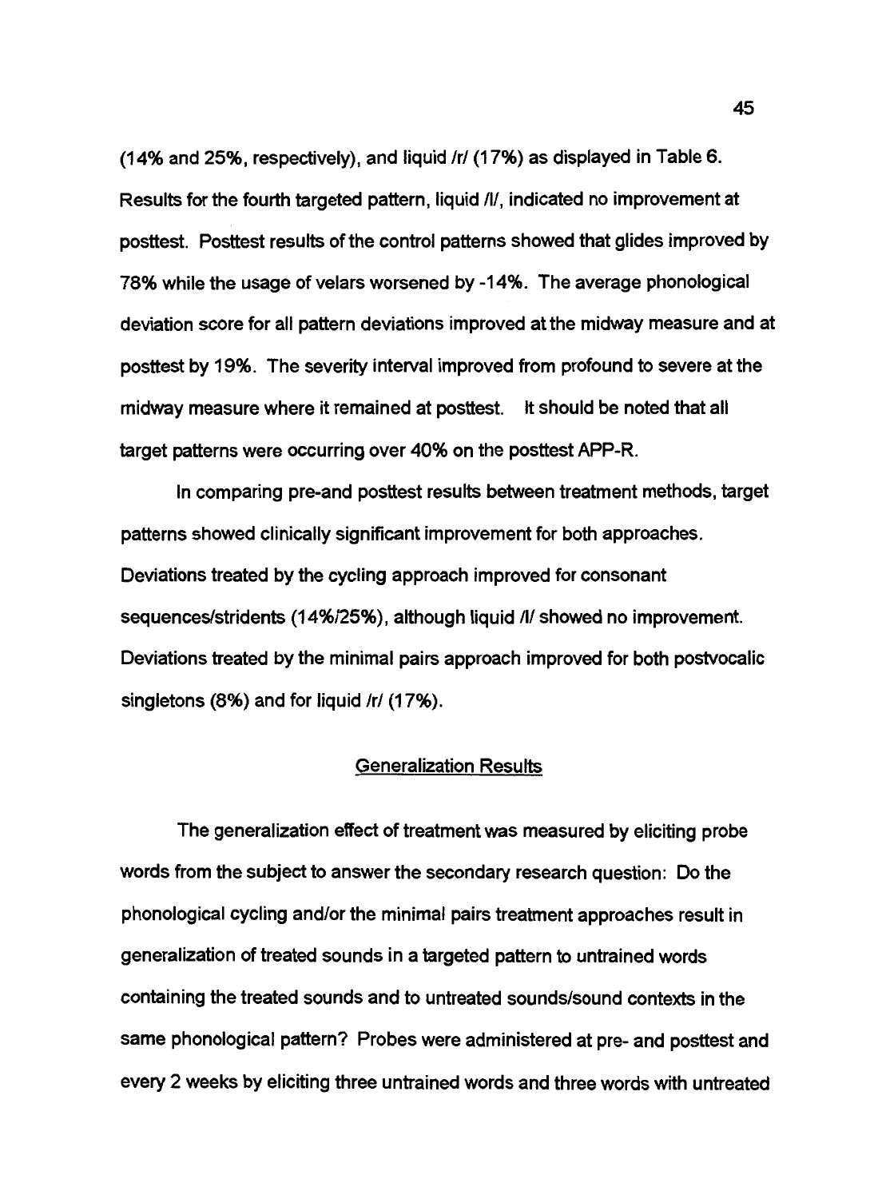(14% and 25%, respectively), and liquid /r/ (17%) as displayed in Table 6. Results for the fourth targeted pattern, liquid /l/, indicated no improvement at posttest. Posttest results of the control patterns showed that glides improved by 78% while the usage of velars worsened by -14%. The average phonological deviation score for all pattern deviations improved at the midway measure and at posttest by 19%. The severity interval improved from profound to severe at the midway measure where it remained at posttest. It should be noted that all target patterns were occurring over 40% on the posttest APP-R.

In comparing pre-and posttest results between treatment methods, target patterns showed clinically significant improvement for both approaches. Deviations treated by the cycling approach improved for consonant sequences/stridents (14%/25%), although liquid /l/ showed no improvement. Deviations treated by the minimal pairs approach improved for both postvocalic singletons (8%) and for liquid /r/ (17%).

## Generalization Results

The generalization effect of treatment was measured by eliciting probe words from the subject to answer the secondary research question: Do the phonological cycling and/or the minimal pairs treatment approaches result in generalization of treated sounds in a targeted pattern to untrained words containing the treated sounds and to untreated sounds/sound contexts in the same phonological pattern? Probes were administered at pre- and posttest and every 2 weeks by eliciting three untrained words and three words with untreated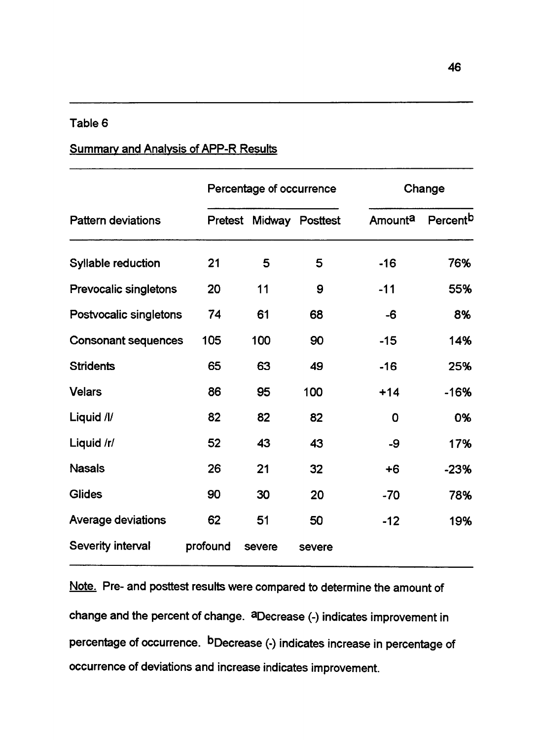Table 6

Summary and Analysis of APP-R Results

| Pattern deviations | Percentage of occurrence | | | Change | |
|---|---|---|---|---|---|
| | Pretest | Midway | Posttest | Amount[a] | Percent[b] |
| Syllable reduction | 21 | 5 | 5 | -16 | 76% |
| Prevocalic singletons | 20 | 11 | 9 | -11 | 55% |
| Postvocalic singletons | 74 | 61 | 68 | -6 | 8% |
| Consonant sequences | 105 | 100 | 90 | -15 | 14% |
| Stridents | 65 | 63 | 49 | -16 | 25% |
| Velars | 86 | 95 | 100 | +14 | -16% |
| Liquid /l/ | 82 | 82 | 82 | 0 | 0% |
| Liquid /r/ | 52 | 43 | 43 | -9 | 17% |
| Nasals | 26 | 21 | 32 | +6 | -23% |
| Glides | 90 | 30 | 20 | -70 | 78% |
| Average deviations | 62 | 51 | 50 | -12 | 19% |
| Severity interval | profound | severe | severe | | |

Note. Pre- and posttest results were compared to determine the amount of change and the percent of change. [a]Decrease (-) indicates improvement in percentage of occurrence. [b]Decrease (-) indicates increase in percentage of occurrence of deviations and increase indicates improvement.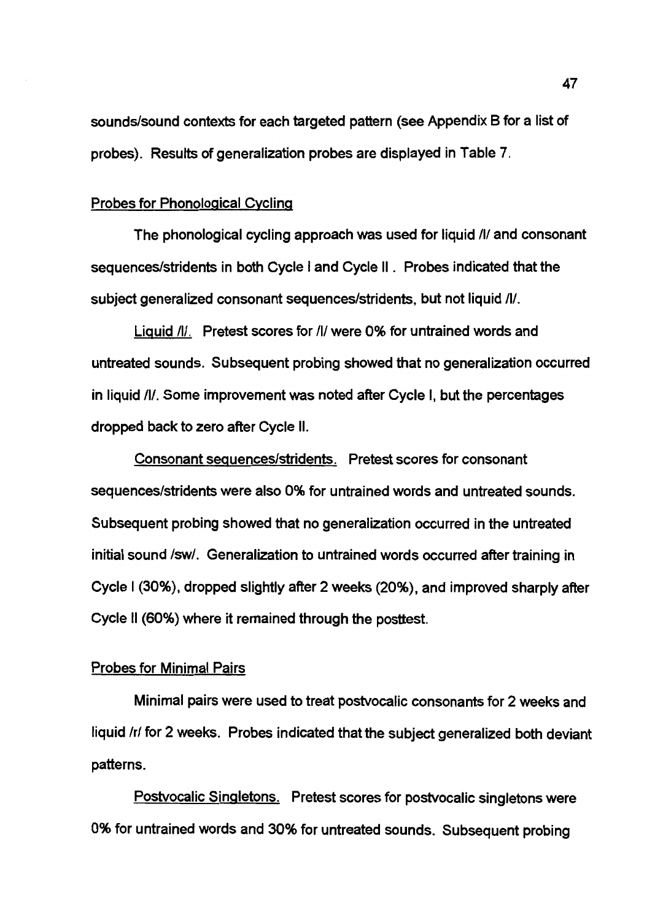sounds/sound contexts for each targeted pattern (see Appendix B for a list of probes). Results of generalization probes are displayed in Table 7.

## Probes for Phonological Cycling

The phonological cycling approach was used for liquid /l/ and consonant sequences/stridents in both Cycle I and Cycle II. Probes indicated that the subject generalized consonant sequences/stridents, but not liquid /l/.

Liquid /l/. Pretest scores for /l/ were 0% for untrained words and untreated sounds. Subsequent probing showed that no generalization occurred in liquid /l/. Some improvement was noted after Cycle I, but the percentages dropped back to zero after Cycle II.

Consonant sequences/stridents. Pretest scores for consonant sequences/stridents were also 0% for untrained words and untreated sounds. Subsequent probing showed that no generalization occurred in the untreated initial sound /sw/. Generalization to untrained words occurred after training in Cycle I (30%), dropped slightly after 2 weeks (20%), and improved sharply after Cycle II (60%) where it remained through the posttest.

## Probes for Minimal Pairs

Minimal pairs were used to treat postvocalic consonants for 2 weeks and liquid /r/ for 2 weeks. Probes indicated that the subject generalized both deviant patterns.

Postvocalic Singletons. Pretest scores for postvocalic singletons were 0% for untrained words and 30% for untreated sounds. Subsequent probing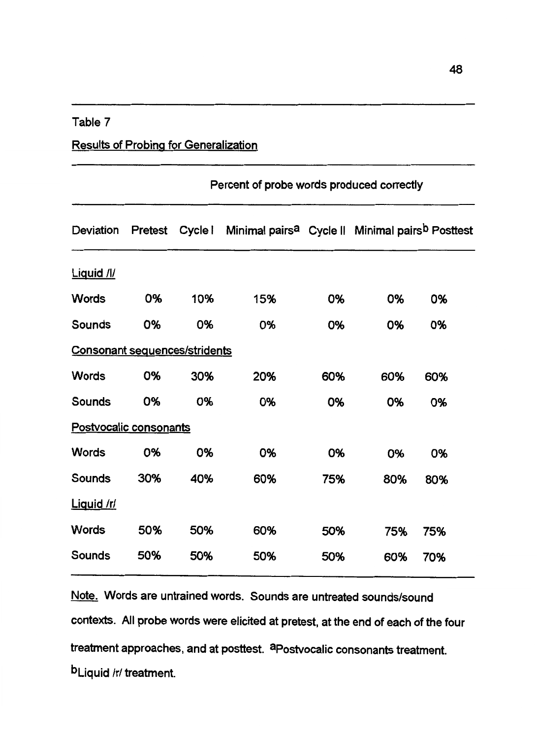Table 7

Results of Probing for Generalization

| | Percent of probe words produced correctly | | | | | |
|---|---|---|---|---|---|---|
| Deviation | Pretest | Cycle I | Minimal pairs[a] | Cycle II | Minimal pairs[b] | Posttest |
| Liquid /l/ | | | | | | |
| Words | 0% | 10% | 15% | 0% | 0% | 0% |
| Sounds | 0% | 0% | 0% | 0% | 0% | 0% |
| Consonant sequences/stridents | | | | | | |
| Words | 0% | 30% | 20% | 60% | 60% | 60% |
| Sounds | 0% | 0% | 0% | 0% | 0% | 0% |
| Postvocalic consonants | | | | | | |
| Words | 0% | 0% | 0% | 0% | 0% | 0% |
| Sounds | 30% | 40% | 60% | 75% | 80% | 80% |
| Liquid /r/ | | | | | | |
| Words | 50% | 50% | 60% | 50% | 75% | 75% |
| Sounds | 50% | 50% | 50% | 50% | 60% | 70% |

Note. Words are untrained words. Sounds are untreated sounds/sound contexts. All probe words were elicited at pretest, at the end of each of the four treatment approaches, and at posttest. [a]Postvocalic consonants treatment. [b]Liquid /r/ treatment.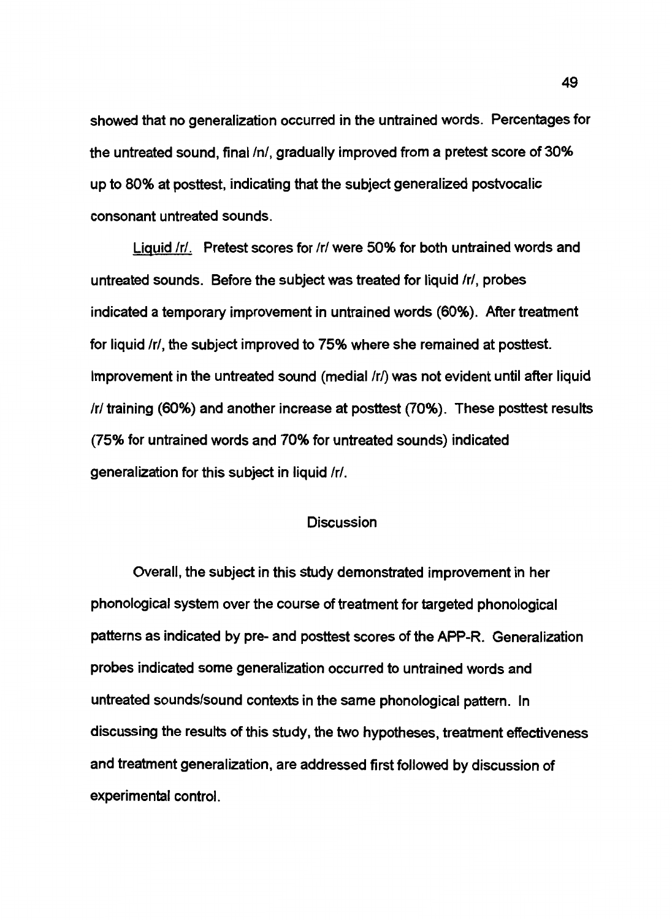showed that no generalization occurred in the untrained words. Percentages for the untreated sound, final /n/, gradually improved from a pretest score of 30% up to 80% at posttest, indicating that the subject generalized postvocalic consonant untreated sounds.

Liquid /r/. Pretest scores for /r/ were 50% for both untrained words and untreated sounds. Before the subject was treated for liquid /r/, probes indicated a temporary improvement in untrained words (60%). After treatment for liquid /r/, the subject improved to 75% where she remained at posttest. Improvement in the untreated sound (medial /r/) was not evident until after liquid /r/ training (60%) and another increase at posttest (70%). These posttest results (75% for untrained words and 70% for untreated sounds) indicated generalization for this subject in liquid /r/.

## Discussion

Overall, the subject in this study demonstrated improvement in her phonological system over the course of treatment for targeted phonological patterns as indicated by pre- and posttest scores of the APP-R. Generalization probes indicated some generalization occurred to untrained words and untreated sounds/sound contexts in the same phonological pattern. In discussing the results of this study, the two hypotheses, treatment effectiveness and treatment generalization, are addressed first followed by discussion of experimental control.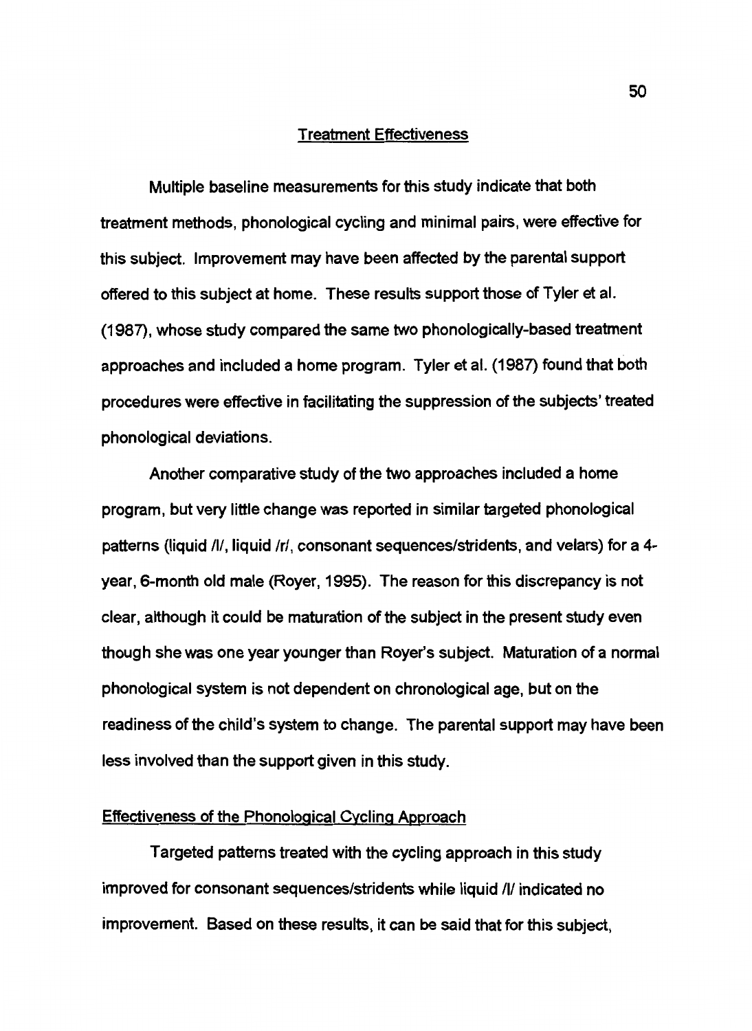## Treatment Effectiveness

Multiple baseline measurements for this study indicate that both treatment methods, phonological cycling and minimal pairs, were effective for this subject. Improvement may have been affected by the parental support offered to this subject at home. These results support those of Tyler et al. (1987), whose study compared the same two phonologically-based treatment approaches and included a home program. Tyler et al. (1987) found that both procedures were effective in facilitating the suppression of the subjects' treated phonological deviations.

Another comparative study of the two approaches included a home program, but very little change was reported in similar targeted phonological patterns (liquid /l/, liquid /r/, consonant sequences/stridents, and velars) for a 4-year, 6-month old male (Royer, 1995). The reason for this discrepancy is not clear, although it could be maturation of the subject in the present study even though she was one year younger than Royer's subject. Maturation of a normal phonological system is not dependent on chronological age, but on the readiness of the child's system to change. The parental support may have been less involved than the support given in this study.

### Effectiveness of the Phonological Cycling Approach

Targeted patterns treated with the cycling approach in this study improved for consonant sequences/stridents while liquid /l/ indicated no improvement. Based on these results, it can be said that for this subject,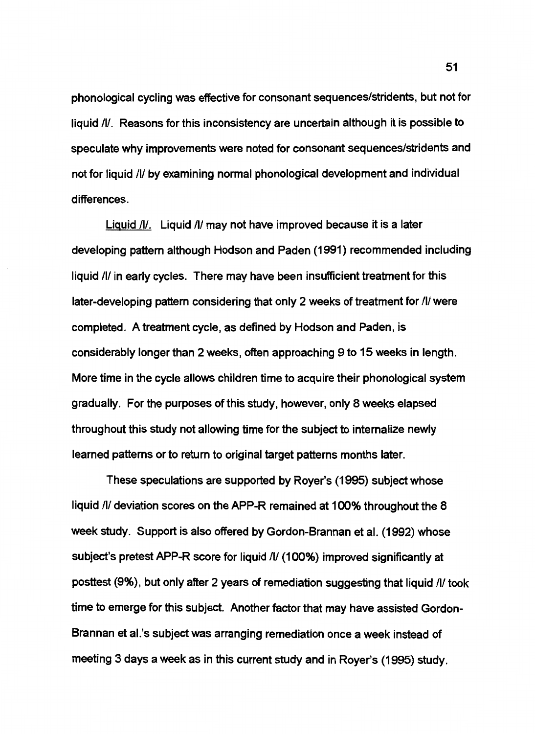phonological cycling was effective for consonant sequences/stridents, but not for liquid /l/. Reasons for this inconsistency are uncertain although it is possible to speculate why improvements were noted for consonant sequences/stridents and not for liquid /l/ by examining normal phonological development and individual differences.

<u>Liquid /l/.</u> Liquid /l/ may not have improved because it is a later developing pattern although Hodson and Paden (1991) recommended including liquid /l/ in early cycles. There may have been insufficient treatment for this later-developing pattern considering that only 2 weeks of treatment for /l/ were completed. A treatment cycle, as defined by Hodson and Paden, is considerably longer than 2 weeks, often approaching 9 to 15 weeks in length. More time in the cycle allows children time to acquire their phonological system gradually. For the purposes of this study, however, only 8 weeks elapsed throughout this study not allowing time for the subject to internalize newly learned patterns or to return to original target patterns months later.

These speculations are supported by Royer's (1995) subject whose liquid /l/ deviation scores on the APP-R remained at 100% throughout the 8 week study. Support is also offered by Gordon-Brannan et al. (1992) whose subject's pretest APP-R score for liquid /l/ (100%) improved significantly at posttest (9%), but only after 2 years of remediation suggesting that liquid /l/ took time to emerge for this subject. Another factor that may have assisted Gordon-Brannan et al.'s subject was arranging remediation once a week instead of meeting 3 days a week as in this current study and in Royer's (1995) study.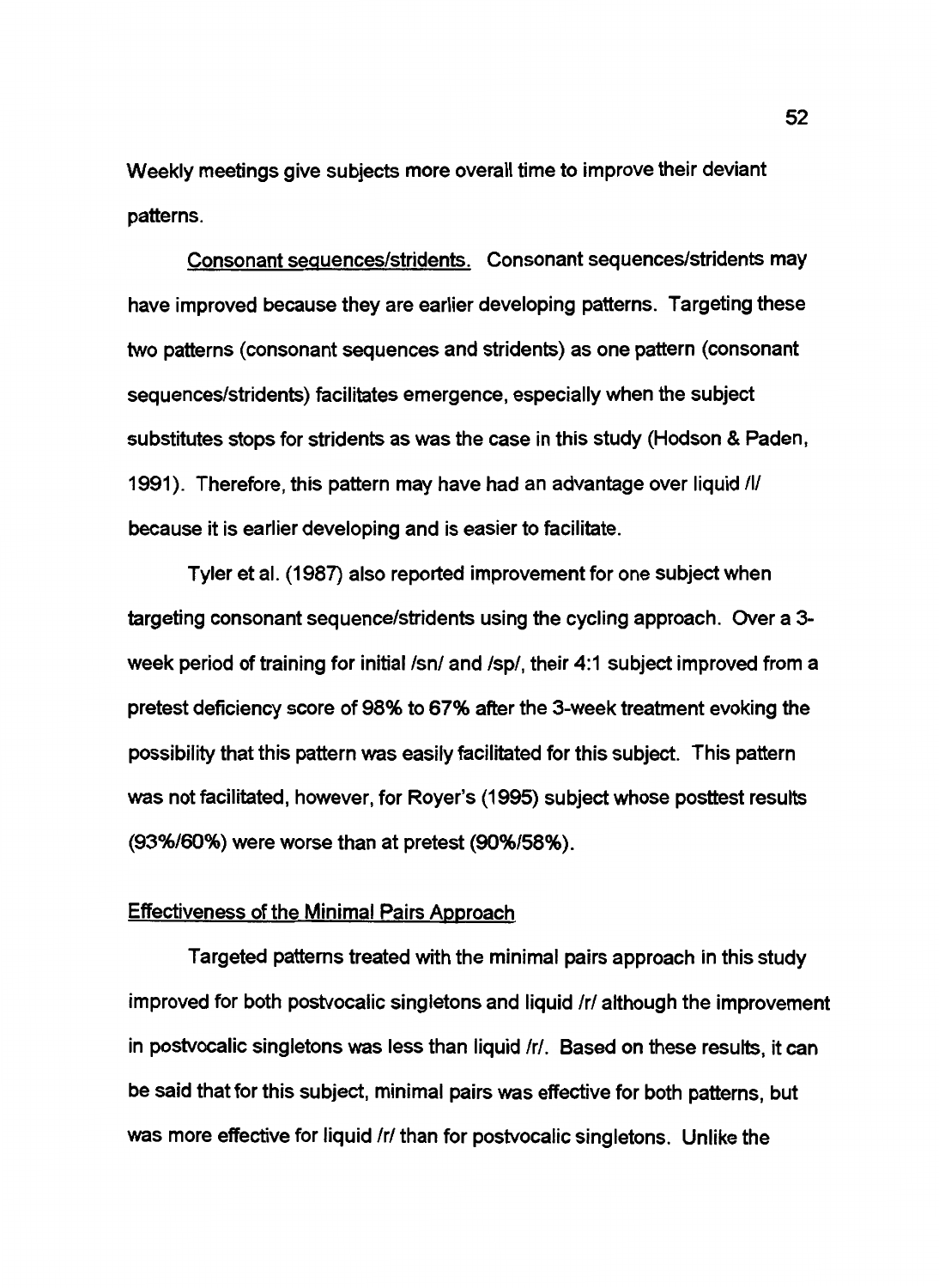Weekly meetings give subjects more overall time to improve their deviant patterns.

<u>Consonant sequences/stridents.</u> Consonant sequences/stridents may have improved because they are earlier developing patterns. Targeting these two patterns (consonant sequences and stridents) as one pattern (consonant sequences/stridents) facilitates emergence, especially when the subject substitutes stops for stridents as was the case in this study (Hodson & Paden, 1991). Therefore, this pattern may have had an advantage over liquid /l/ because it is earlier developing and is easier to facilitate.

Tyler et al. (1987) also reported improvement for one subject when targeting consonant sequence/stridents using the cycling approach. Over a 3-week period of training for initial /sn/ and /sp/, their 4:1 subject improved from a pretest deficiency score of 98% to 67% after the 3-week treatment evoking the possibility that this pattern was easily facilitated for this subject. This pattern was not facilitated, however, for Royer's (1995) subject whose posttest results (93%/60%) were worse than at pretest (90%/58%).

## <u>Effectiveness of the Minimal Pairs Approach</u>

Targeted patterns treated with the minimal pairs approach in this study improved for both postvocalic singletons and liquid /r/ although the improvement in postvocalic singletons was less than liquid /r/. Based on these results, it can be said that for this subject, minimal pairs was effective for both patterns, but was more effective for liquid /r/ than for postvocalic singletons. Unlike the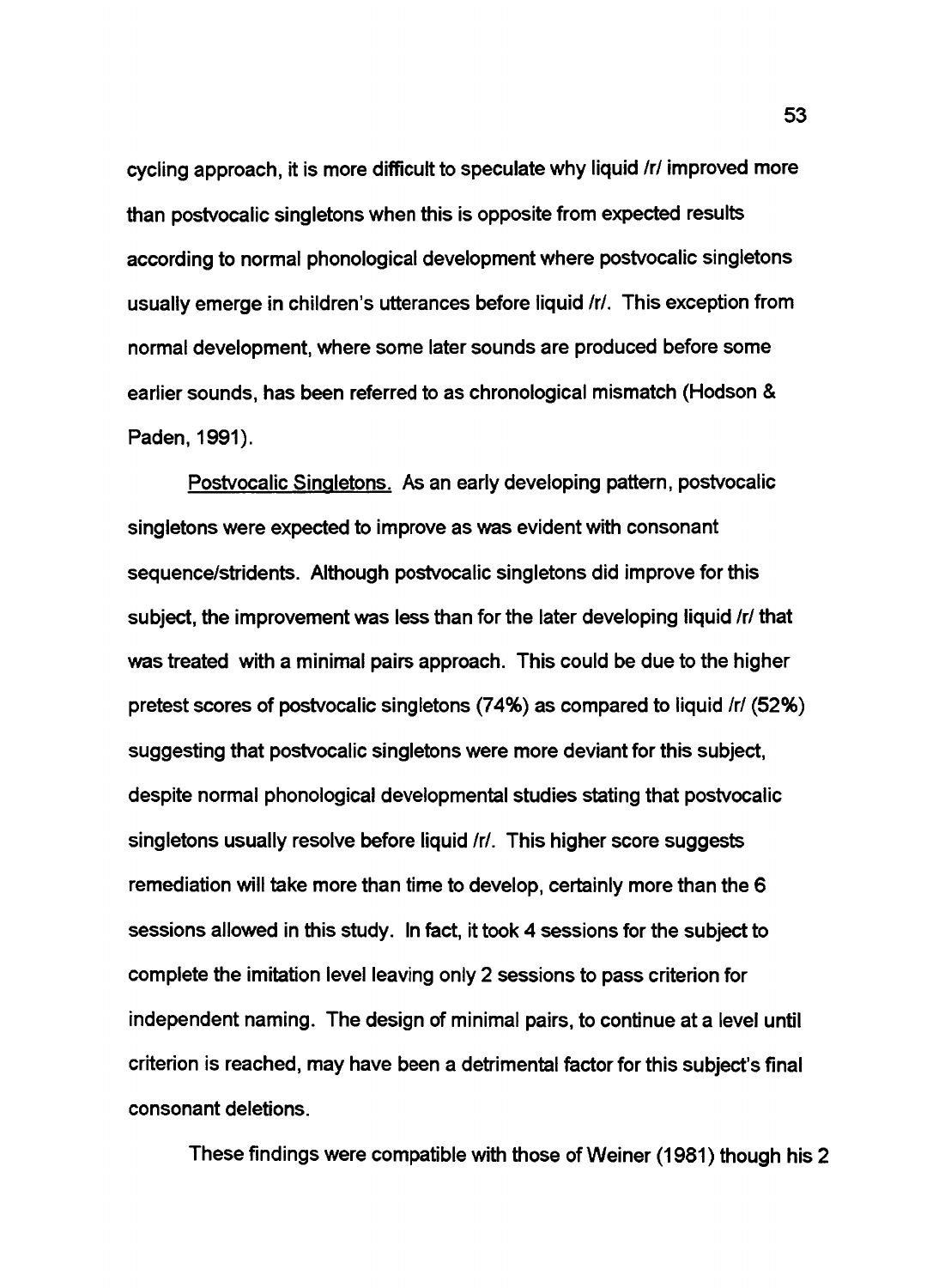cycling approach, it is more difficult to speculate why liquid /r/ improved more than postvocalic singletons when this is opposite from expected results according to normal phonological development where postvocalic singletons usually emerge in children's utterances before liquid /r/. This exception from normal development, where some later sounds are produced before some earlier sounds, has been referred to as chronological mismatch (Hodson & Paden, 1991).

Postvocalic Singletons. As an early developing pattern, postvocalic singletons were expected to improve as was evident with consonant sequence/stridents. Although postvocalic singletons did improve for this subject, the improvement was less than for the later developing liquid /r/ that was treated with a minimal pairs approach. This could be due to the higher pretest scores of postvocalic singletons (74%) as compared to liquid /r/ (52%) suggesting that postvocalic singletons were more deviant for this subject, despite normal phonological developmental studies stating that postvocalic singletons usually resolve before liquid /r/. This higher score suggests remediation will take more than time to develop, certainly more than the 6 sessions allowed in this study. In fact, it took 4 sessions for the subject to complete the imitation level leaving only 2 sessions to pass criterion for independent naming. The design of minimal pairs, to continue at a level until criterion is reached, may have been a detrimental factor for this subject's final consonant deletions.

These findings were compatible with those of Weiner (1981) though his 2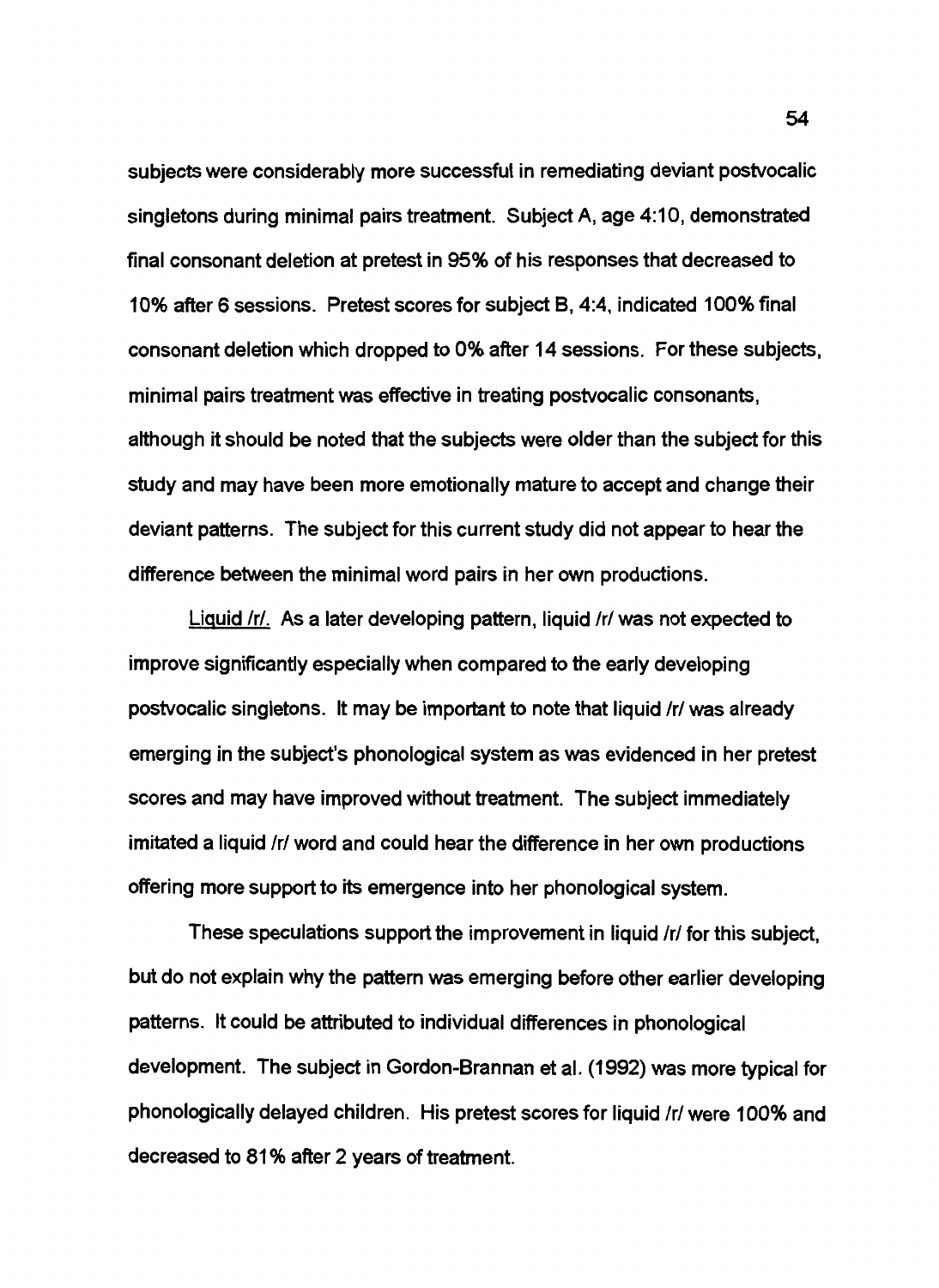subjects were considerably more successful in remediating deviant postvocalic singletons during minimal pairs treatment. Subject A, age 4:10, demonstrated final consonant deletion at pretest in 95% of his responses that decreased to 10% after 6 sessions. Pretest scores for subject B, 4:4, indicated 100% final consonant deletion which dropped to 0% after 14 sessions. For these subjects, minimal pairs treatment was effective in treating postvocalic consonants, although it should be noted that the subjects were older than the subject for this study and may have been more emotionally mature to accept and change their deviant patterns. The subject for this current study did not appear to hear the difference between the minimal word pairs in her own productions.

Liquid /r/. As a later developing pattern, liquid /r/ was not expected to improve significantly especially when compared to the early developing postvocalic singletons. It may be important to note that liquid /r/ was already emerging in the subject's phonological system as was evidenced in her pretest scores and may have improved without treatment. The subject immediately imitated a liquid /r/ word and could hear the difference in her own productions offering more support to its emergence into her phonological system.

These speculations support the improvement in liquid /r/ for this subject, but do not explain why the pattern was emerging before other earlier developing patterns. It could be attributed to individual differences in phonological development. The subject in Gordon-Brannan et al. (1992) was more typical for phonologically delayed children. His pretest scores for liquid /r/ were 100% and decreased to 81% after 2 years of treatment.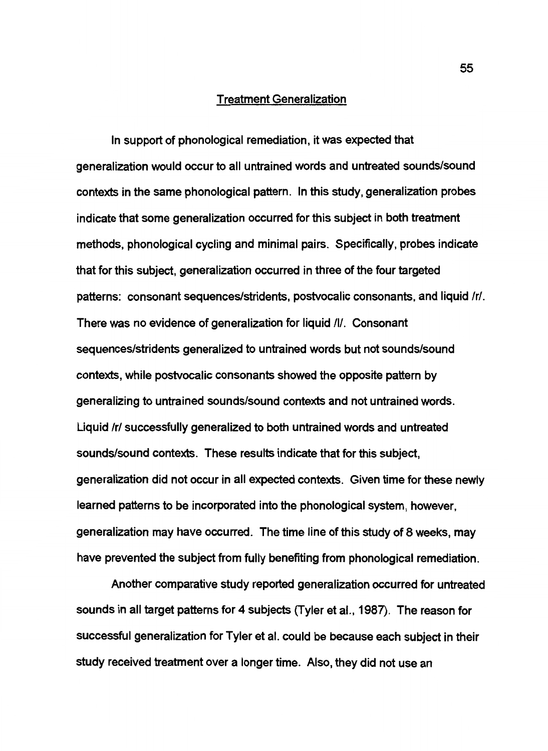## Treatment Generalization

In support of phonological remediation, it was expected that generalization would occur to all untrained words and untreated sounds/sound contexts in the same phonological pattern. In this study, generalization probes indicate that some generalization occurred for this subject in both treatment methods, phonological cycling and minimal pairs. Specifically, probes indicate that for this subject, generalization occurred in three of the four targeted patterns: consonant sequences/stridents, postvocalic consonants, and liquid /r/. There was no evidence of generalization for liquid /l/. Consonant sequences/stridents generalized to untrained words but not sounds/sound contexts, while postvocalic consonants showed the opposite pattern by generalizing to untrained sounds/sound contexts and not untrained words. Liquid /r/ successfully generalized to both untrained words and untreated sounds/sound contexts. These results indicate that for this subject, generalization did not occur in all expected contexts. Given time for these newly learned patterns to be incorporated into the phonological system, however, generalization may have occurred. The time line of this study of 8 weeks, may have prevented the subject from fully benefiting from phonological remediation.

Another comparative study reported generalization occurred for untreated sounds in all target patterns for 4 subjects (Tyler et al., 1987). The reason for successful generalization for Tyler et al. could be because each subject in their study received treatment over a longer time. Also, they did not use an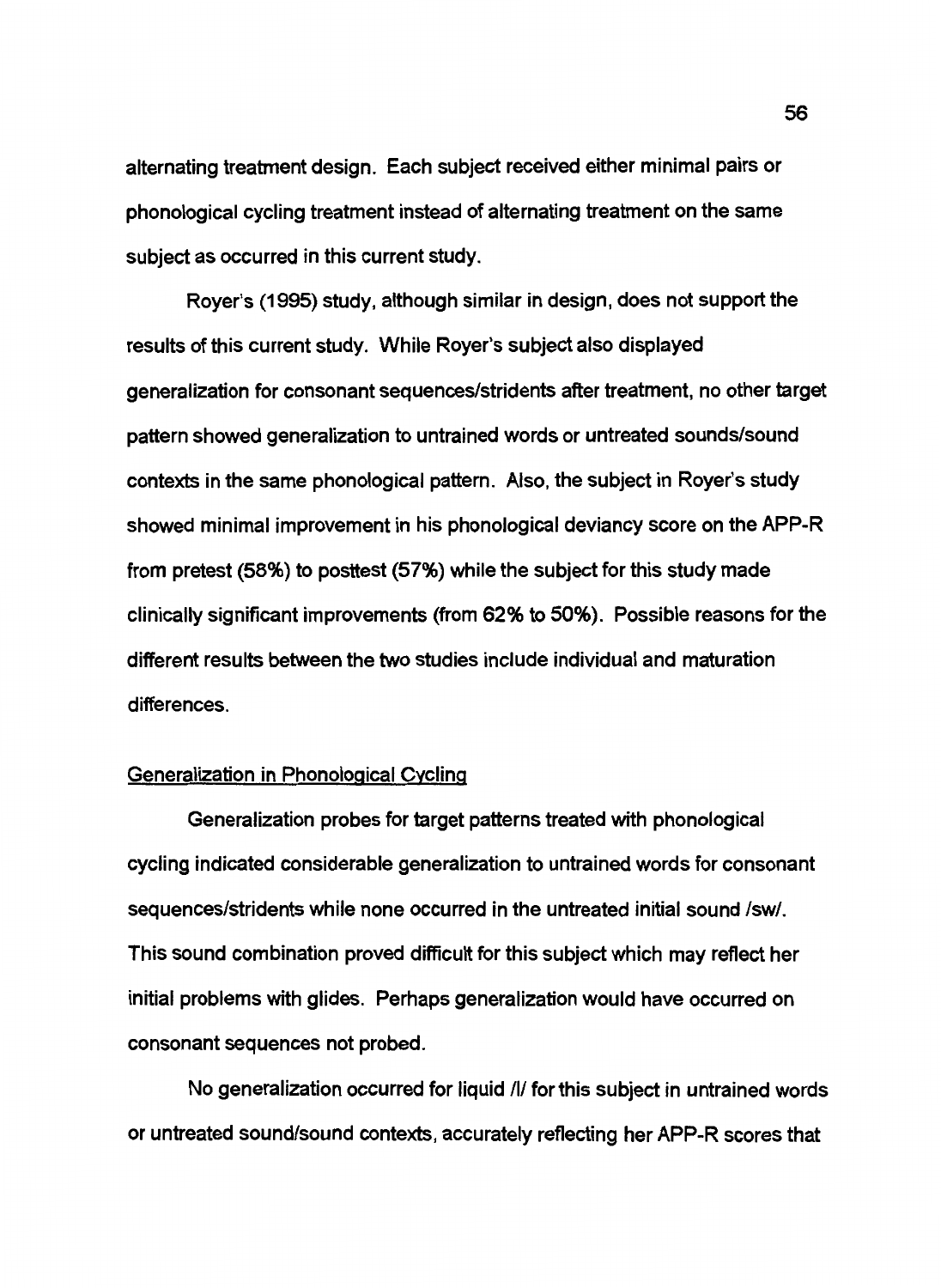alternating treatment design. Each subject received either minimal pairs or phonological cycling treatment instead of alternating treatment on the same subject as occurred in this current study.

Royer's (1995) study, although similar in design, does not support the results of this current study. While Royer's subject also displayed generalization for consonant sequences/stridents after treatment, no other target pattern showed generalization to untrained words or untreated sounds/sound contexts in the same phonological pattern. Also, the subject in Royer's study showed minimal improvement in his phonological deviancy score on the APP-R from pretest (58%) to posttest (57%) while the subject for this study made clinically significant improvements (from 62% to 50%). Possible reasons for the different results between the two studies include individual and maturation differences.

<u>Generalization in Phonological Cycling</u>

Generalization probes for target patterns treated with phonological cycling indicated considerable generalization to untrained words for consonant sequences/stridents while none occurred in the untreated initial sound /sw/. This sound combination proved difficult for this subject which may reflect her initial problems with glides. Perhaps generalization would have occurred on consonant sequences not probed.

No generalization occurred for liquid /l/ for this subject in untrained words or untreated sound/sound contexts, accurately reflecting her APP-R scores that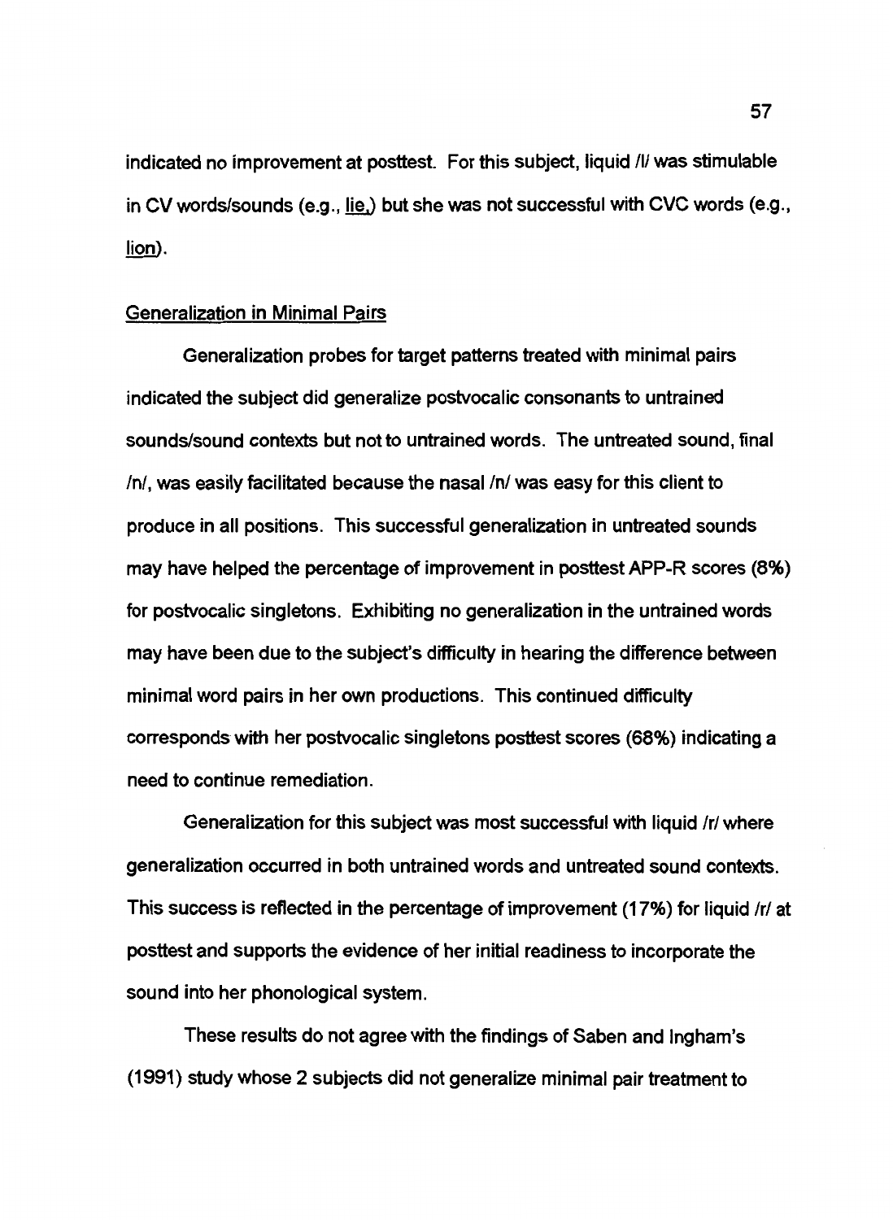indicated no improvement at posttest. For this subject, liquid /l/ was stimulable in CV words/sounds (e.g., lie.) but she was not successful with CVC words (e.g., lion).

## Generalization in Minimal Pairs

Generalization probes for target patterns treated with minimal pairs indicated the subject did generalize postvocalic consonants to untrained sounds/sound contexts but not to untrained words. The untreated sound, final /n/, was easily facilitated because the nasal /n/ was easy for this client to produce in all positions. This successful generalization in untreated sounds may have helped the percentage of improvement in posttest APP-R scores (8%) for postvocalic singletons. Exhibiting no generalization in the untrained words may have been due to the subject's difficulty in hearing the difference between minimal word pairs in her own productions. This continued difficulty corresponds with her postvocalic singletons posttest scores (68%) indicating a need to continue remediation.

Generalization for this subject was most successful with liquid /r/ where generalization occurred in both untrained words and untreated sound contexts. This success is reflected in the percentage of improvement (17%) for liquid /r/ at posttest and supports the evidence of her initial readiness to incorporate the sound into her phonological system.

These results do not agree with the findings of Saben and Ingham's (1991) study whose 2 subjects did not generalize minimal pair treatment to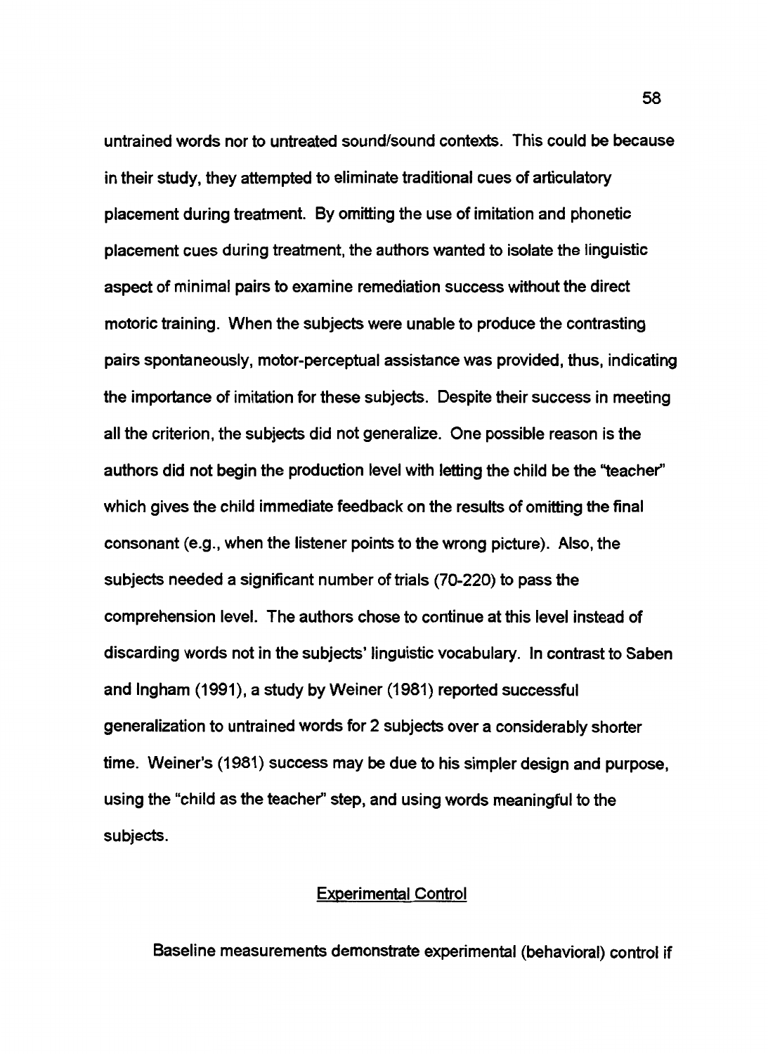untrained words nor to untreated sound/sound contexts. This could be because in their study, they attempted to eliminate traditional cues of articulatory placement during treatment. By omitting the use of imitation and phonetic placement cues during treatment, the authors wanted to isolate the linguistic aspect of minimal pairs to examine remediation success without the direct motoric training. When the subjects were unable to produce the contrasting pairs spontaneously, motor-perceptual assistance was provided, thus, indicating the importance of imitation for these subjects. Despite their success in meeting all the criterion, the subjects did not generalize. One possible reason is the authors did not begin the production level with letting the child be the "teacher" which gives the child immediate feedback on the results of omitting the final consonant (e.g., when the listener points to the wrong picture). Also, the subjects needed a significant number of trials (70-220) to pass the comprehension level. The authors chose to continue at this level instead of discarding words not in the subjects' linguistic vocabulary. In contrast to Saben and Ingham (1991), a study by Weiner (1981) reported successful generalization to untrained words for 2 subjects over a considerably shorter time. Weiner's (1981) success may be due to his simpler design and purpose, using the "child as the teacher" step, and using words meaningful to the subjects.

## Experimental Control

Baseline measurements demonstrate experimental (behavioral) control if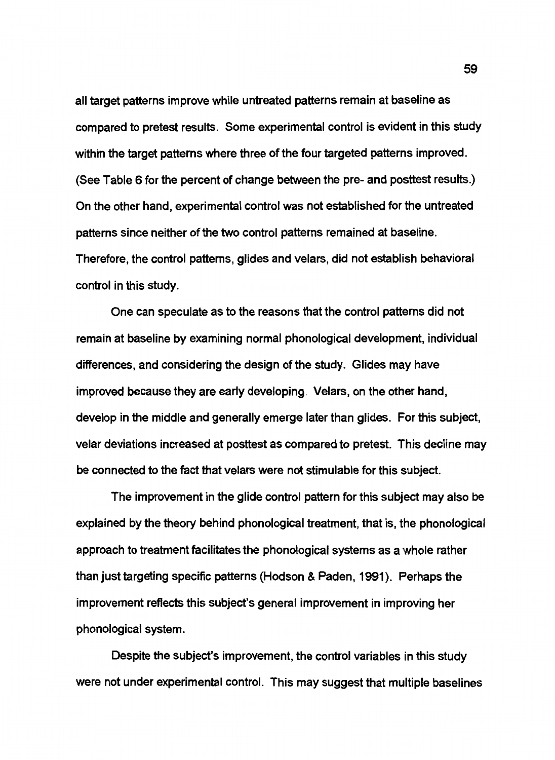all target patterns improve while untreated patterns remain at baseline as compared to pretest results. Some experimental control is evident in this study within the target patterns where three of the four targeted patterns improved. (See Table 6 for the percent of change between the pre- and posttest results.) On the other hand, experimental control was not established for the untreated patterns since neither of the two control patterns remained at baseline. Therefore, the control patterns, glides and velars, did not establish behavioral control in this study.

One can speculate as to the reasons that the control patterns did not remain at baseline by examining normal phonological development, individual differences, and considering the design of the study. Glides may have improved because they are early developing. Velars, on the other hand, develop in the middle and generally emerge later than glides. For this subject, velar deviations increased at posttest as compared to pretest. This decline may be connected to the fact that velars were not stimulable for this subject.

The improvement in the glide control pattern for this subject may also be explained by the theory behind phonological treatment, that is, the phonological approach to treatment facilitates the phonological systems as a whole rather than just targeting specific patterns (Hodson & Paden, 1991). Perhaps the improvement reflects this subject's general improvement in improving her phonological system.

Despite the subject's improvement, the control variables in this study were not under experimental control. This may suggest that multiple baselines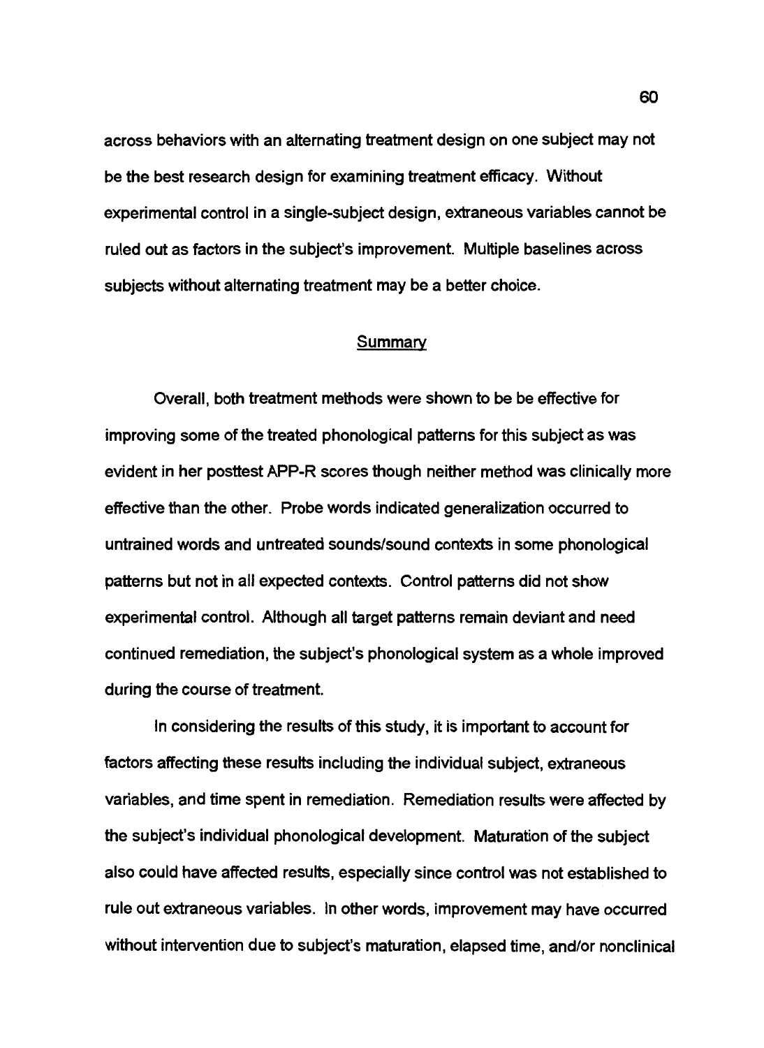across behaviors with an alternating treatment design on one subject may not be the best research design for examining treatment efficacy. Without experimental control in a single-subject design, extraneous variables cannot be ruled out as factors in the subject's improvement. Multiple baselines across subjects without alternating treatment may be a better choice.

## Summary

Overall, both treatment methods were shown to be be effective for improving some of the treated phonological patterns for this subject as was evident in her posttest APP-R scores though neither method was clinically more effective than the other. Probe words indicated generalization occurred to untrained words and untreated sounds/sound contexts in some phonological patterns but not in all expected contexts. Control patterns did not show experimental control. Although all target patterns remain deviant and need continued remediation, the subject's phonological system as a whole improved during the course of treatment.

In considering the results of this study, it is important to account for factors affecting these results including the individual subject, extraneous variables, and time spent in remediation. Remediation results were affected by the subject's individual phonological development. Maturation of the subject also could have affected results, especially since control was not established to rule out extraneous variables. In other words, improvement may have occurred without intervention due to subject's maturation, elapsed time, and/or nonclinical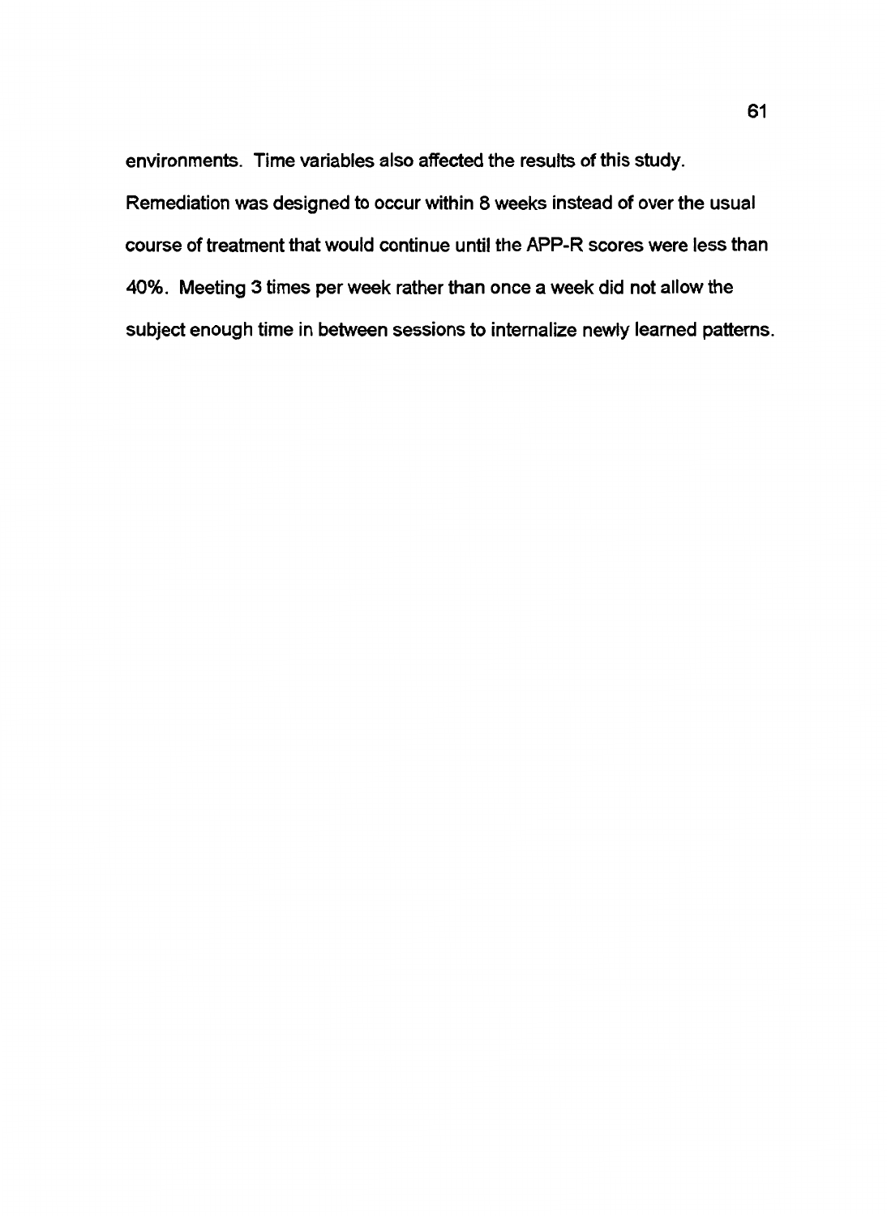environments. Time variables also affected the results of this study. Remediation was designed to occur within 8 weeks instead of over the usual course of treatment that would continue until the APP-R scores were less than 40%. Meeting 3 times per week rather than once a week did not allow the subject enough time in between sessions to internalize newly learned patterns.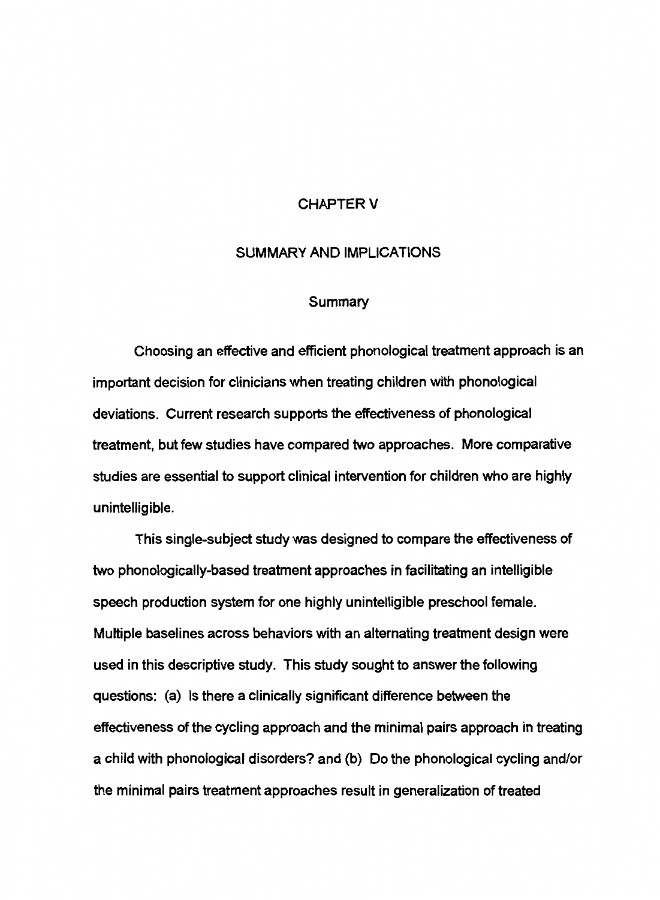# CHAPTER V

# SUMMARY AND IMPLICATIONS

## Summary

Choosing an effective and efficient phonological treatment approach is an important decision for clinicians when treating children with phonological deviations. Current research supports the effectiveness of phonological treatment, but few studies have compared two approaches. More comparative studies are essential to support clinical intervention for children who are highly unintelligible.

This single-subject study was designed to compare the effectiveness of two phonologically-based treatment approaches in facilitating an intelligible speech production system for one highly unintelligible preschool female. Multiple baselines across behaviors with an alternating treatment design were used in this descriptive study. This study sought to answer the following questions: (a) Is there a clinically significant difference between the effectiveness of the cycling approach and the minimal pairs approach in treating a child with phonological disorders? and (b) Do the phonological cycling and/or the minimal pairs treatment approaches result in generalization of treated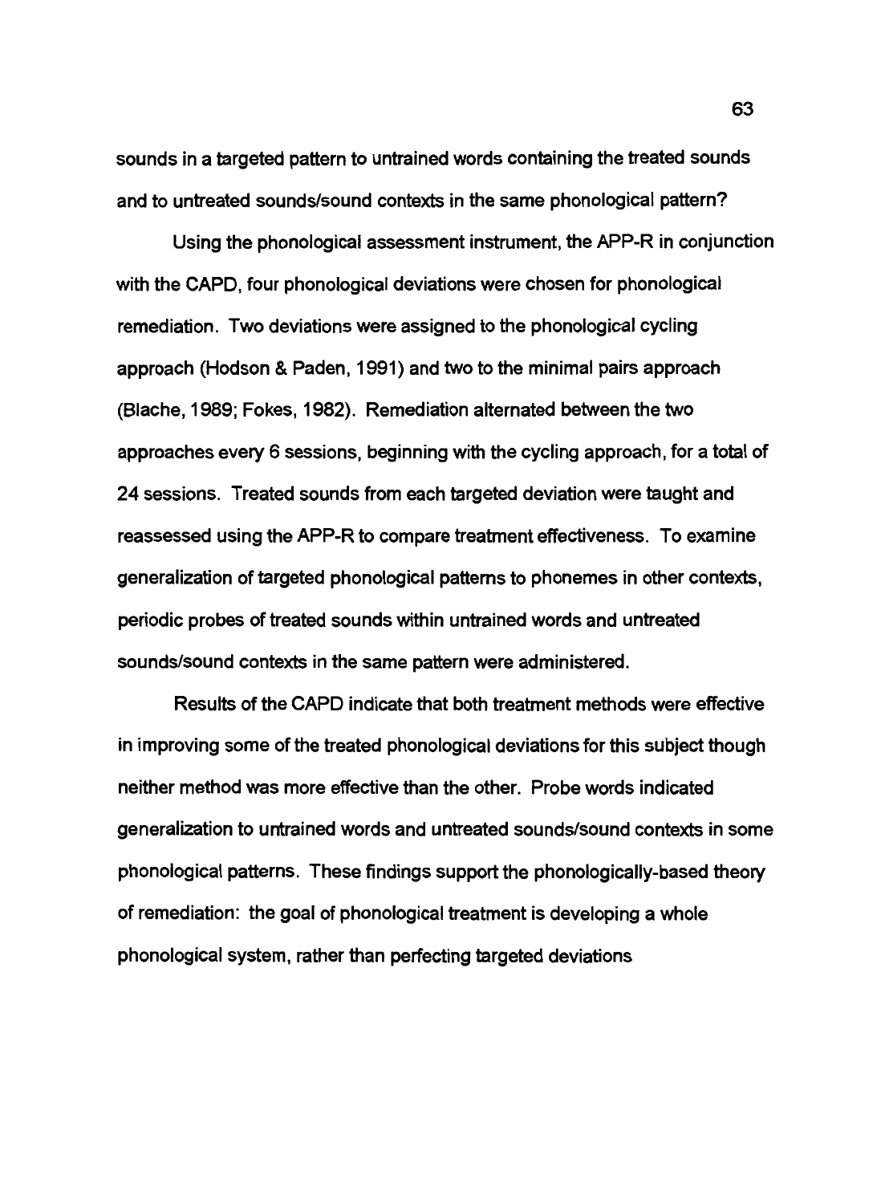sounds in a targeted pattern to untrained words containing the treated sounds and to untreated sounds/sound contexts in the same phonological pattern?

Using the phonological assessment instrument, the APP-R in conjunction with the CAPD, four phonological deviations were chosen for phonological remediation. Two deviations were assigned to the phonological cycling approach (Hodson & Paden, 1991) and two to the minimal pairs approach (Blache, 1989; Fokes, 1982). Remediation alternated between the two approaches every 6 sessions, beginning with the cycling approach, for a total of 24 sessions. Treated sounds from each targeted deviation were taught and reassessed using the APP-R to compare treatment effectiveness. To examine generalization of targeted phonological patterns to phonemes in other contexts, periodic probes of treated sounds within untrained words and untreated sounds/sound contexts in the same pattern were administered.

Results of the CAPD indicate that both treatment methods were effective in improving some of the treated phonological deviations for this subject though neither method was more effective than the other. Probe words indicated generalization to untrained words and untreated sounds/sound contexts in some phonological patterns. These findings support the phonologically-based theory of remediation: the goal of phonological treatment is developing a whole phonological system, rather than perfecting targeted deviations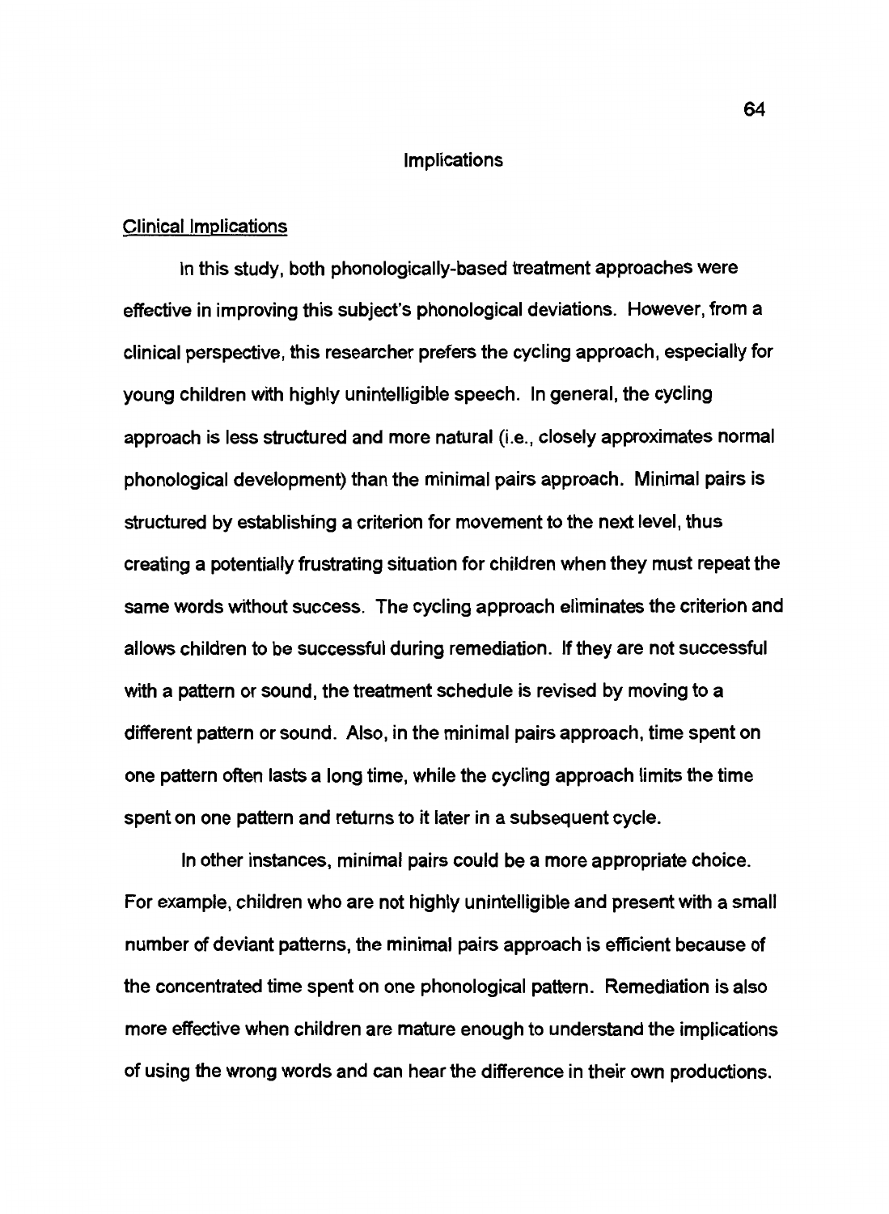# Implications

## Clinical Implications

In this study, both phonologically-based treatment approaches were effective in improving this subject's phonological deviations. However, from a clinical perspective, this researcher prefers the cycling approach, especially for young children with highly unintelligible speech. In general, the cycling approach is less structured and more natural (i.e., closely approximates normal phonological development) than the minimal pairs approach. Minimal pairs is structured by establishing a criterion for movement to the next level, thus creating a potentially frustrating situation for children when they must repeat the same words without success. The cycling approach eliminates the criterion and allows children to be successful during remediation. If they are not successful with a pattern or sound, the treatment schedule is revised by moving to a different pattern or sound. Also, in the minimal pairs approach, time spent on one pattern often lasts a long time, while the cycling approach limits the time spent on one pattern and returns to it later in a subsequent cycle.

In other instances, minimal pairs could be a more appropriate choice. For example, children who are not highly unintelligible and present with a small number of deviant patterns, the minimal pairs approach is efficient because of the concentrated time spent on one phonological pattern. Remediation is also more effective when children are mature enough to understand the implications of using the wrong words and can hear the difference in their own productions.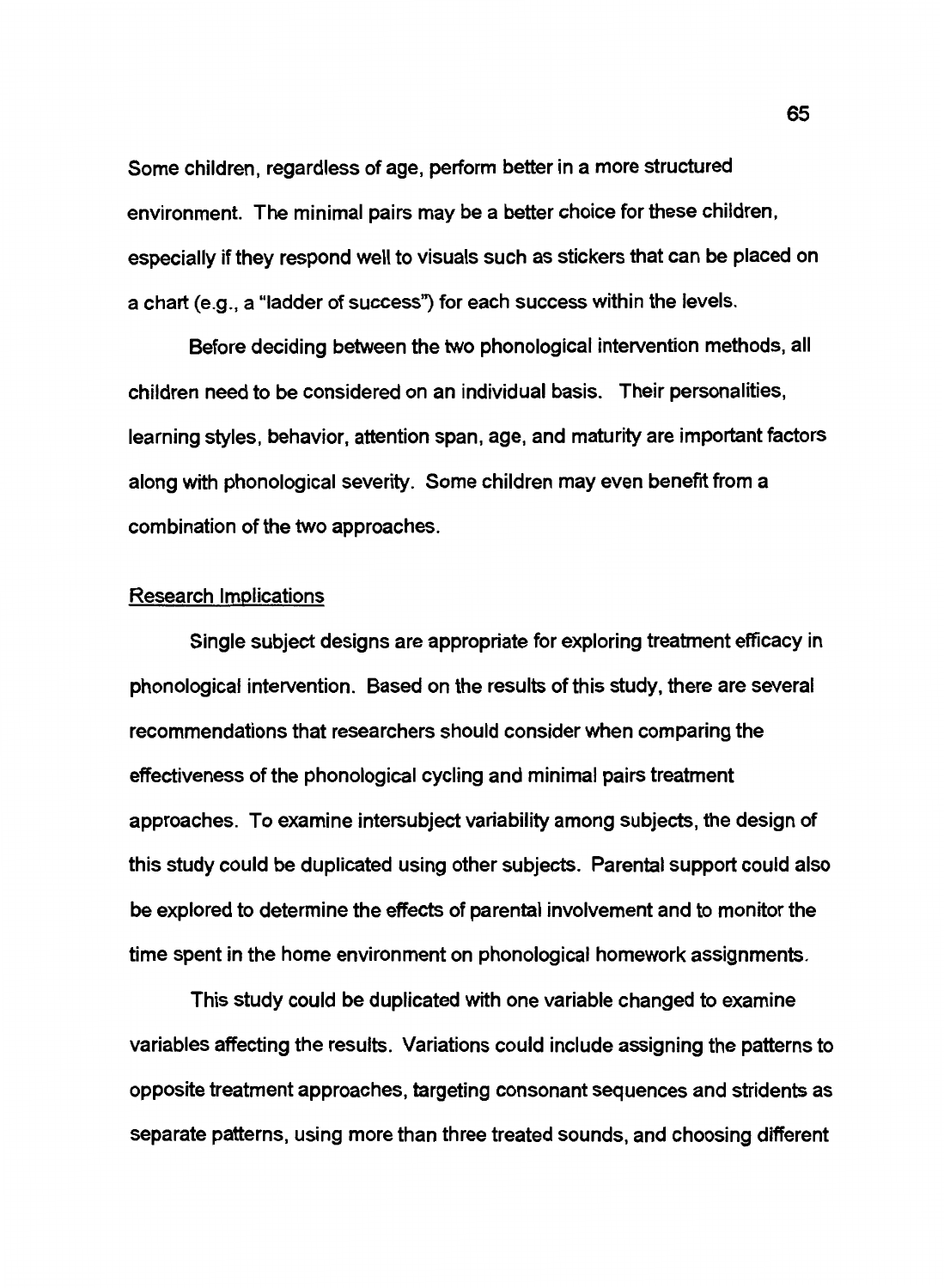Some children, regardless of age, perform better in a more structured environment. The minimal pairs may be a better choice for these children, especially if they respond well to visuals such as stickers that can be placed on a chart (e.g., a "ladder of success") for each success within the levels.

Before deciding between the two phonological intervention methods, all children need to be considered on an individual basis. Their personalities, learning styles, behavior, attention span, age, and maturity are important factors along with phonological severity. Some children may even benefit from a combination of the two approaches.

## Research Implications

Single subject designs are appropriate for exploring treatment efficacy in phonological intervention. Based on the results of this study, there are several recommendations that researchers should consider when comparing the effectiveness of the phonological cycling and minimal pairs treatment approaches. To examine intersubject variability among subjects, the design of this study could be duplicated using other subjects. Parental support could also be explored to determine the effects of parental involvement and to monitor the time spent in the home environment on phonological homework assignments.

This study could be duplicated with one variable changed to examine variables affecting the results. Variations could include assigning the patterns to opposite treatment approaches, targeting consonant sequences and stridents as separate patterns, using more than three treated sounds, and choosing different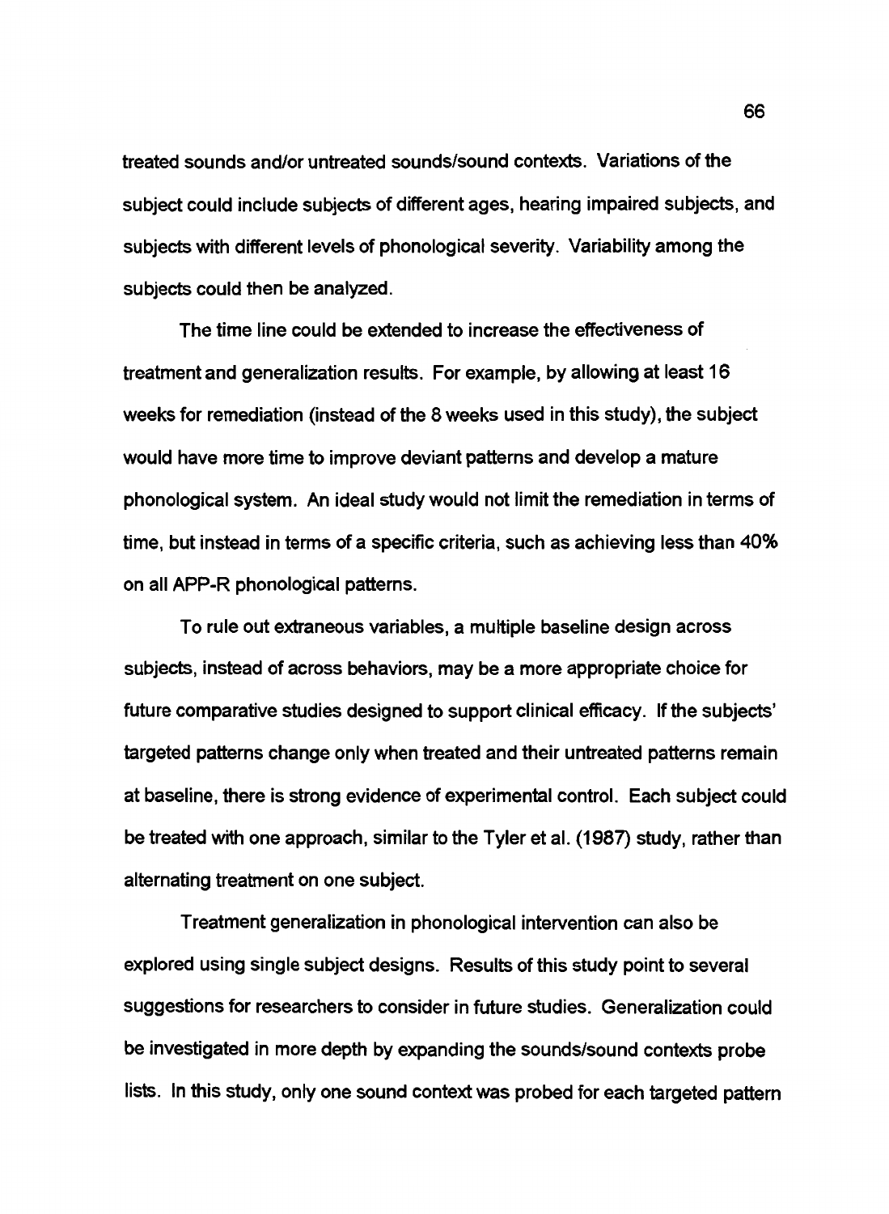treated sounds and/or untreated sounds/sound contexts. Variations of the subject could include subjects of different ages, hearing impaired subjects, and subjects with different levels of phonological severity. Variability among the subjects could then be analyzed.

The time line could be extended to increase the effectiveness of treatment and generalization results. For example, by allowing at least 16 weeks for remediation (instead of the 8 weeks used in this study), the subject would have more time to improve deviant patterns and develop a mature phonological system. An ideal study would not limit the remediation in terms of time, but instead in terms of a specific criteria, such as achieving less than 40% on all APP-R phonological patterns.

To rule out extraneous variables, a multiple baseline design across subjects, instead of across behaviors, may be a more appropriate choice for future comparative studies designed to support clinical efficacy. If the subjects' targeted patterns change only when treated and their untreated patterns remain at baseline, there is strong evidence of experimental control. Each subject could be treated with one approach, similar to the Tyler et al. (1987) study, rather than alternating treatment on one subject.

Treatment generalization in phonological intervention can also be explored using single subject designs. Results of this study point to several suggestions for researchers to consider in future studies. Generalization could be investigated in more depth by expanding the sounds/sound contexts probe lists. In this study, only one sound context was probed for each targeted pattern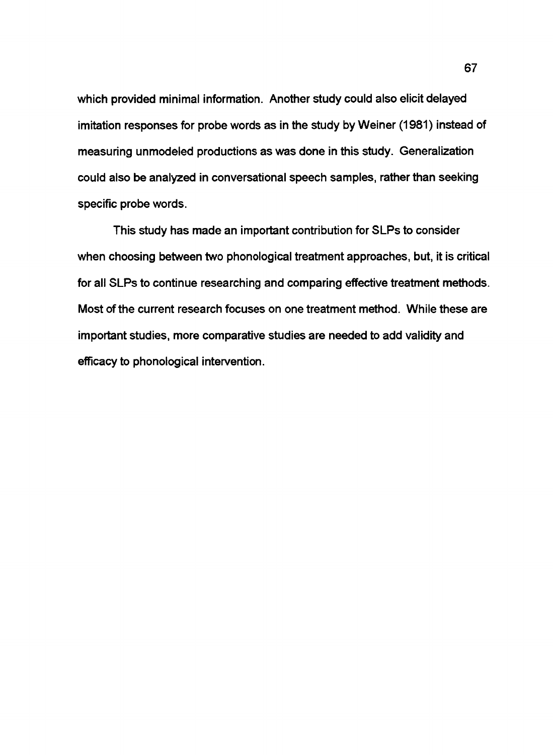which provided minimal information. Another study could also elicit delayed imitation responses for probe words as in the study by Weiner (1981) instead of measuring unmodeled productions as was done in this study. Generalization could also be analyzed in conversational speech samples, rather than seeking specific probe words.

This study has made an important contribution for SLPs to consider when choosing between two phonological treatment approaches, but, it is critical for all SLPs to continue researching and comparing effective treatment methods. Most of the current research focuses on one treatment method. While these are important studies, more comparative studies are needed to add validity and efficacy to phonological intervention.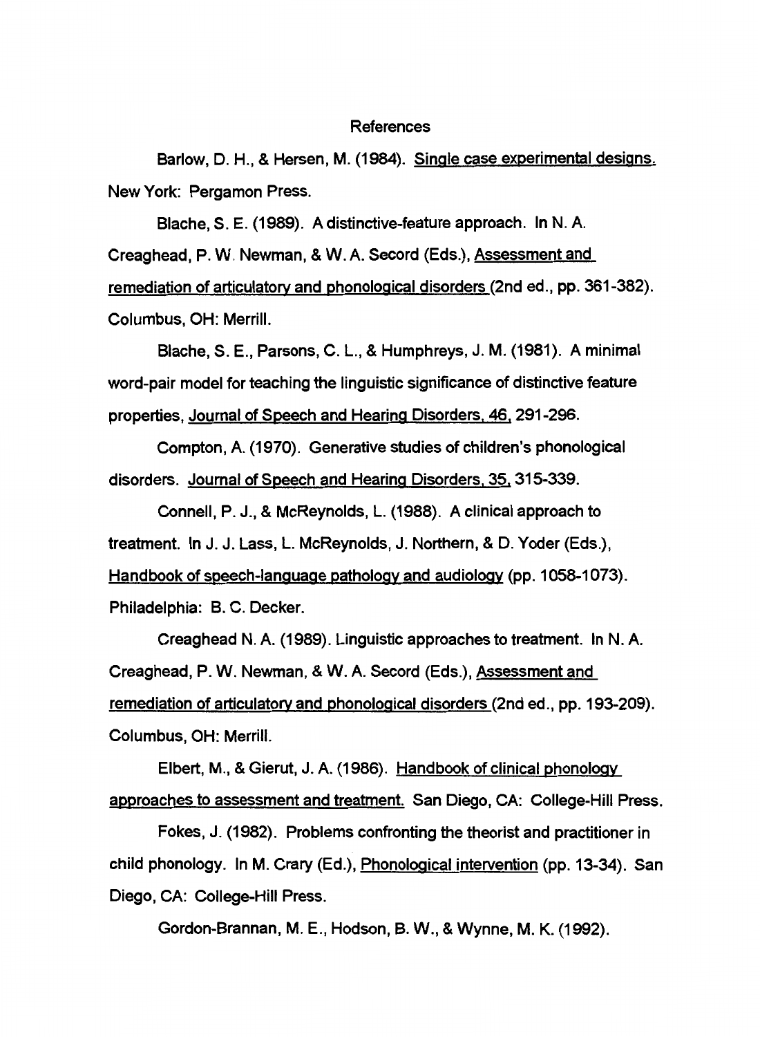# References

Barlow, D. H., & Hersen, M. (1984). Single case experimental designs. New York: Pergamon Press.

Blache, S. E. (1989). A distinctive-feature approach. In N. A. Creaghead, P. W. Newman, & W. A. Secord (Eds.), Assessment and remediation of articulatory and phonological disorders (2nd ed., pp. 361-382). Columbus, OH: Merrill.

Blache, S. E., Parsons, C. L., & Humphreys, J. M. (1981). A minimal word-pair model for teaching the linguistic significance of distinctive feature properties, Journal of Speech and Hearing Disorders, 46, 291-296.

Compton, A. (1970). Generative studies of children's phonological disorders. Journal of Speech and Hearing Disorders, 35, 315-339.

Connell, P. J., & McReynolds, L. (1988). A clinical approach to treatment. In J. J. Lass, L. McReynolds, J. Northern, & D. Yoder (Eds.), Handbook of speech-language pathology and audiology (pp. 1058-1073). Philadelphia: B. C. Decker.

Creaghead N. A. (1989). Linguistic approaches to treatment. In N. A. Creaghead, P. W. Newman, & W. A. Secord (Eds.), Assessment and remediation of articulatory and phonological disorders (2nd ed., pp. 193-209). Columbus, OH: Merrill.

Elbert, M., & Gierut, J. A. (1986). Handbook of clinical phonology approaches to assessment and treatment. San Diego, CA: College-Hill Press.

Fokes, J. (1982). Problems confronting the theorist and practitioner in child phonology. In M. Crary (Ed.), Phonological intervention (pp. 13-34). San Diego, CA: College-Hill Press.

Gordon-Brannan, M. E., Hodson, B. W., & Wynne, M. K. (1992).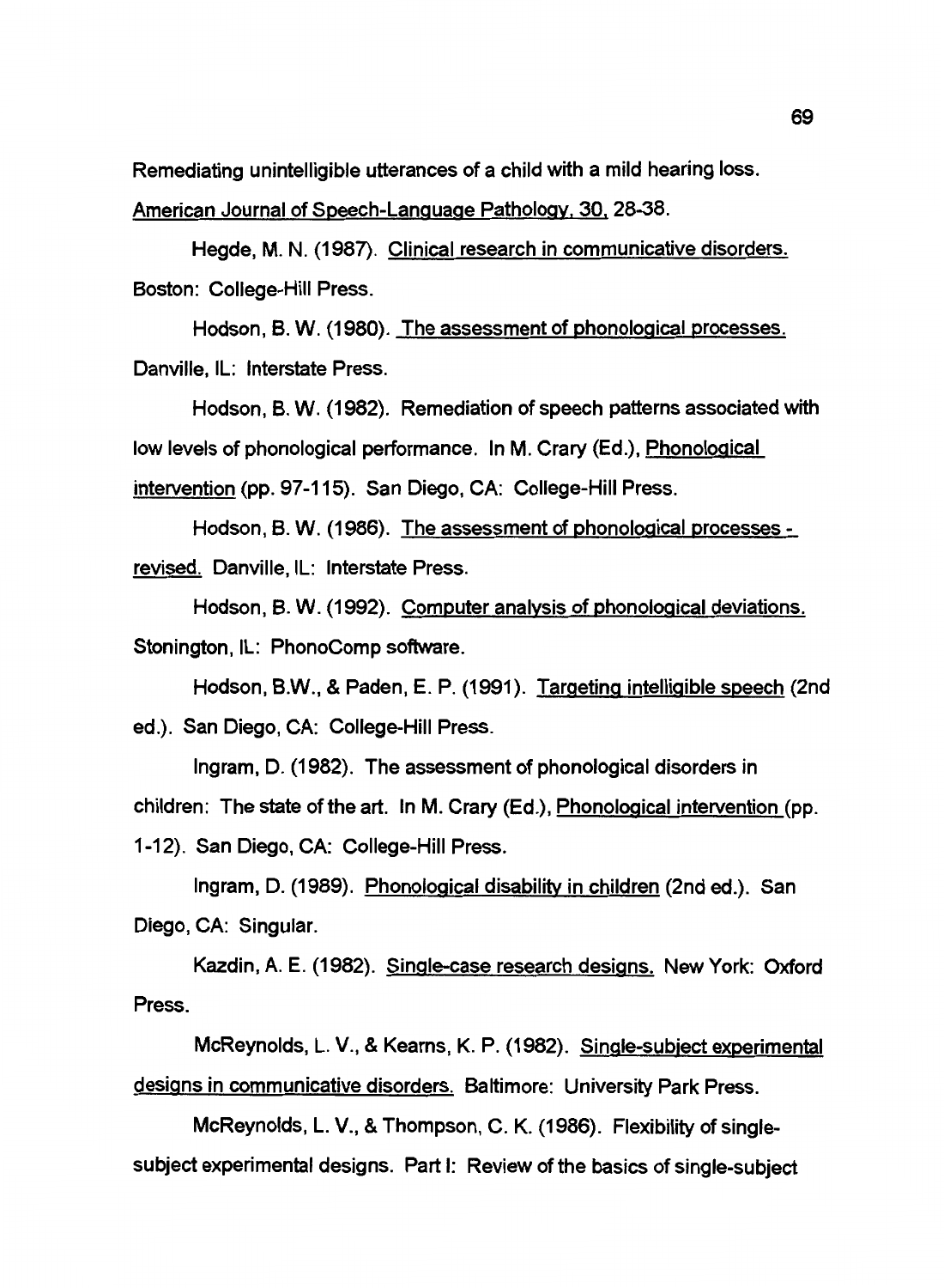Remediating unintelligible utterances of a child with a mild hearing loss. American Journal of Speech-Language Pathology, 30, 28-38.

Hegde, M. N. (1987). Clinical research in communicative disorders. Boston: College-Hill Press.

Hodson, B. W. (1980). The assessment of phonological processes. Danville, IL: Interstate Press.

Hodson, B. W. (1982). Remediation of speech patterns associated with low levels of phonological performance. In M. Crary (Ed.), Phonological intervention (pp. 97-115). San Diego, CA: College-Hill Press.

Hodson, B. W. (1986). The assessment of phonological processes - revised. Danville, IL: Interstate Press.

Hodson, B. W. (1992). Computer analysis of phonological deviations. Stonington, IL: PhonoComp software.

Hodson, B.W., & Paden, E. P. (1991). Targeting intelligible speech (2nd ed.). San Diego, CA: College-Hill Press.

Ingram, D. (1982). The assessment of phonological disorders in children: The state of the art. In M. Crary (Ed.), Phonological intervention (pp. 1-12). San Diego, CA: College-Hill Press.

Ingram, D. (1989). Phonological disability in children (2nd ed.). San Diego, CA: Singular.

Kazdin, A. E. (1982). Single-case research designs. New York: Oxford Press.

McReynolds, L. V., & Kearns, K. P. (1982). Single-subject experimental designs in communicative disorders. Baltimore: University Park Press.

McReynolds, L. V., & Thompson, C. K. (1986). Flexibility of single-subject experimental designs. Part I: Review of the basics of single-subject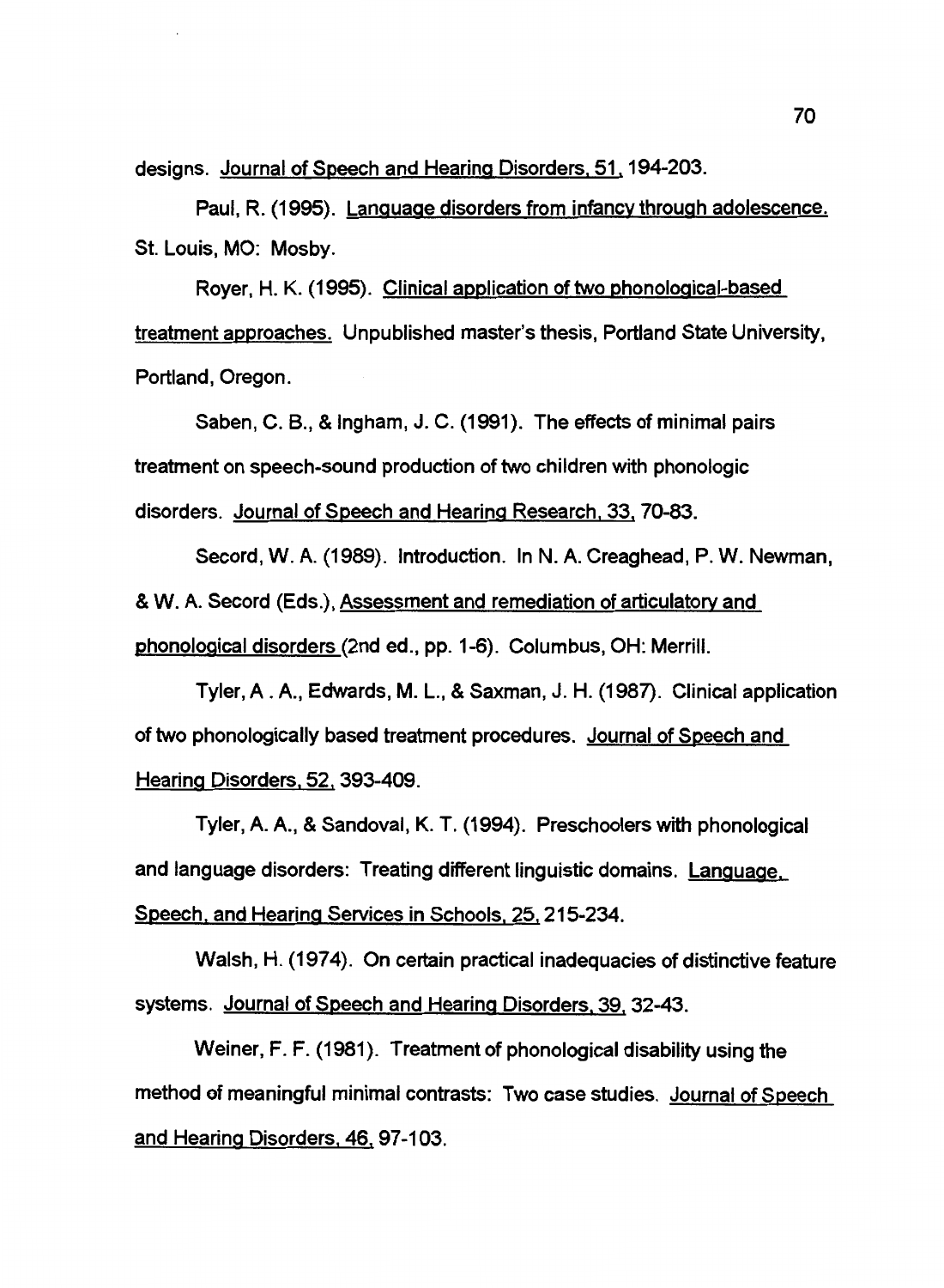designs. Journal of Speech and Hearing Disorders, 51, 194-203.

Paul, R. (1995). Language disorders from infancy through adolescence. St. Louis, MO: Mosby.

Royer, H. K. (1995). Clinical application of two phonological-based treatment approaches. Unpublished master's thesis, Portland State University, Portland, Oregon.

Saben, C. B., & Ingham, J. C. (1991). The effects of minimal pairs treatment on speech-sound production of two children with phonologic disorders. Journal of Speech and Hearing Research, 33, 70-83.

Secord, W. A. (1989). Introduction. In N. A. Creaghead, P. W. Newman, & W. A. Secord (Eds.), Assessment and remediation of articulatory and phonological disorders (2nd ed., pp. 1-6). Columbus, OH: Merrill.

Tyler, A . A., Edwards, M. L., & Saxman, J. H. (1987). Clinical application of two phonologically based treatment procedures. Journal of Speech and Hearing Disorders, 52, 393-409.

Tyler, A. A., & Sandoval, K. T. (1994). Preschoolers with phonological and language disorders: Treating different linguistic domains. Language, Speech, and Hearing Services in Schools, 25, 215-234.

Walsh, H. (1974). On certain practical inadequacies of distinctive feature systems. Journal of Speech and Hearing Disorders, 39, 32-43.

Weiner, F. F. (1981). Treatment of phonological disability using the method of meaningful minimal contrasts: Two case studies. Journal of Speech and Hearing Disorders, 46, 97-103.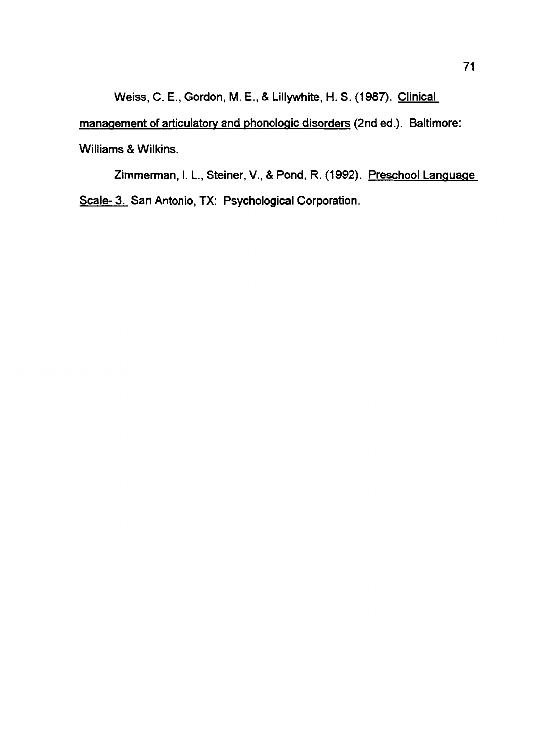Weiss, C. E., Gordon, M. E., & Lillywhite, H. S. (1987). Clinical management of articulatory and phonologic disorders (2nd ed.). Baltimore: Williams & Wilkins.

Zimmerman, I. L., Steiner, V., & Pond, R. (1992). Preschool Language Scale- 3. San Antonio, TX: Psychological Corporation.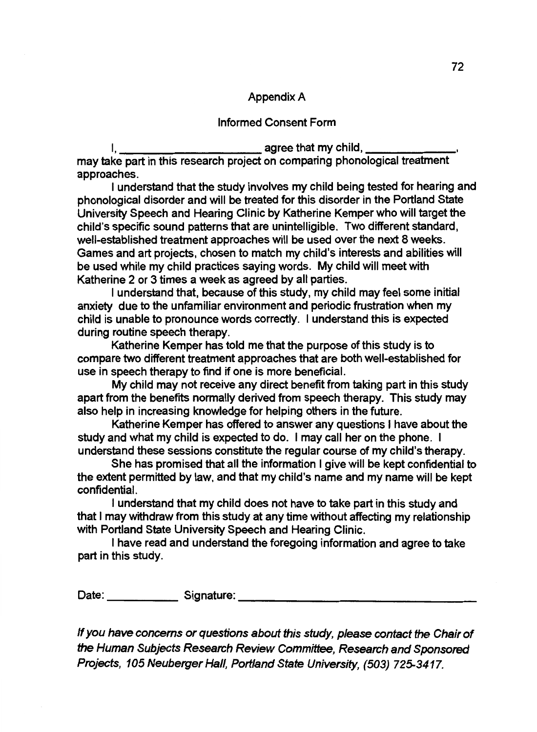## Appendix A

## Informed Consent Form

I, ________________________ agree that my child, ______________, may take part in this research project on comparing phonological treatment approaches.

I understand that the study involves my child being tested for hearing and phonological disorder and will be treated for this disorder in the Portland State University Speech and Hearing Clinic by Katherine Kemper who will target the child's specific sound patterns that are unintelligible. Two different standard, well-established treatment approaches will be used over the next 8 weeks. Games and art projects, chosen to match my child's interests and abilities will be used while my child practices saying words. My child will meet with Katherine 2 or 3 times a week as agreed by all parties.

I understand that, because of this study, my child may feel some initial anxiety due to the unfamiliar environment and periodic frustration when my child is unable to pronounce words correctly. I understand this is expected during routine speech therapy.

Katherine Kemper has told me that the purpose of this study is to compare two different treatment approaches that are both well-established for use in speech therapy to find if one is more beneficial.

My child may not receive any direct benefit from taking part in this study apart from the benefits normally derived from speech therapy. This study may also help in increasing knowledge for helping others in the future.

Katherine Kemper has offered to answer any questions I have about the study and what my child is expected to do. I may call her on the phone. I understand these sessions constitute the regular course of my child's therapy.

She has promised that all the information I give will be kept confidential to the extent permitted by law, and that my child's name and my name will be kept confidential.

I understand that my child does not have to take part in this study and that I may withdraw from this study at any time without affecting my relationship with Portland State University Speech and Hearing Clinic.

I have read and understand the foregoing information and agree to take part in this study.

Date: ___________ Signature: ______________________________________

*If you have concerns or questions about this study, please contact the Chair of the Human Subjects Research Review Committee, Research and Sponsored Projects, 105 Neuberger Hall, Portland State University, (503) 725-3417.*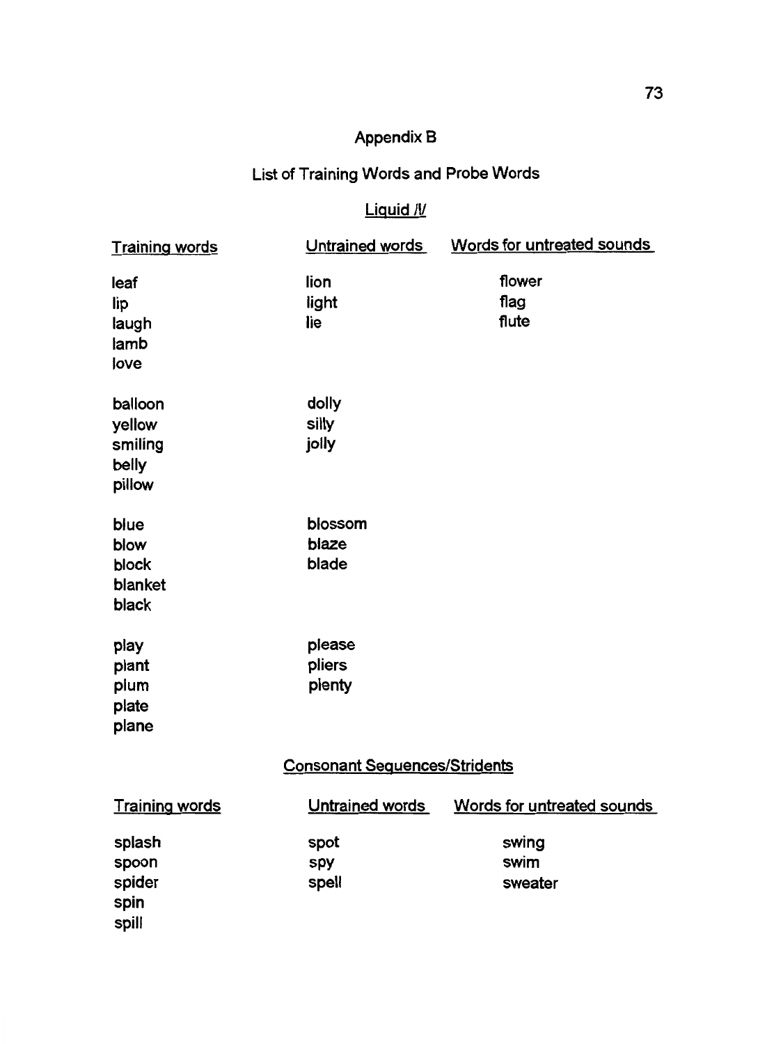# Appendix B

## List of Training Words and Probe Words

### Liquid /l/

| Training words | Untrained words | Words for untreated sounds |
|---|---|---|
| leaf | lion | flower |
| lip | light | flag |
| laugh | lie | flute |
| lamb | | |
| love | | |
| | | |
| balloon | dolly | |
| yellow | silly | |
| smiling | jolly | |
| belly | | |
| pillow | | |
| | | |
| blue | blossom | |
| blow | blaze | |
| block | blade | |
| blanket | | |
| black | | |
| | | |
| play | please | |
| plant | pliers | |
| plum | plenty | |
| plate | | |
| plane | | |

### Consonant Sequences/Stridents

| Training words | Untrained words | Words for untreated sounds |
|---|---|---|
| splash | spot | swing |
| spoon | spy | swim |
| spider | spell | sweater |
| spin | | |
| spill | | |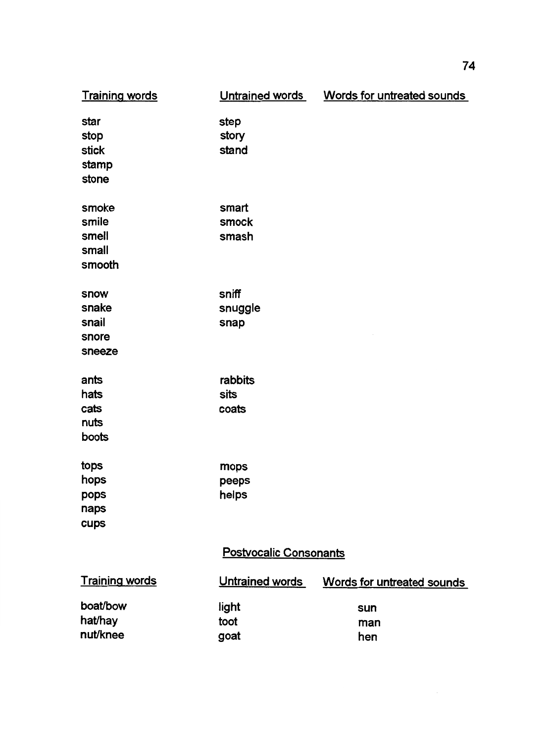| Training words | Untrained words | Words for untreated sounds |
| --- | --- | --- |
| star | step | |
| stop | story | |
| stick | stand | |
| stamp | | |
| stone | | |
| | | |
| smoke | smart | |
| smile | smock | |
| smell | smash | |
| small | | |
| smooth | | |
| | | |
| snow | sniff | |
| snake | snuggle | |
| snail | snap | |
| snore | | |
| sneeze | | |
| | | |
| ants | rabbits | |
| hats | sits | |
| cats | coats | |
| nuts | | |
| boots | | |
| | | |
| tops | mops | |
| hops | peeps | |
| pops | helps | |
| naps | | |
| cups | | |

## Postvocalic Consonants

| Training words | Untrained words | Words for untreated sounds |
| --- | --- | --- |
| boat/bow | light | sun |
| hat/hay | toot | man |
| nut/knee | goat | hen |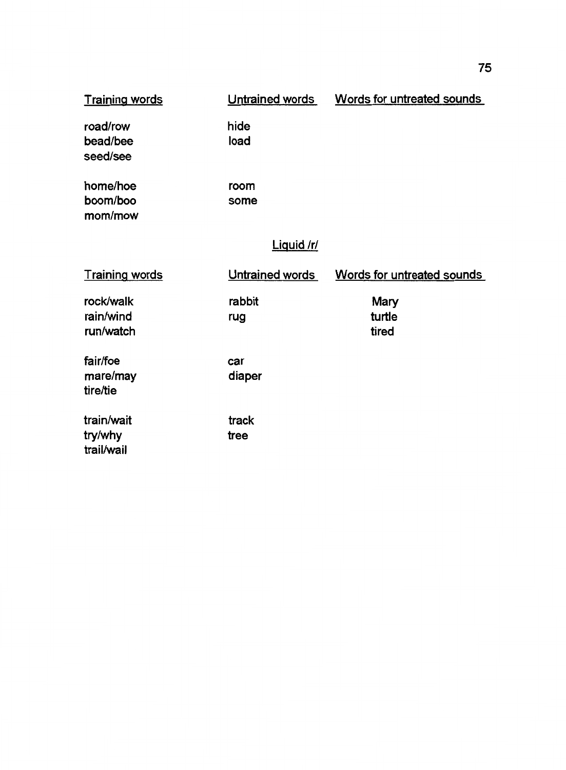| Training words | Untrained words | Words for untreated sounds |
|---|---|---|
| road/row | hide | |
| bead/bee | load | |
| seed/see | | |
| | | |
| home/hoe | room | |
| boom/boo | some | |
| mom/mow | | |

Liquid /r/

| Training words | Untrained words | Words for untreated sounds |
|---|---|---|
| rock/walk | rabbit | Mary |
| rain/wind | rug | turtle |
| run/watch | | tired |
| | | |
| fair/foe | car | |
| mare/may | diaper | |
| tire/tie | | |
| | | |
| train/wait | track | |
| try/why | tree | |
| trail/wail | | |